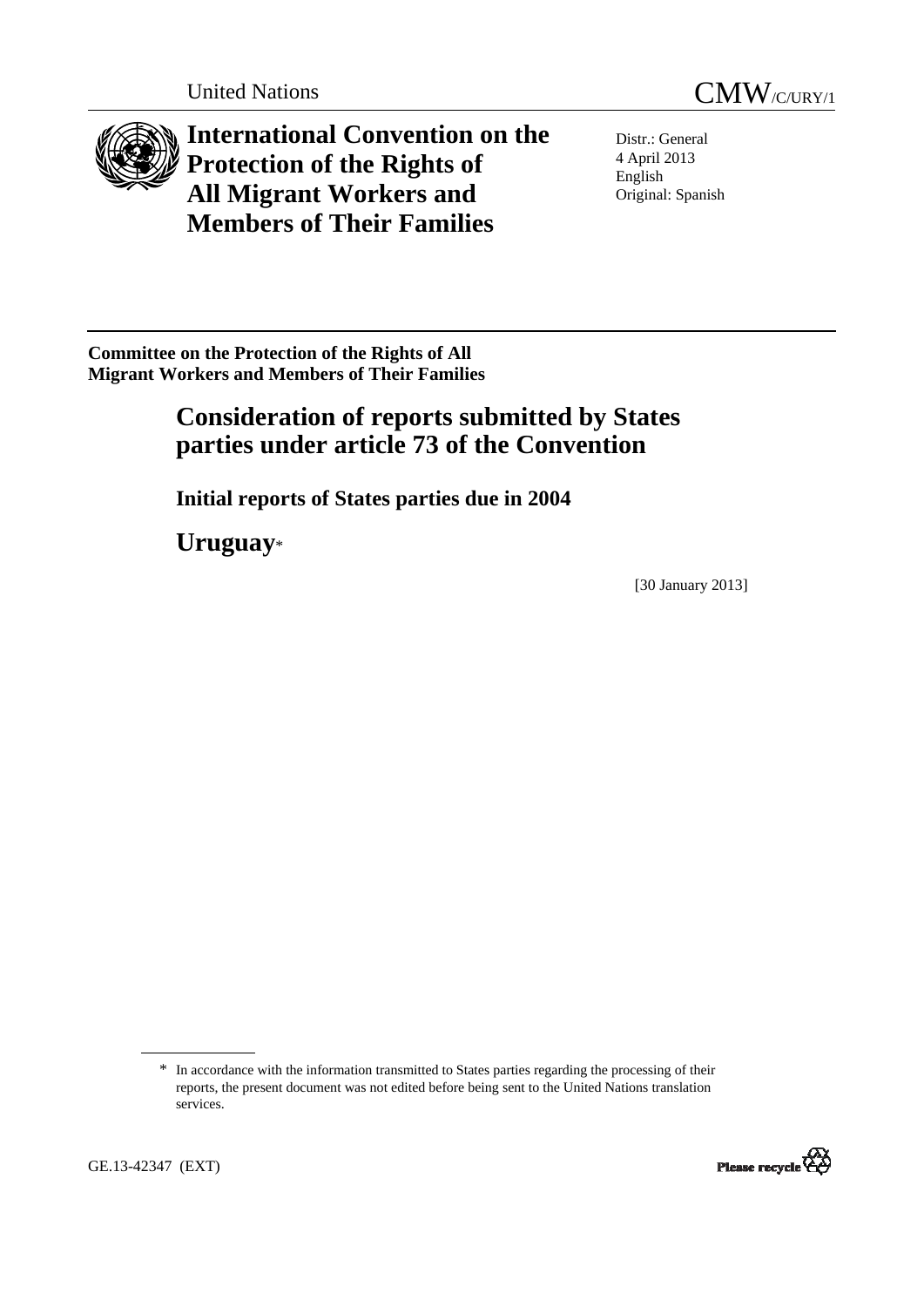United Nations

CMW/C/URY/1

# International Convention on the Protection of the Rights of All Migrant Workers and Members of Their Families

Distr.: General
4 April 2013
English
Original: Spanish

**Committee on the Protection of the Rights of All Migrant Workers and Members of Their Families**

## Consideration of reports submitted by States parties under article 73 of the Convention

### Initial reports of States parties due in 2004

## Uruguay*

[30 January 2013]

\* In accordance with the information transmitted to States parties regarding the processing of their reports, the present document was not edited before being sent to the United Nations translation services.

GE.13-42347 (EXT)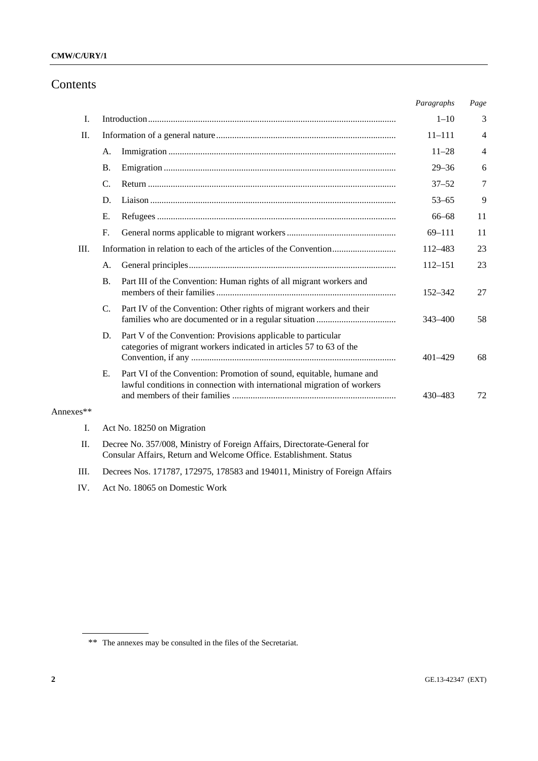# Contents

| | | | Paragraphs | Page |
|---|---|---|---|---|
| I. | Introduction | | 1–10 | 3 |
| II. | Information of a general nature | | 11–111 | 4 |
| | A. | Immigration | 11–28 | 4 |
| | B. | Emigration | 29–36 | 6 |
| | C. | Return | 37–52 | 7 |
| | D. | Liaison | 53–65 | 9 |
| | E. | Refugees | 66–68 | 11 |
| | F. | General norms applicable to migrant workers | 69–111 | 11 |
| III. | Information in relation to each of the articles of the Convention | | 112–483 | 23 |
| | A. | General principles | 112–151 | 23 |
| | B. | Part III of the Convention: Human rights of all migrant workers and members of their families | 152–342 | 27 |
| | C. | Part IV of the Convention: Other rights of migrant workers and their families who are documented or in a regular situation | 343–400 | 58 |
| | D. | Part V of the Convention: Provisions applicable to particular categories of migrant workers indicated in articles 57 to 63 of the Convention, if any | 401–429 | 68 |
| | E. | Part VI of the Convention: Promotion of sound, equitable, humane and lawful conditions in connection with international migration of workers and members of their families | 430–483 | 72 |

Annexes**

I. Act No. 18250 on Migration

II. Decree No. 357/008, Ministry of Foreign Affairs, Directorate-General for Consular Affairs, Return and Welcome Office. Establishment. Status

III. Decrees Nos. 171787, 172975, 178583 and 194011, Ministry of Foreign Affairs

IV. Act No. 18065 on Domestic Work

** The annexes may be consulted in the files of the Secretariat.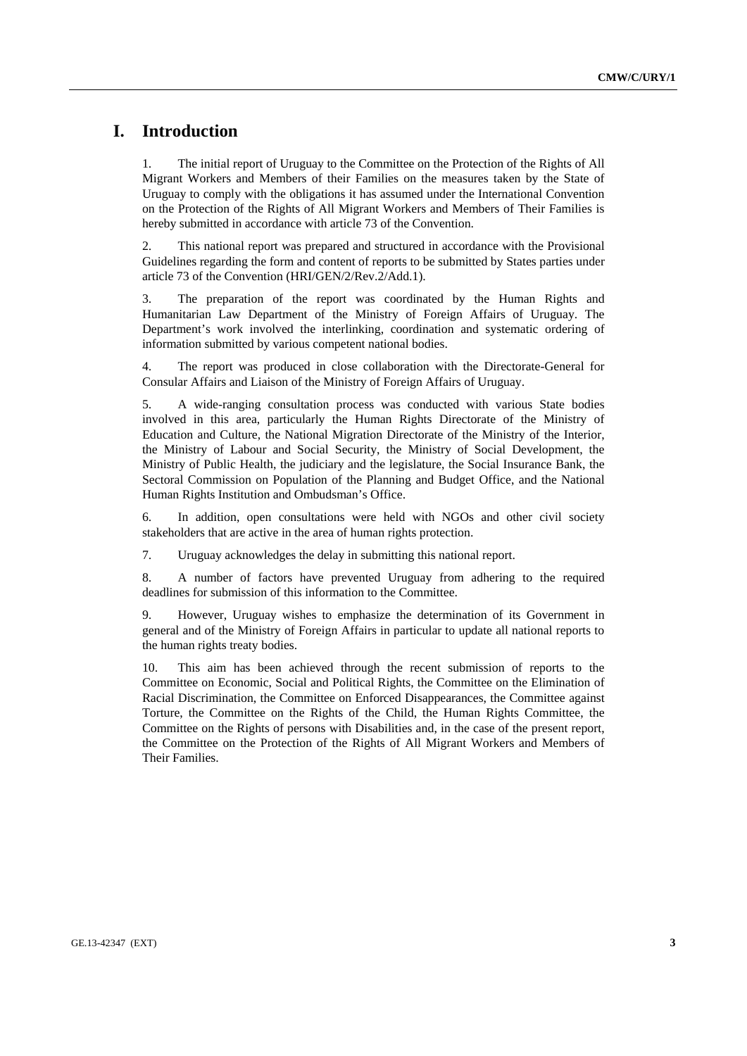# I. Introduction

1. The initial report of Uruguay to the Committee on the Protection of the Rights of All Migrant Workers and Members of their Families on the measures taken by the State of Uruguay to comply with the obligations it has assumed under the International Convention on the Protection of the Rights of All Migrant Workers and Members of Their Families is hereby submitted in accordance with article 73 of the Convention.

2. This national report was prepared and structured in accordance with the Provisional Guidelines regarding the form and content of reports to be submitted by States parties under article 73 of the Convention (HRI/GEN/2/Rev.2/Add.1).

3. The preparation of the report was coordinated by the Human Rights and Humanitarian Law Department of the Ministry of Foreign Affairs of Uruguay. The Department's work involved the interlinking, coordination and systematic ordering of information submitted by various competent national bodies.

4. The report was produced in close collaboration with the Directorate-General for Consular Affairs and Liaison of the Ministry of Foreign Affairs of Uruguay.

5. A wide-ranging consultation process was conducted with various State bodies involved in this area, particularly the Human Rights Directorate of the Ministry of Education and Culture, the National Migration Directorate of the Ministry of the Interior, the Ministry of Labour and Social Security, the Ministry of Social Development, the Ministry of Public Health, the judiciary and the legislature, the Social Insurance Bank, the Sectoral Commission on Population of the Planning and Budget Office, and the National Human Rights Institution and Ombudsman's Office.

6. In addition, open consultations were held with NGOs and other civil society stakeholders that are active in the area of human rights protection.

7. Uruguay acknowledges the delay in submitting this national report.

8. A number of factors have prevented Uruguay from adhering to the required deadlines for submission of this information to the Committee.

9. However, Uruguay wishes to emphasize the determination of its Government in general and of the Ministry of Foreign Affairs in particular to update all national reports to the human rights treaty bodies.

10. This aim has been achieved through the recent submission of reports to the Committee on Economic, Social and Political Rights, the Committee on the Elimination of Racial Discrimination, the Committee on Enforced Disappearances, the Committee against Torture, the Committee on the Rights of the Child, the Human Rights Committee, the Committee on the Rights of persons with Disabilities and, in the case of the present report, the Committee on the Protection of the Rights of All Migrant Workers and Members of Their Families.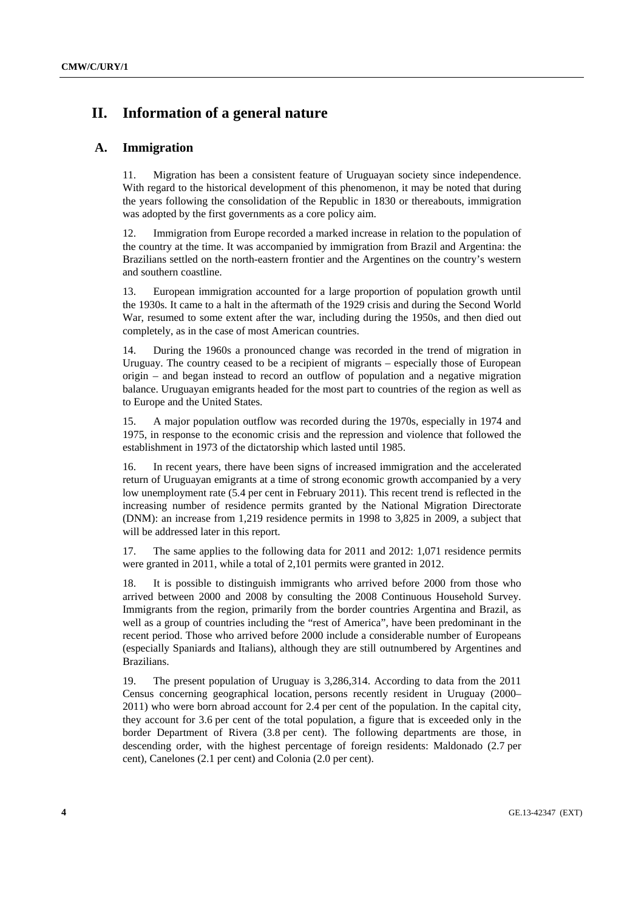# II. Information of a general nature

## A. Immigration

11. Migration has been a consistent feature of Uruguayan society since independence. With regard to the historical development of this phenomenon, it may be noted that during the years following the consolidation of the Republic in 1830 or thereabouts, immigration was adopted by the first governments as a core policy aim.

12. Immigration from Europe recorded a marked increase in relation to the population of the country at the time. It was accompanied by immigration from Brazil and Argentina: the Brazilians settled on the north-eastern frontier and the Argentines on the country's western and southern coastline.

13. European immigration accounted for a large proportion of population growth until the 1930s. It came to a halt in the aftermath of the 1929 crisis and during the Second World War, resumed to some extent after the war, including during the 1950s, and then died out completely, as in the case of most American countries.

14. During the 1960s a pronounced change was recorded in the trend of migration in Uruguay. The country ceased to be a recipient of migrants – especially those of European origin – and began instead to record an outflow of population and a negative migration balance. Uruguayan emigrants headed for the most part to countries of the region as well as to Europe and the United States.

15. A major population outflow was recorded during the 1970s, especially in 1974 and 1975, in response to the economic crisis and the repression and violence that followed the establishment in 1973 of the dictatorship which lasted until 1985.

16. In recent years, there have been signs of increased immigration and the accelerated return of Uruguayan emigrants at a time of strong economic growth accompanied by a very low unemployment rate (5.4 per cent in February 2011). This recent trend is reflected in the increasing number of residence permits granted by the National Migration Directorate (DNM): an increase from 1,219 residence permits in 1998 to 3,825 in 2009, a subject that will be addressed later in this report.

17. The same applies to the following data for 2011 and 2012: 1,071 residence permits were granted in 2011, while a total of 2,101 permits were granted in 2012.

18. It is possible to distinguish immigrants who arrived before 2000 from those who arrived between 2000 and 2008 by consulting the 2008 Continuous Household Survey. Immigrants from the region, primarily from the border countries Argentina and Brazil, as well as a group of countries including the "rest of America", have been predominant in the recent period. Those who arrived before 2000 include a considerable number of Europeans (especially Spaniards and Italians), although they are still outnumbered by Argentines and Brazilians.

19. The present population of Uruguay is 3,286,314. According to data from the 2011 Census concerning geographical location, persons recently resident in Uruguay (2000–2011) who were born abroad account for 2.4 per cent of the population. In the capital city, they account for 3.6 per cent of the total population, a figure that is exceeded only in the border Department of Rivera (3.8 per cent). The following departments are those, in descending order, with the highest percentage of foreign residents: Maldonado (2.7 per cent), Canelones (2.1 per cent) and Colonia (2.0 per cent).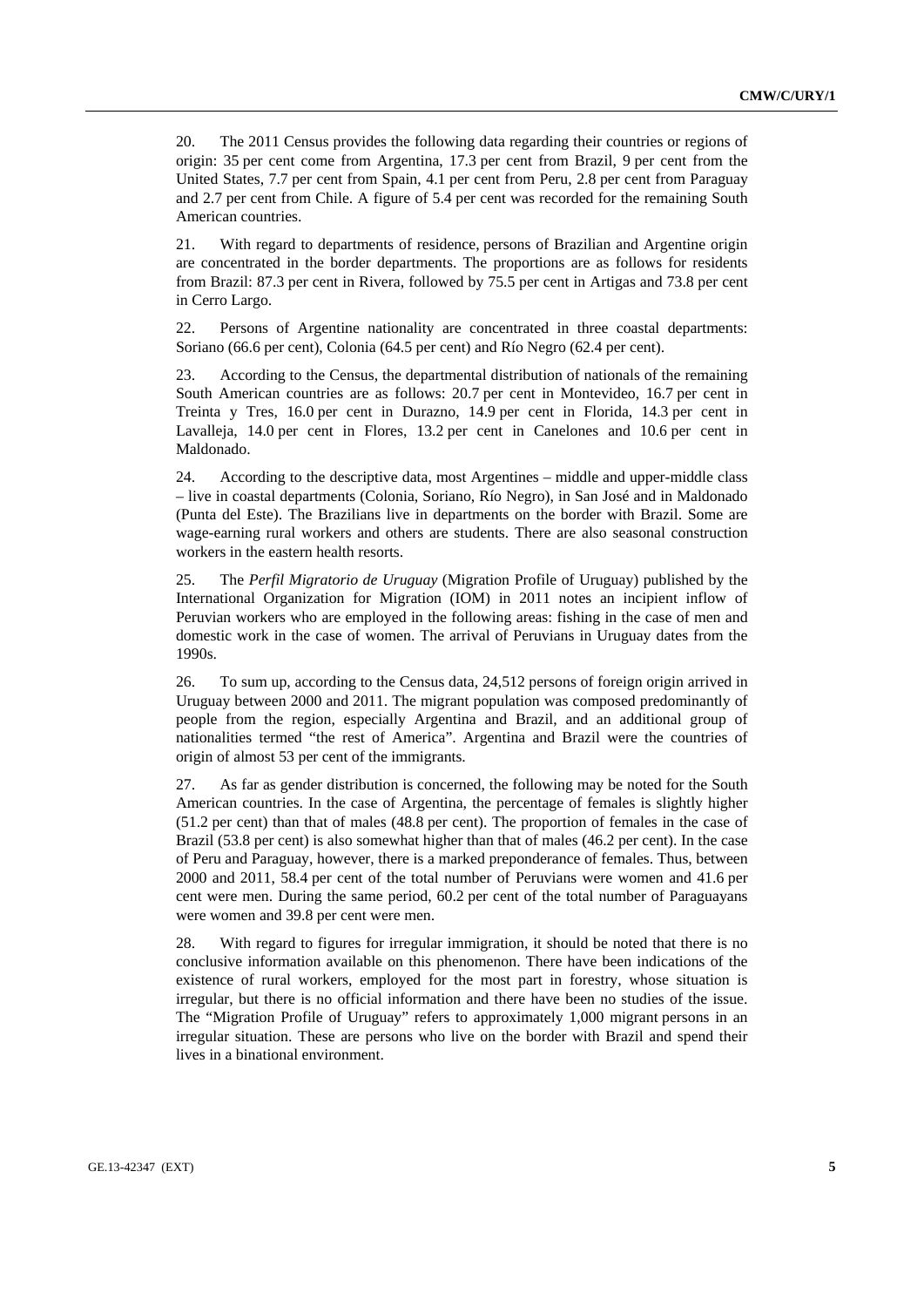20. The 2011 Census provides the following data regarding their countries or regions of origin: 35 per cent come from Argentina, 17.3 per cent from Brazil, 9 per cent from the United States, 7.7 per cent from Spain, 4.1 per cent from Peru, 2.8 per cent from Paraguay and 2.7 per cent from Chile. A figure of 5.4 per cent was recorded for the remaining South American countries.

21. With regard to departments of residence, persons of Brazilian and Argentine origin are concentrated in the border departments. The proportions are as follows for residents from Brazil: 87.3 per cent in Rivera, followed by 75.5 per cent in Artigas and 73.8 per cent in Cerro Largo.

22. Persons of Argentine nationality are concentrated in three coastal departments: Soriano (66.6 per cent), Colonia (64.5 per cent) and Río Negro (62.4 per cent).

23. According to the Census, the departmental distribution of nationals of the remaining South American countries are as follows: 20.7 per cent in Montevideo, 16.7 per cent in Treinta y Tres, 16.0 per cent in Durazno, 14.9 per cent in Florida, 14.3 per cent in Lavalleja, 14.0 per cent in Flores, 13.2 per cent in Canelones and 10.6 per cent in Maldonado.

24. According to the descriptive data, most Argentines – middle and upper-middle class – live in coastal departments (Colonia, Soriano, Río Negro), in San José and in Maldonado (Punta del Este). The Brazilians live in departments on the border with Brazil. Some are wage-earning rural workers and others are students. There are also seasonal construction workers in the eastern health resorts.

25. The *Perfil Migratorio de Uruguay* (Migration Profile of Uruguay) published by the International Organization for Migration (IOM) in 2011 notes an incipient inflow of Peruvian workers who are employed in the following areas: fishing in the case of men and domestic work in the case of women. The arrival of Peruvians in Uruguay dates from the 1990s.

26. To sum up, according to the Census data, 24,512 persons of foreign origin arrived in Uruguay between 2000 and 2011. The migrant population was composed predominantly of people from the region, especially Argentina and Brazil, and an additional group of nationalities termed "the rest of America". Argentina and Brazil were the countries of origin of almost 53 per cent of the immigrants.

27. As far as gender distribution is concerned, the following may be noted for the South American countries. In the case of Argentina, the percentage of females is slightly higher (51.2 per cent) than that of males (48.8 per cent). The proportion of females in the case of Brazil (53.8 per cent) is also somewhat higher than that of males (46.2 per cent). In the case of Peru and Paraguay, however, there is a marked preponderance of females. Thus, between 2000 and 2011, 58.4 per cent of the total number of Peruvians were women and 41.6 per cent were men. During the same period, 60.2 per cent of the total number of Paraguayans were women and 39.8 per cent were men.

28. With regard to figures for irregular immigration, it should be noted that there is no conclusive information available on this phenomenon. There have been indications of the existence of rural workers, employed for the most part in forestry, whose situation is irregular, but there is no official information and there have been no studies of the issue. The "Migration Profile of Uruguay" refers to approximately 1,000 migrant persons in an irregular situation. These are persons who live on the border with Brazil and spend their lives in a binational environment.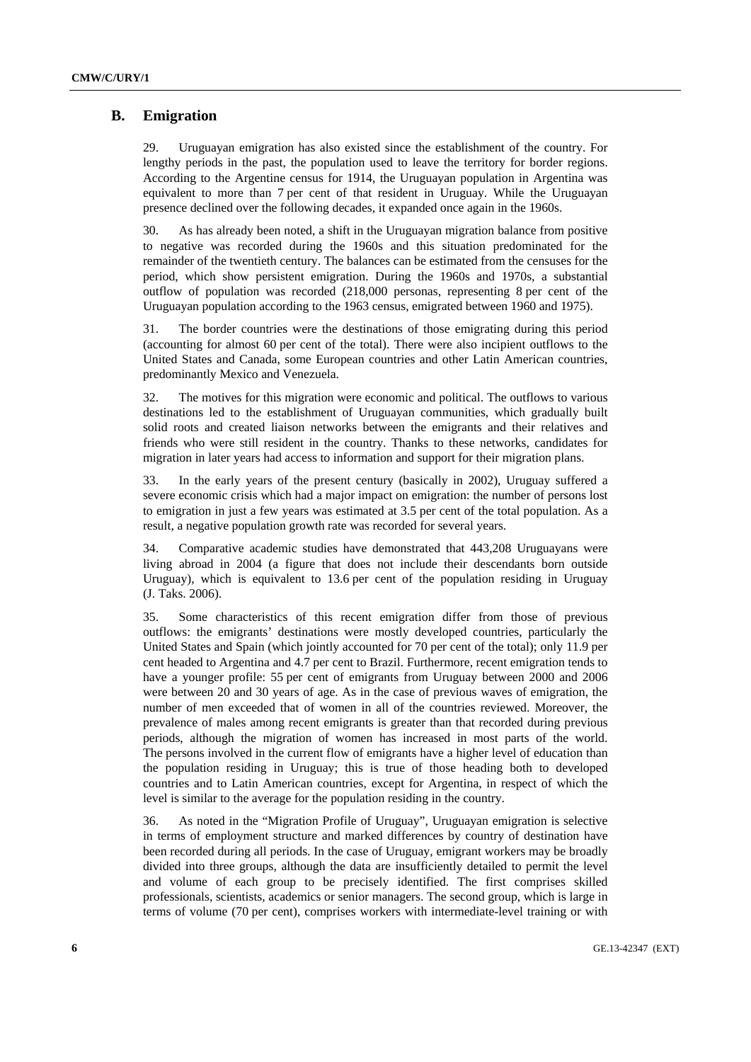## B. Emigration

29. Uruguayan emigration has also existed since the establishment of the country. For lengthy periods in the past, the population used to leave the territory for border regions. According to the Argentine census for 1914, the Uruguayan population in Argentina was equivalent to more than 7 per cent of that resident in Uruguay. While the Uruguayan presence declined over the following decades, it expanded once again in the 1960s.

30. As has already been noted, a shift in the Uruguayan migration balance from positive to negative was recorded during the 1960s and this situation predominated for the remainder of the twentieth century. The balances can be estimated from the censuses for the period, which show persistent emigration. During the 1960s and 1970s, a substantial outflow of population was recorded (218,000 personas, representing 8 per cent of the Uruguayan population according to the 1963 census, emigrated between 1960 and 1975).

31. The border countries were the destinations of those emigrating during this period (accounting for almost 60 per cent of the total). There were also incipient outflows to the United States and Canada, some European countries and other Latin American countries, predominantly Mexico and Venezuela.

32. The motives for this migration were economic and political. The outflows to various destinations led to the establishment of Uruguayan communities, which gradually built solid roots and created liaison networks between the emigrants and their relatives and friends who were still resident in the country. Thanks to these networks, candidates for migration in later years had access to information and support for their migration plans.

33. In the early years of the present century (basically in 2002), Uruguay suffered a severe economic crisis which had a major impact on emigration: the number of persons lost to emigration in just a few years was estimated at 3.5 per cent of the total population. As a result, a negative population growth rate was recorded for several years.

34. Comparative academic studies have demonstrated that 443,208 Uruguayans were living abroad in 2004 (a figure that does not include their descendants born outside Uruguay), which is equivalent to 13.6 per cent of the population residing in Uruguay (J. Taks. 2006).

35. Some characteristics of this recent emigration differ from those of previous outflows: the emigrants' destinations were mostly developed countries, particularly the United States and Spain (which jointly accounted for 70 per cent of the total); only 11.9 per cent headed to Argentina and 4.7 per cent to Brazil. Furthermore, recent emigration tends to have a younger profile: 55 per cent of emigrants from Uruguay between 2000 and 2006 were between 20 and 30 years of age. As in the case of previous waves of emigration, the number of men exceeded that of women in all of the countries reviewed. Moreover, the prevalence of males among recent emigrants is greater than that recorded during previous periods, although the migration of women has increased in most parts of the world. The persons involved in the current flow of emigrants have a higher level of education than the population residing in Uruguay; this is true of those heading both to developed countries and to Latin American countries, except for Argentina, in respect of which the level is similar to the average for the population residing in the country.

36. As noted in the "Migration Profile of Uruguay", Uruguayan emigration is selective in terms of employment structure and marked differences by country of destination have been recorded during all periods. In the case of Uruguay, emigrant workers may be broadly divided into three groups, although the data are insufficiently detailed to permit the level and volume of each group to be precisely identified. The first comprises skilled professionals, scientists, academics or senior managers. The second group, which is large in terms of volume (70 per cent), comprises workers with intermediate-level training or with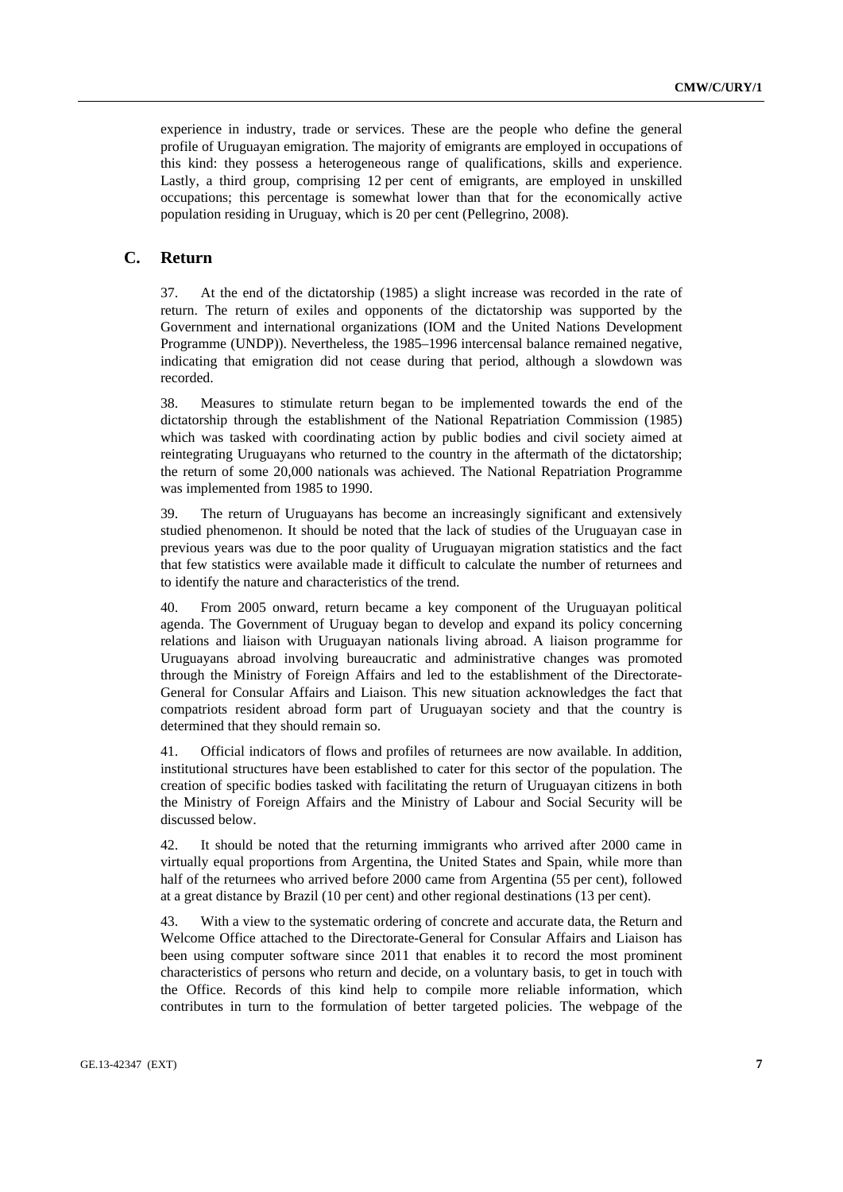experience in industry, trade or services. These are the people who define the general profile of Uruguayan emigration. The majority of emigrants are employed in occupations of this kind: they possess a heterogeneous range of qualifications, skills and experience. Lastly, a third group, comprising 12 per cent of emigrants, are employed in unskilled occupations; this percentage is somewhat lower than that for the economically active population residing in Uruguay, which is 20 per cent (Pellegrino, 2008).

## C. Return

37. At the end of the dictatorship (1985) a slight increase was recorded in the rate of return. The return of exiles and opponents of the dictatorship was supported by the Government and international organizations (IOM and the United Nations Development Programme (UNDP)). Nevertheless, the 1985–1996 intercensal balance remained negative, indicating that emigration did not cease during that period, although a slowdown was recorded.

38. Measures to stimulate return began to be implemented towards the end of the dictatorship through the establishment of the National Repatriation Commission (1985) which was tasked with coordinating action by public bodies and civil society aimed at reintegrating Uruguayans who returned to the country in the aftermath of the dictatorship; the return of some 20,000 nationals was achieved. The National Repatriation Programme was implemented from 1985 to 1990.

39. The return of Uruguayans has become an increasingly significant and extensively studied phenomenon. It should be noted that the lack of studies of the Uruguayan case in previous years was due to the poor quality of Uruguayan migration statistics and the fact that few statistics were available made it difficult to calculate the number of returnees and to identify the nature and characteristics of the trend.

40. From 2005 onward, return became a key component of the Uruguayan political agenda. The Government of Uruguay began to develop and expand its policy concerning relations and liaison with Uruguayan nationals living abroad. A liaison programme for Uruguayans abroad involving bureaucratic and administrative changes was promoted through the Ministry of Foreign Affairs and led to the establishment of the Directorate-General for Consular Affairs and Liaison. This new situation acknowledges the fact that compatriots resident abroad form part of Uruguayan society and that the country is determined that they should remain so.

41. Official indicators of flows and profiles of returnees are now available. In addition, institutional structures have been established to cater for this sector of the population. The creation of specific bodies tasked with facilitating the return of Uruguayan citizens in both the Ministry of Foreign Affairs and the Ministry of Labour and Social Security will be discussed below.

42. It should be noted that the returning immigrants who arrived after 2000 came in virtually equal proportions from Argentina, the United States and Spain, while more than half of the returnees who arrived before 2000 came from Argentina (55 per cent), followed at a great distance by Brazil (10 per cent) and other regional destinations (13 per cent).

43. With a view to the systematic ordering of concrete and accurate data, the Return and Welcome Office attached to the Directorate-General for Consular Affairs and Liaison has been using computer software since 2011 that enables it to record the most prominent characteristics of persons who return and decide, on a voluntary basis, to get in touch with the Office. Records of this kind help to compile more reliable information, which contributes in turn to the formulation of better targeted policies. The webpage of the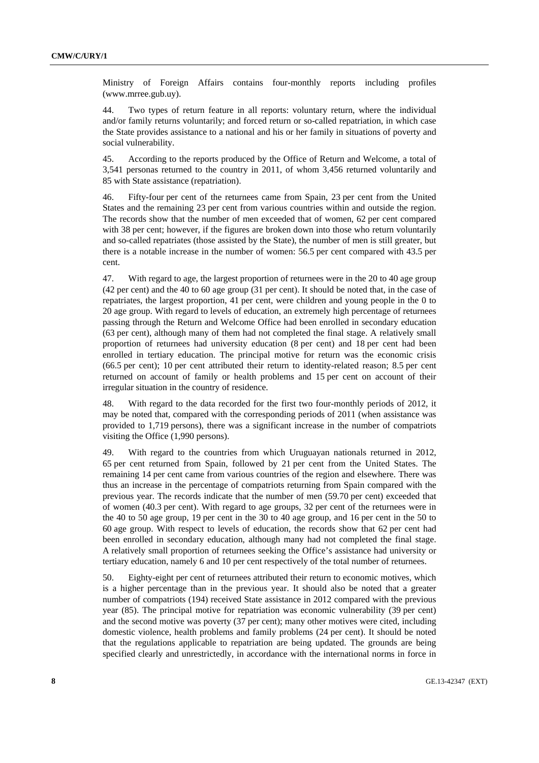Ministry of Foreign Affairs contains four-monthly reports including profiles (www.mrree.gub.uy).

44. Two types of return feature in all reports: voluntary return, where the individual and/or family returns voluntarily; and forced return or so-called repatriation, in which case the State provides assistance to a national and his or her family in situations of poverty and social vulnerability.

45. According to the reports produced by the Office of Return and Welcome, a total of 3,541 personas returned to the country in 2011, of whom 3,456 returned voluntarily and 85 with State assistance (repatriation).

46. Fifty-four per cent of the returnees came from Spain, 23 per cent from the United States and the remaining 23 per cent from various countries within and outside the region. The records show that the number of men exceeded that of women, 62 per cent compared with 38 per cent; however, if the figures are broken down into those who return voluntarily and so-called repatriates (those assisted by the State), the number of men is still greater, but there is a notable increase in the number of women: 56.5 per cent compared with 43.5 per cent.

47. With regard to age, the largest proportion of returnees were in the 20 to 40 age group (42 per cent) and the 40 to 60 age group (31 per cent). It should be noted that, in the case of repatriates, the largest proportion, 41 per cent, were children and young people in the 0 to 20 age group. With regard to levels of education, an extremely high percentage of returnees passing through the Return and Welcome Office had been enrolled in secondary education (63 per cent), although many of them had not completed the final stage. A relatively small proportion of returnees had university education (8 per cent) and 18 per cent had been enrolled in tertiary education. The principal motive for return was the economic crisis (66.5 per cent); 10 per cent attributed their return to identity-related reason; 8.5 per cent returned on account of family or health problems and 15 per cent on account of their irregular situation in the country of residence.

48. With regard to the data recorded for the first two four-monthly periods of 2012, it may be noted that, compared with the corresponding periods of 2011 (when assistance was provided to 1,719 persons), there was a significant increase in the number of compatriots visiting the Office (1,990 persons).

49. With regard to the countries from which Uruguayan nationals returned in 2012, 65 per cent returned from Spain, followed by 21 per cent from the United States. The remaining 14 per cent came from various countries of the region and elsewhere. There was thus an increase in the percentage of compatriots returning from Spain compared with the previous year. The records indicate that the number of men (59.70 per cent) exceeded that of women (40.3 per cent). With regard to age groups, 32 per cent of the returnees were in the 40 to 50 age group, 19 per cent in the 30 to 40 age group, and 16 per cent in the 50 to 60 age group. With respect to levels of education, the records show that 62 per cent had been enrolled in secondary education, although many had not completed the final stage. A relatively small proportion of returnees seeking the Office's assistance had university or tertiary education, namely 6 and 10 per cent respectively of the total number of returnees.

50. Eighty-eight per cent of returnees attributed their return to economic motives, which is a higher percentage than in the previous year. It should also be noted that a greater number of compatriots (194) received State assistance in 2012 compared with the previous year (85). The principal motive for repatriation was economic vulnerability (39 per cent) and the second motive was poverty (37 per cent); many other motives were cited, including domestic violence, health problems and family problems (24 per cent). It should be noted that the regulations applicable to repatriation are being updated. The grounds are being specified clearly and unrestrictedly, in accordance with the international norms in force in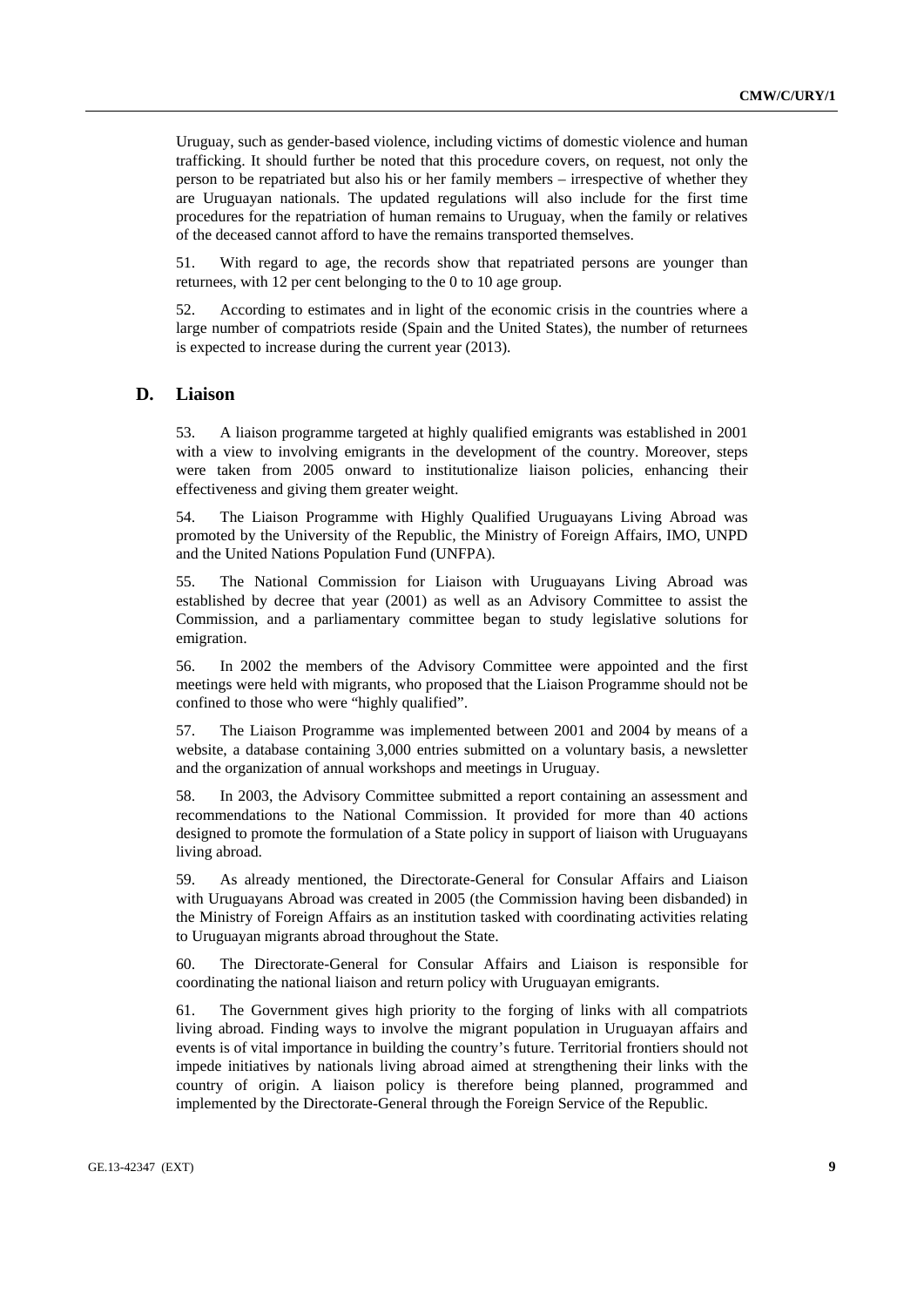Uruguay, such as gender-based violence, including victims of domestic violence and human trafficking. It should further be noted that this procedure covers, on request, not only the person to be repatriated but also his or her family members – irrespective of whether they are Uruguayan nationals. The updated regulations will also include for the first time procedures for the repatriation of human remains to Uruguay, when the family or relatives of the deceased cannot afford to have the remains transported themselves.

51. With regard to age, the records show that repatriated persons are younger than returnees, with 12 per cent belonging to the 0 to 10 age group.

52. According to estimates and in light of the economic crisis in the countries where a large number of compatriots reside (Spain and the United States), the number of returnees is expected to increase during the current year (2013).

## D. Liaison

53. A liaison programme targeted at highly qualified emigrants was established in 2001 with a view to involving emigrants in the development of the country. Moreover, steps were taken from 2005 onward to institutionalize liaison policies, enhancing their effectiveness and giving them greater weight.

54. The Liaison Programme with Highly Qualified Uruguayans Living Abroad was promoted by the University of the Republic, the Ministry of Foreign Affairs, IMO, UNPD and the United Nations Population Fund (UNFPA).

55. The National Commission for Liaison with Uruguayans Living Abroad was established by decree that year (2001) as well as an Advisory Committee to assist the Commission, and a parliamentary committee began to study legislative solutions for emigration.

56. In 2002 the members of the Advisory Committee were appointed and the first meetings were held with migrants, who proposed that the Liaison Programme should not be confined to those who were "highly qualified".

57. The Liaison Programme was implemented between 2001 and 2004 by means of a website, a database containing 3,000 entries submitted on a voluntary basis, a newsletter and the organization of annual workshops and meetings in Uruguay.

58. In 2003, the Advisory Committee submitted a report containing an assessment and recommendations to the National Commission. It provided for more than 40 actions designed to promote the formulation of a State policy in support of liaison with Uruguayans living abroad.

59. As already mentioned, the Directorate-General for Consular Affairs and Liaison with Uruguayans Abroad was created in 2005 (the Commission having been disbanded) in the Ministry of Foreign Affairs as an institution tasked with coordinating activities relating to Uruguayan migrants abroad throughout the State.

60. The Directorate-General for Consular Affairs and Liaison is responsible for coordinating the national liaison and return policy with Uruguayan emigrants.

61. The Government gives high priority to the forging of links with all compatriots living abroad. Finding ways to involve the migrant population in Uruguayan affairs and events is of vital importance in building the country's future. Territorial frontiers should not impede initiatives by nationals living abroad aimed at strengthening their links with the country of origin. A liaison policy is therefore being planned, programmed and implemented by the Directorate-General through the Foreign Service of the Republic.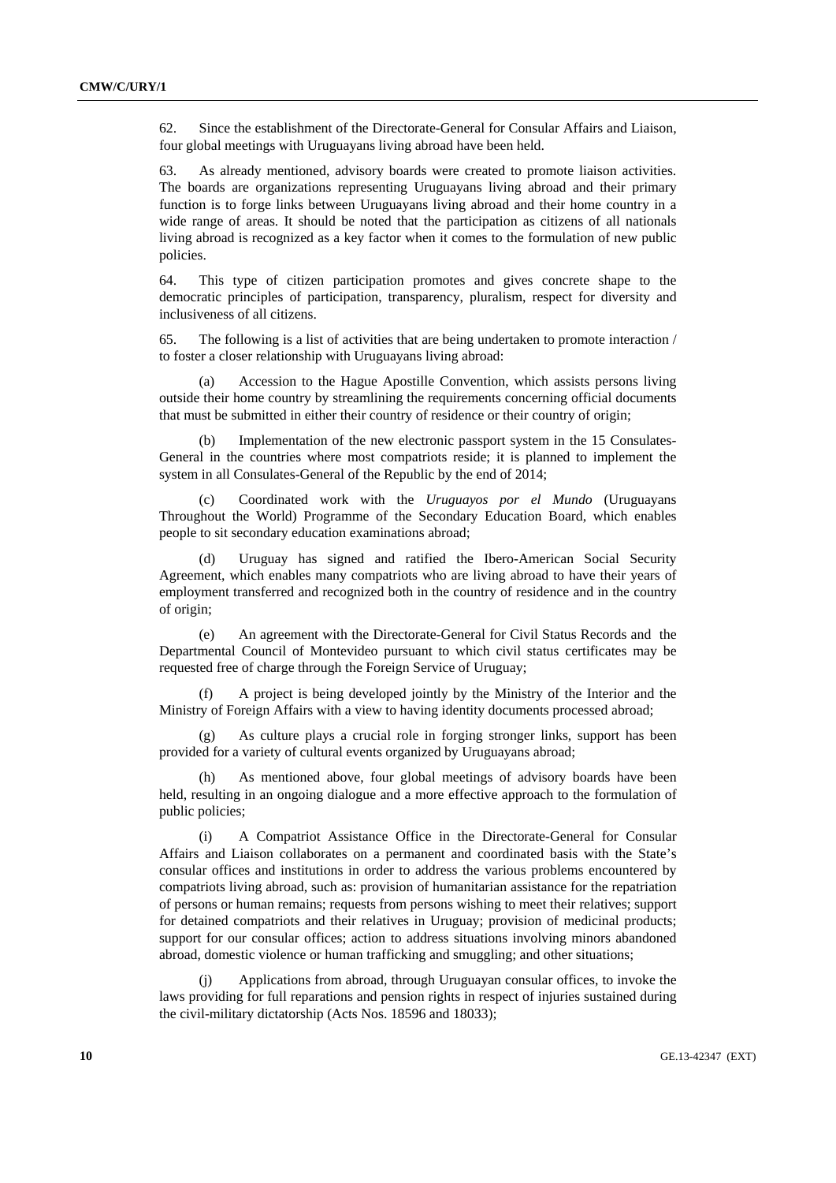62. Since the establishment of the Directorate-General for Consular Affairs and Liaison, four global meetings with Uruguayans living abroad have been held.

63. As already mentioned, advisory boards were created to promote liaison activities. The boards are organizations representing Uruguayans living abroad and their primary function is to forge links between Uruguayans living abroad and their home country in a wide range of areas. It should be noted that the participation as citizens of all nationals living abroad is recognized as a key factor when it comes to the formulation of new public policies.

64. This type of citizen participation promotes and gives concrete shape to the democratic principles of participation, transparency, pluralism, respect for diversity and inclusiveness of all citizens.

65. The following is a list of activities that are being undertaken to promote interaction / to foster a closer relationship with Uruguayans living abroad:

(a) Accession to the Hague Apostille Convention, which assists persons living outside their home country by streamlining the requirements concerning official documents that must be submitted in either their country of residence or their country of origin;

(b) Implementation of the new electronic passport system in the 15 Consulates-General in the countries where most compatriots reside; it is planned to implement the system in all Consulates-General of the Republic by the end of 2014;

(c) Coordinated work with the *Uruguayos por el Mundo* (Uruguayans Throughout the World) Programme of the Secondary Education Board, which enables people to sit secondary education examinations abroad;

(d) Uruguay has signed and ratified the Ibero-American Social Security Agreement, which enables many compatriots who are living abroad to have their years of employment transferred and recognized both in the country of residence and in the country of origin;

(e) An agreement with the Directorate-General for Civil Status Records and the Departmental Council of Montevideo pursuant to which civil status certificates may be requested free of charge through the Foreign Service of Uruguay;

(f) A project is being developed jointly by the Ministry of the Interior and the Ministry of Foreign Affairs with a view to having identity documents processed abroad;

(g) As culture plays a crucial role in forging stronger links, support has been provided for a variety of cultural events organized by Uruguayans abroad;

(h) As mentioned above, four global meetings of advisory boards have been held, resulting in an ongoing dialogue and a more effective approach to the formulation of public policies;

(i) A Compatriot Assistance Office in the Directorate-General for Consular Affairs and Liaison collaborates on a permanent and coordinated basis with the State's consular offices and institutions in order to address the various problems encountered by compatriots living abroad, such as: provision of humanitarian assistance for the repatriation of persons or human remains; requests from persons wishing to meet their relatives; support for detained compatriots and their relatives in Uruguay; provision of medicinal products; support for our consular offices; action to address situations involving minors abandoned abroad, domestic violence or human trafficking and smuggling; and other situations;

(j) Applications from abroad, through Uruguayan consular offices, to invoke the laws providing for full reparations and pension rights in respect of injuries sustained during the civil-military dictatorship (Acts Nos. 18596 and 18033);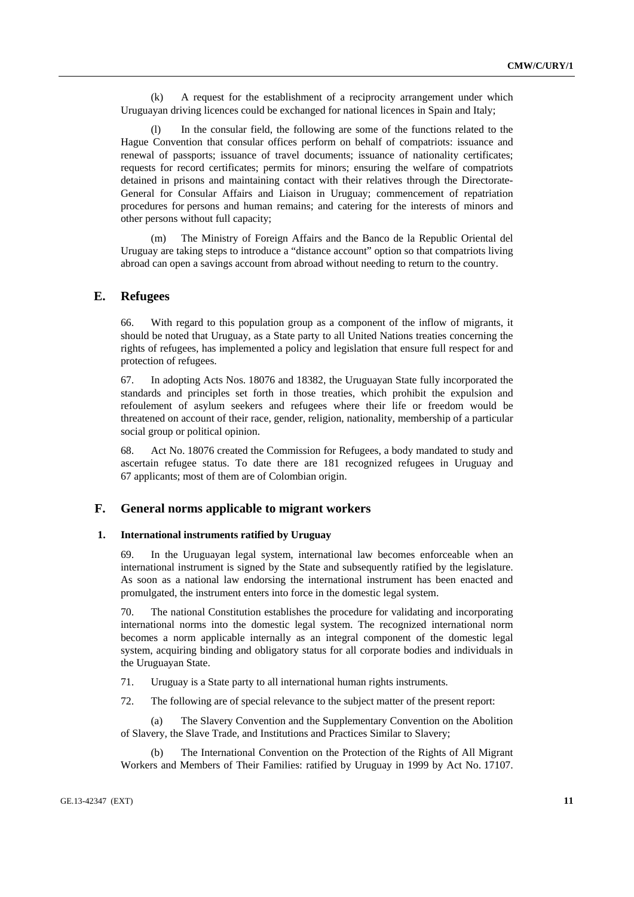(k) A request for the establishment of a reciprocity arrangement under which Uruguayan driving licences could be exchanged for national licences in Spain and Italy;

(l) In the consular field, the following are some of the functions related to the Hague Convention that consular offices perform on behalf of compatriots: issuance and renewal of passports; issuance of travel documents; issuance of nationality certificates; requests for record certificates; permits for minors; ensuring the welfare of compatriots detained in prisons and maintaining contact with their relatives through the Directorate-General for Consular Affairs and Liaison in Uruguay; commencement of repatriation procedures for persons and human remains; and catering for the interests of minors and other persons without full capacity;

(m) The Ministry of Foreign Affairs and the Banco de la Republic Oriental del Uruguay are taking steps to introduce a "distance account" option so that compatriots living abroad can open a savings account from abroad without needing to return to the country.

## E. Refugees

66. With regard to this population group as a component of the inflow of migrants, it should be noted that Uruguay, as a State party to all United Nations treaties concerning the rights of refugees, has implemented a policy and legislation that ensure full respect for and protection of refugees.

67. In adopting Acts Nos. 18076 and 18382, the Uruguayan State fully incorporated the standards and principles set forth in those treaties, which prohibit the expulsion and refoulement of asylum seekers and refugees where their life or freedom would be threatened on account of their race, gender, religion, nationality, membership of a particular social group or political opinion.

68. Act No. 18076 created the Commission for Refugees, a body mandated to study and ascertain refugee status. To date there are 181 recognized refugees in Uruguay and 67 applicants; most of them are of Colombian origin.

## F. General norms applicable to migrant workers

### 1. International instruments ratified by Uruguay

69. In the Uruguayan legal system, international law becomes enforceable when an international instrument is signed by the State and subsequently ratified by the legislature. As soon as a national law endorsing the international instrument has been enacted and promulgated, the instrument enters into force in the domestic legal system.

70. The national Constitution establishes the procedure for validating and incorporating international norms into the domestic legal system. The recognized international norm becomes a norm applicable internally as an integral component of the domestic legal system, acquiring binding and obligatory status for all corporate bodies and individuals in the Uruguayan State.

71. Uruguay is a State party to all international human rights instruments.

72. The following are of special relevance to the subject matter of the present report:

(a) The Slavery Convention and the Supplementary Convention on the Abolition of Slavery, the Slave Trade, and Institutions and Practices Similar to Slavery;

(b) The International Convention on the Protection of the Rights of All Migrant Workers and Members of Their Families: ratified by Uruguay in 1999 by Act No. 17107.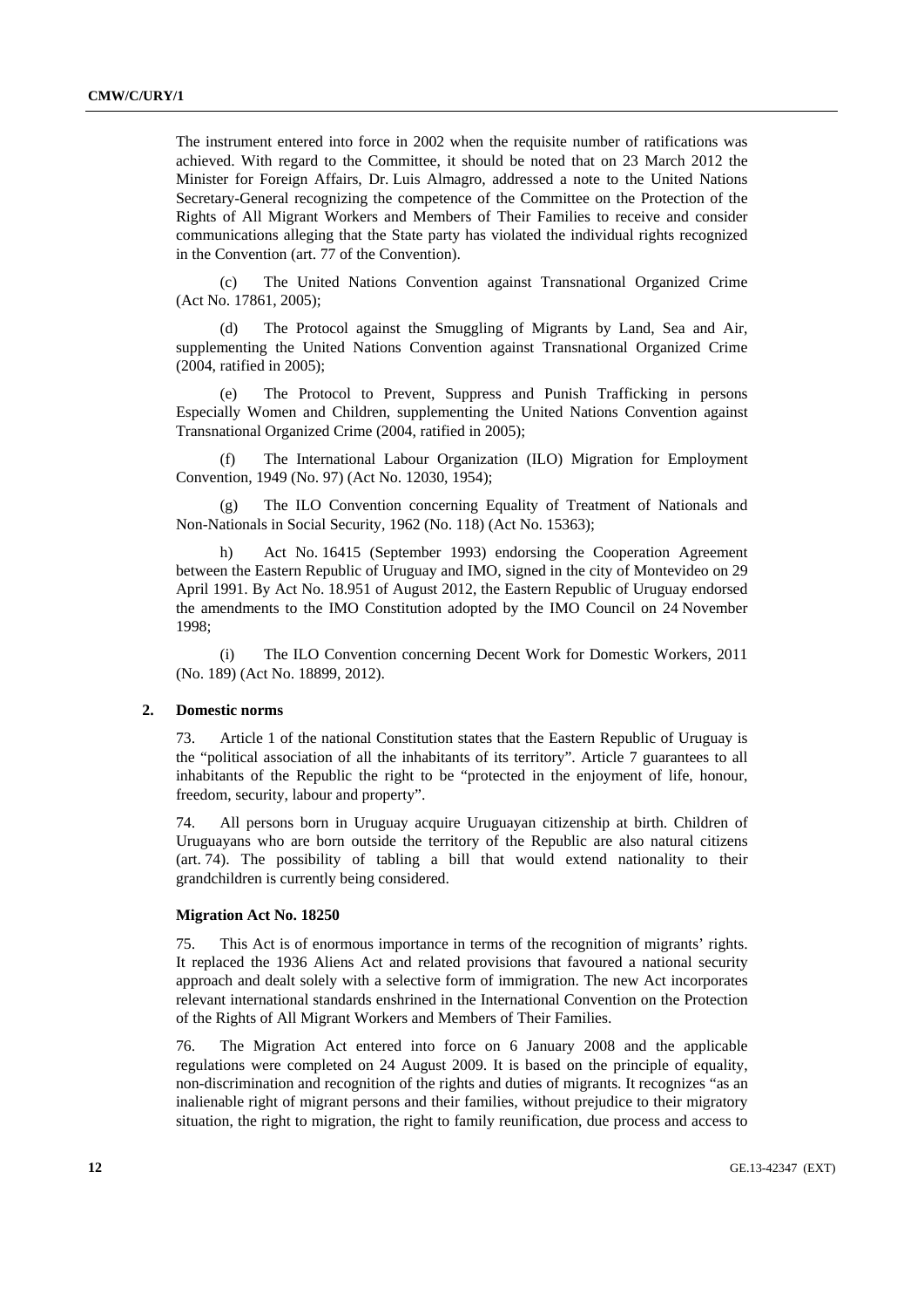The instrument entered into force in 2002 when the requisite number of ratifications was achieved. With regard to the Committee, it should be noted that on 23 March 2012 the Minister for Foreign Affairs, Dr. Luis Almagro, addressed a note to the United Nations Secretary-General recognizing the competence of the Committee on the Protection of the Rights of All Migrant Workers and Members of Their Families to receive and consider communications alleging that the State party has violated the individual rights recognized in the Convention (art. 77 of the Convention).

(c) The United Nations Convention against Transnational Organized Crime (Act No. 17861, 2005);

(d) The Protocol against the Smuggling of Migrants by Land, Sea and Air, supplementing the United Nations Convention against Transnational Organized Crime (2004, ratified in 2005);

(e) The Protocol to Prevent, Suppress and Punish Trafficking in persons Especially Women and Children, supplementing the United Nations Convention against Transnational Organized Crime (2004, ratified in 2005);

(f) The International Labour Organization (ILO) Migration for Employment Convention, 1949 (No. 97) (Act No. 12030, 1954);

(g) The ILO Convention concerning Equality of Treatment of Nationals and Non-Nationals in Social Security, 1962 (No. 118) (Act No. 15363);

h) Act No. 16415 (September 1993) endorsing the Cooperation Agreement between the Eastern Republic of Uruguay and IMO, signed in the city of Montevideo on 29 April 1991. By Act No. 18.951 of August 2012, the Eastern Republic of Uruguay endorsed the amendments to the IMO Constitution adopted by the IMO Council on 24 November 1998;

(i) The ILO Convention concerning Decent Work for Domestic Workers, 2011 (No. 189) (Act No. 18899, 2012).

## 2. Domestic norms

73. Article 1 of the national Constitution states that the Eastern Republic of Uruguay is the "political association of all the inhabitants of its territory". Article 7 guarantees to all inhabitants of the Republic the right to be "protected in the enjoyment of life, honour, freedom, security, labour and property".

74. All persons born in Uruguay acquire Uruguayan citizenship at birth. Children of Uruguayans who are born outside the territory of the Republic are also natural citizens (art. 74). The possibility of tabling a bill that would extend nationality to their grandchildren is currently being considered.

### Migration Act No. 18250

75. This Act is of enormous importance in terms of the recognition of migrants' rights. It replaced the 1936 Aliens Act and related provisions that favoured a national security approach and dealt solely with a selective form of immigration. The new Act incorporates relevant international standards enshrined in the International Convention on the Protection of the Rights of All Migrant Workers and Members of Their Families.

76. The Migration Act entered into force on 6 January 2008 and the applicable regulations were completed on 24 August 2009. It is based on the principle of equality, non-discrimination and recognition of the rights and duties of migrants. It recognizes "as an inalienable right of migrant persons and their families, without prejudice to their migratory situation, the right to migration, the right to family reunification, due process and access to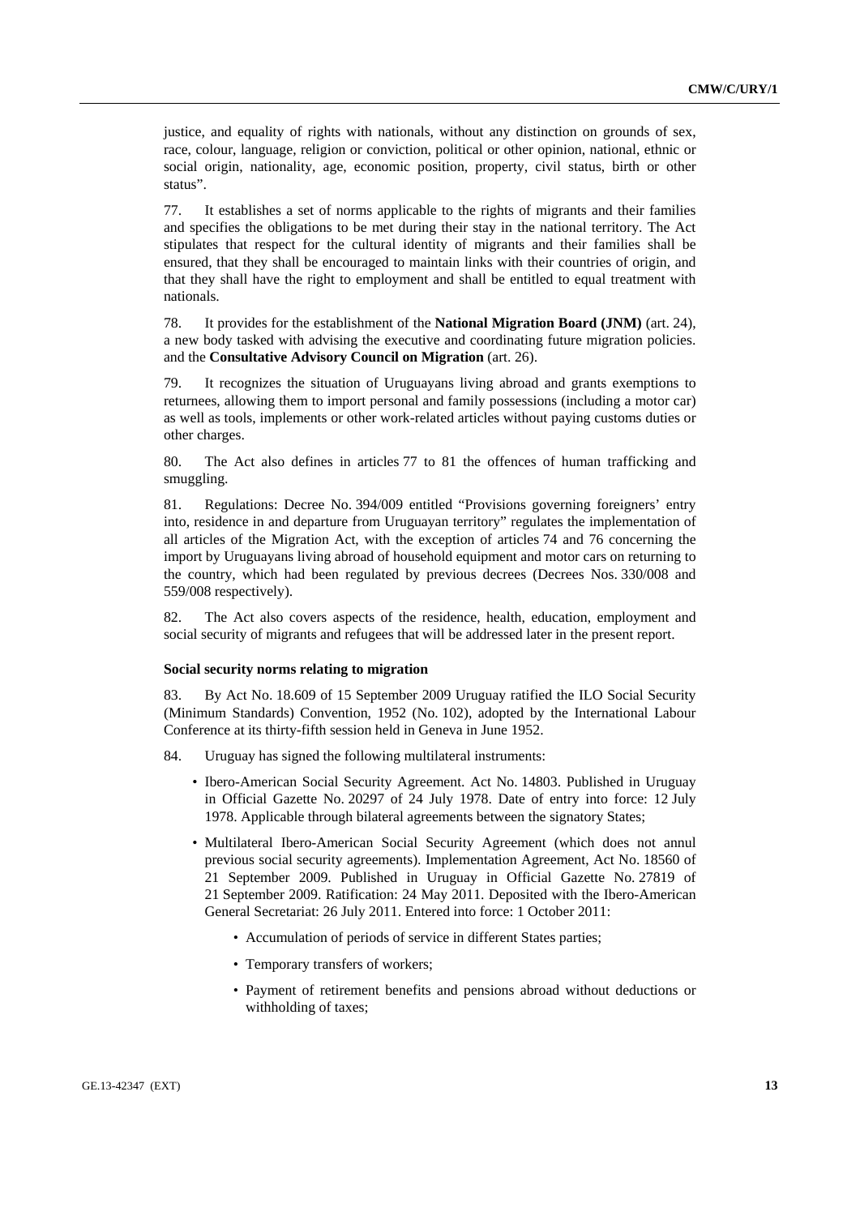justice, and equality of rights with nationals, without any distinction on grounds of sex, race, colour, language, religion or conviction, political or other opinion, national, ethnic or social origin, nationality, age, economic position, property, civil status, birth or other status".

77. It establishes a set of norms applicable to the rights of migrants and their families and specifies the obligations to be met during their stay in the national territory. The Act stipulates that respect for the cultural identity of migrants and their families shall be ensured, that they shall be encouraged to maintain links with their countries of origin, and that they shall have the right to employment and shall be entitled to equal treatment with nationals.

78. It provides for the establishment of the **National Migration Board (JNM)** (art. 24), a new body tasked with advising the executive and coordinating future migration policies. and the **Consultative Advisory Council on Migration** (art. 26).

79. It recognizes the situation of Uruguayans living abroad and grants exemptions to returnees, allowing them to import personal and family possessions (including a motor car) as well as tools, implements or other work-related articles without paying customs duties or other charges.

80. The Act also defines in articles 77 to 81 the offences of human trafficking and smuggling.

81. Regulations: Decree No. 394/009 entitled "Provisions governing foreigners' entry into, residence in and departure from Uruguayan territory" regulates the implementation of all articles of the Migration Act, with the exception of articles 74 and 76 concerning the import by Uruguayans living abroad of household equipment and motor cars on returning to the country, which had been regulated by previous decrees (Decrees Nos. 330/008 and 559/008 respectively).

82. The Act also covers aspects of the residence, health, education, employment and social security of migrants and refugees that will be addressed later in the present report.

**Social security norms relating to migration**

83. By Act No. 18.609 of 15 September 2009 Uruguay ratified the ILO Social Security (Minimum Standards) Convention, 1952 (No. 102), adopted by the International Labour Conference at its thirty-fifth session held in Geneva in June 1952.

84. Uruguay has signed the following multilateral instruments:

- Ibero-American Social Security Agreement. Act No. 14803. Published in Uruguay in Official Gazette No. 20297 of 24 July 1978. Date of entry into force: 12 July 1978. Applicable through bilateral agreements between the signatory States;
- Multilateral Ibero-American Social Security Agreement (which does not annul previous social security agreements). Implementation Agreement, Act No. 18560 of 21 September 2009. Published in Uruguay in Official Gazette No. 27819 of 21 September 2009. Ratification: 24 May 2011. Deposited with the Ibero-American General Secretariat: 26 July 2011. Entered into force: 1 October 2011:
  - Accumulation of periods of service in different States parties;
  - Temporary transfers of workers;
  - Payment of retirement benefits and pensions abroad without deductions or withholding of taxes;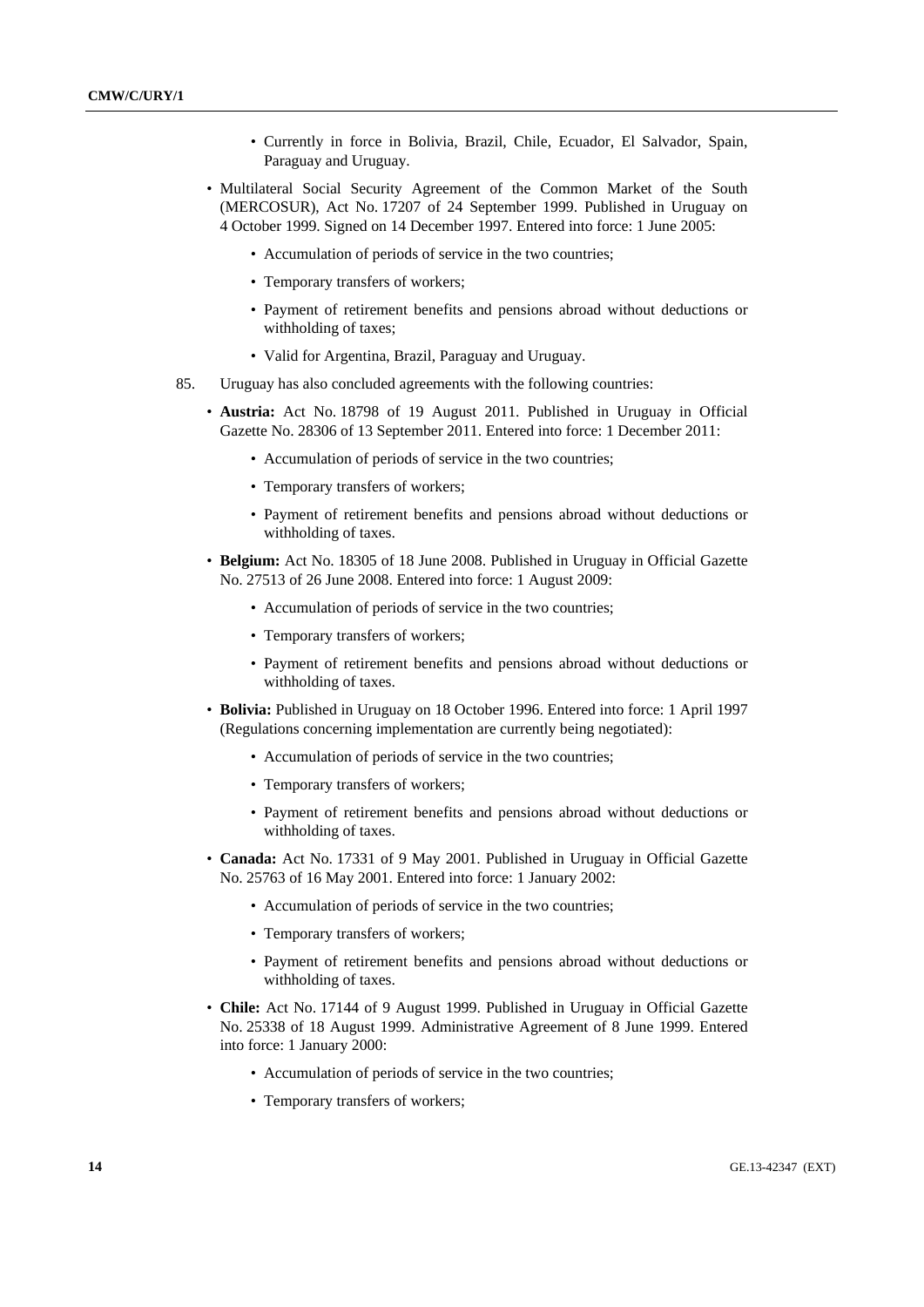- Currently in force in Bolivia, Brazil, Chile, Ecuador, El Salvador, Spain, Paraguay and Uruguay.

- Multilateral Social Security Agreement of the Common Market of the South (MERCOSUR), Act No. 17207 of 24 September 1999. Published in Uruguay on 4 October 1999. Signed on 14 December 1997. Entered into force: 1 June 2005:
    - Accumulation of periods of service in the two countries;
    - Temporary transfers of workers;
    - Payment of retirement benefits and pensions abroad without deductions or withholding of taxes;
    - Valid for Argentina, Brazil, Paraguay and Uruguay.

85. Uruguay has also concluded agreements with the following countries:

- **Austria:** Act No. 18798 of 19 August 2011. Published in Uruguay in Official Gazette No. 28306 of 13 September 2011. Entered into force: 1 December 2011:
    - Accumulation of periods of service in the two countries;
    - Temporary transfers of workers;
    - Payment of retirement benefits and pensions abroad without deductions or withholding of taxes.
- **Belgium:** Act No. 18305 of 18 June 2008. Published in Uruguay in Official Gazette No. 27513 of 26 June 2008. Entered into force: 1 August 2009:
    - Accumulation of periods of service in the two countries;
    - Temporary transfers of workers;
    - Payment of retirement benefits and pensions abroad without deductions or withholding of taxes.
- **Bolivia:** Published in Uruguay on 18 October 1996. Entered into force: 1 April 1997 (Regulations concerning implementation are currently being negotiated):
    - Accumulation of periods of service in the two countries;
    - Temporary transfers of workers;
    - Payment of retirement benefits and pensions abroad without deductions or withholding of taxes.
- **Canada:** Act No. 17331 of 9 May 2001. Published in Uruguay in Official Gazette No. 25763 of 16 May 2001. Entered into force: 1 January 2002:
    - Accumulation of periods of service in the two countries;
    - Temporary transfers of workers;
    - Payment of retirement benefits and pensions abroad without deductions or withholding of taxes.
- **Chile:** Act No. 17144 of 9 August 1999. Published in Uruguay in Official Gazette No. 25338 of 18 August 1999. Administrative Agreement of 8 June 1999. Entered into force: 1 January 2000:
    - Accumulation of periods of service in the two countries;
    - Temporary transfers of workers;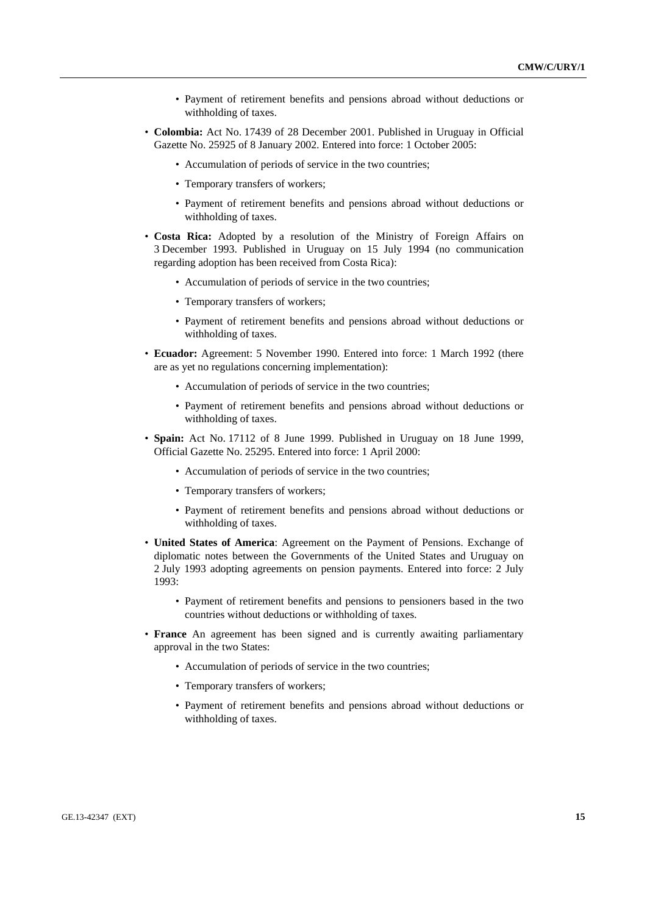- Payment of retirement benefits and pensions abroad without deductions or withholding of taxes.

- **Colombia:** Act No. 17439 of 28 December 2001. Published in Uruguay in Official Gazette No. 25925 of 8 January 2002. Entered into force: 1 October 2005:
  - Accumulation of periods of service in the two countries;
  - Temporary transfers of workers;
  - Payment of retirement benefits and pensions abroad without deductions or withholding of taxes.

- **Costa Rica:** Adopted by a resolution of the Ministry of Foreign Affairs on 3 December 1993. Published in Uruguay on 15 July 1994 (no communication regarding adoption has been received from Costa Rica):
  - Accumulation of periods of service in the two countries;
  - Temporary transfers of workers;
  - Payment of retirement benefits and pensions abroad without deductions or withholding of taxes.

- **Ecuador:** Agreement: 5 November 1990. Entered into force: 1 March 1992 (there are as yet no regulations concerning implementation):
  - Accumulation of periods of service in the two countries;
  - Payment of retirement benefits and pensions abroad without deductions or withholding of taxes.

- **Spain:** Act No. 17112 of 8 June 1999. Published in Uruguay on 18 June 1999, Official Gazette No. 25295. Entered into force: 1 April 2000:
  - Accumulation of periods of service in the two countries;
  - Temporary transfers of workers;
  - Payment of retirement benefits and pensions abroad without deductions or withholding of taxes.

- **United States of America**: Agreement on the Payment of Pensions. Exchange of diplomatic notes between the Governments of the United States and Uruguay on 2 July 1993 adopting agreements on pension payments. Entered into force: 2 July 1993:
  - Payment of retirement benefits and pensions to pensioners based in the two countries without deductions or withholding of taxes.

- **France** An agreement has been signed and is currently awaiting parliamentary approval in the two States:
  - Accumulation of periods of service in the two countries;
  - Temporary transfers of workers;
  - Payment of retirement benefits and pensions abroad without deductions or withholding of taxes.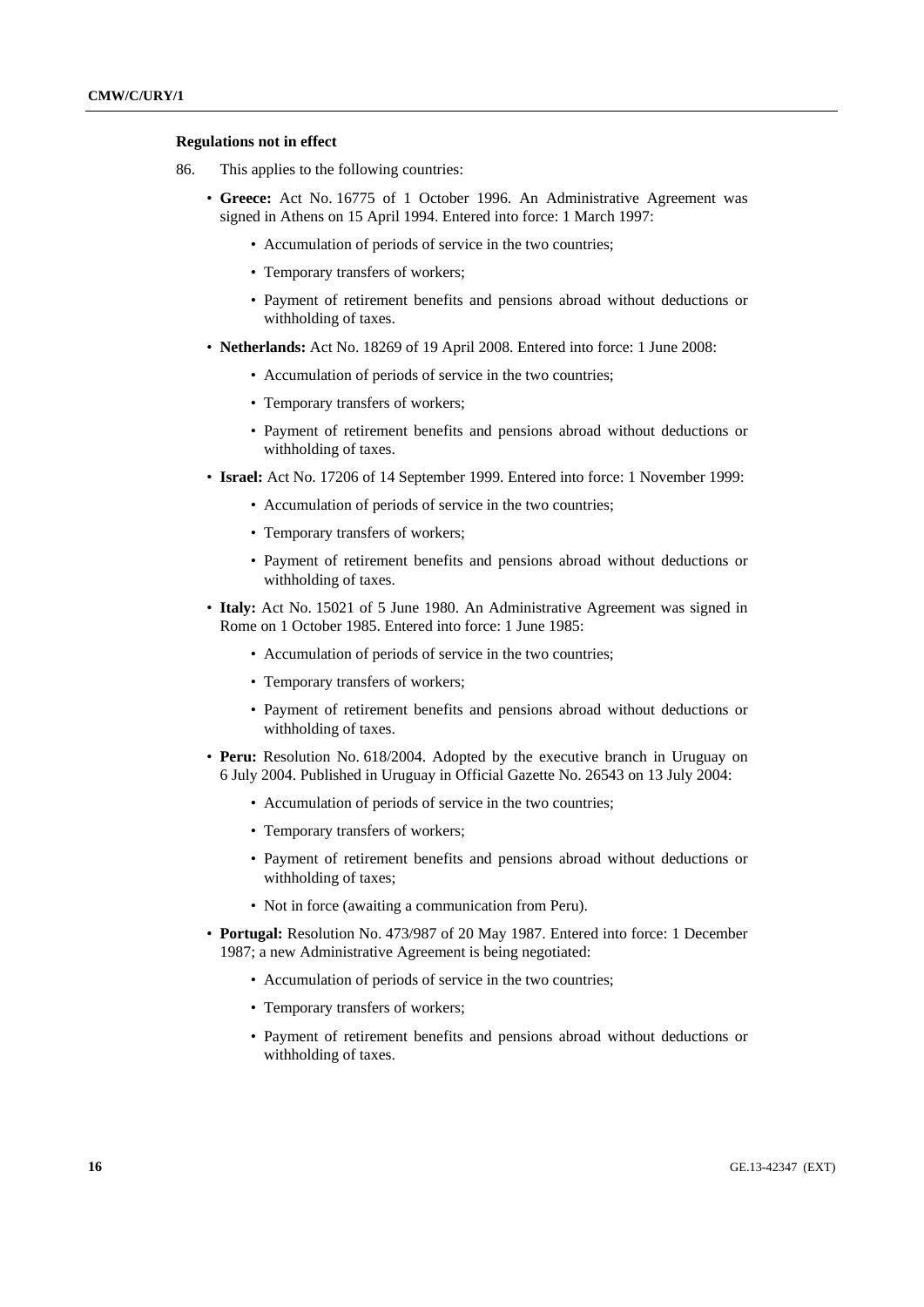**Regulations not in effect**

86. This applies to the following countries:

- **Greece:** Act No. 16775 of 1 October 1996. An Administrative Agreement was signed in Athens on 15 April 1994. Entered into force: 1 March 1997:
  - Accumulation of periods of service in the two countries;
  - Temporary transfers of workers;
  - Payment of retirement benefits and pensions abroad without deductions or withholding of taxes.
- **Netherlands:** Act No. 18269 of 19 April 2008. Entered into force: 1 June 2008:
  - Accumulation of periods of service in the two countries;
  - Temporary transfers of workers;
  - Payment of retirement benefits and pensions abroad without deductions or withholding of taxes.
- **Israel:** Act No. 17206 of 14 September 1999. Entered into force: 1 November 1999:
  - Accumulation of periods of service in the two countries;
  - Temporary transfers of workers;
  - Payment of retirement benefits and pensions abroad without deductions or withholding of taxes.
- **Italy:** Act No. 15021 of 5 June 1980. An Administrative Agreement was signed in Rome on 1 October 1985. Entered into force: 1 June 1985:
  - Accumulation of periods of service in the two countries;
  - Temporary transfers of workers;
  - Payment of retirement benefits and pensions abroad without deductions or withholding of taxes.
- **Peru:** Resolution No. 618/2004. Adopted by the executive branch in Uruguay on 6 July 2004. Published in Uruguay in Official Gazette No. 26543 on 13 July 2004:
  - Accumulation of periods of service in the two countries;
  - Temporary transfers of workers;
  - Payment of retirement benefits and pensions abroad without deductions or withholding of taxes;
  - Not in force (awaiting a communication from Peru).
- **Portugal:** Resolution No. 473/987 of 20 May 1987. Entered into force: 1 December 1987; a new Administrative Agreement is being negotiated:
  - Accumulation of periods of service in the two countries;
  - Temporary transfers of workers;
  - Payment of retirement benefits and pensions abroad without deductions or withholding of taxes.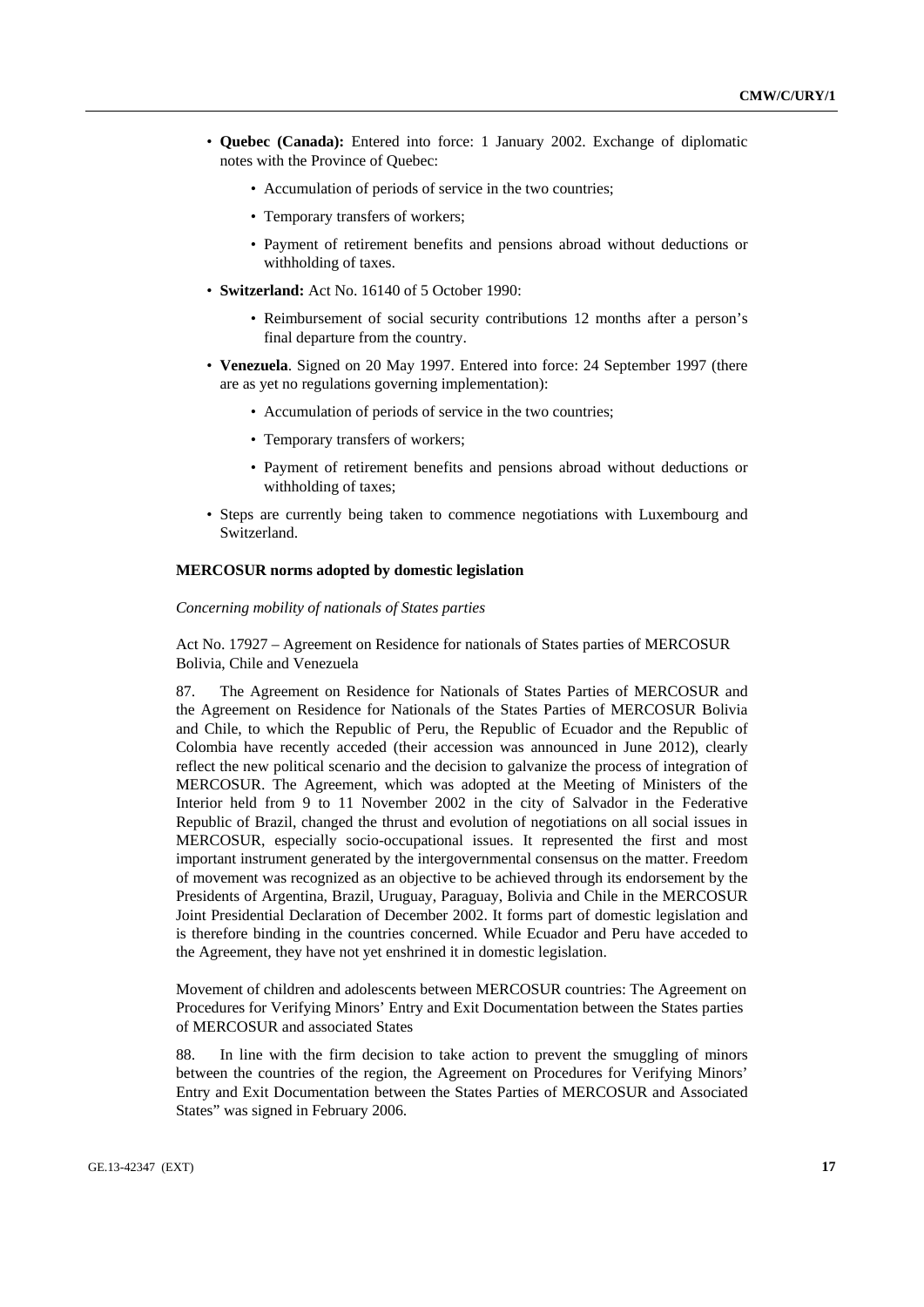- **Quebec (Canada):** Entered into force: 1 January 2002. Exchange of diplomatic notes with the Province of Quebec:
    - Accumulation of periods of service in the two countries;
    - Temporary transfers of workers;
    - Payment of retirement benefits and pensions abroad without deductions or withholding of taxes.
- **Switzerland:** Act No. 16140 of 5 October 1990:
    - Reimbursement of social security contributions 12 months after a person's final departure from the country.
- **Venezuela**. Signed on 20 May 1997. Entered into force: 24 September 1997 (there are as yet no regulations governing implementation):
    - Accumulation of periods of service in the two countries;
    - Temporary transfers of workers;
    - Payment of retirement benefits and pensions abroad without deductions or withholding of taxes;
- Steps are currently being taken to commence negotiations with Luxembourg and Switzerland.

**MERCOSUR norms adopted by domestic legislation**

*Concerning mobility of nationals of States parties*

Act No. 17927 – Agreement on Residence for nationals of States parties of MERCOSUR Bolivia, Chile and Venezuela

87. The Agreement on Residence for Nationals of States Parties of MERCOSUR and the Agreement on Residence for Nationals of the States Parties of MERCOSUR Bolivia and Chile, to which the Republic of Peru, the Republic of Ecuador and the Republic of Colombia have recently acceded (their accession was announced in June 2012), clearly reflect the new political scenario and the decision to galvanize the process of integration of MERCOSUR. The Agreement, which was adopted at the Meeting of Ministers of the Interior held from 9 to 11 November 2002 in the city of Salvador in the Federative Republic of Brazil, changed the thrust and evolution of negotiations on all social issues in MERCOSUR, especially socio-occupational issues. It represented the first and most important instrument generated by the intergovernmental consensus on the matter. Freedom of movement was recognized as an objective to be achieved through its endorsement by the Presidents of Argentina, Brazil, Uruguay, Paraguay, Bolivia and Chile in the MERCOSUR Joint Presidential Declaration of December 2002. It forms part of domestic legislation and is therefore binding in the countries concerned. While Ecuador and Peru have acceded to the Agreement, they have not yet enshrined it in domestic legislation.

Movement of children and adolescents between MERCOSUR countries: The Agreement on Procedures for Verifying Minors' Entry and Exit Documentation between the States parties of MERCOSUR and associated States

88. In line with the firm decision to take action to prevent the smuggling of minors between the countries of the region, the Agreement on Procedures for Verifying Minors' Entry and Exit Documentation between the States Parties of MERCOSUR and Associated States" was signed in February 2006.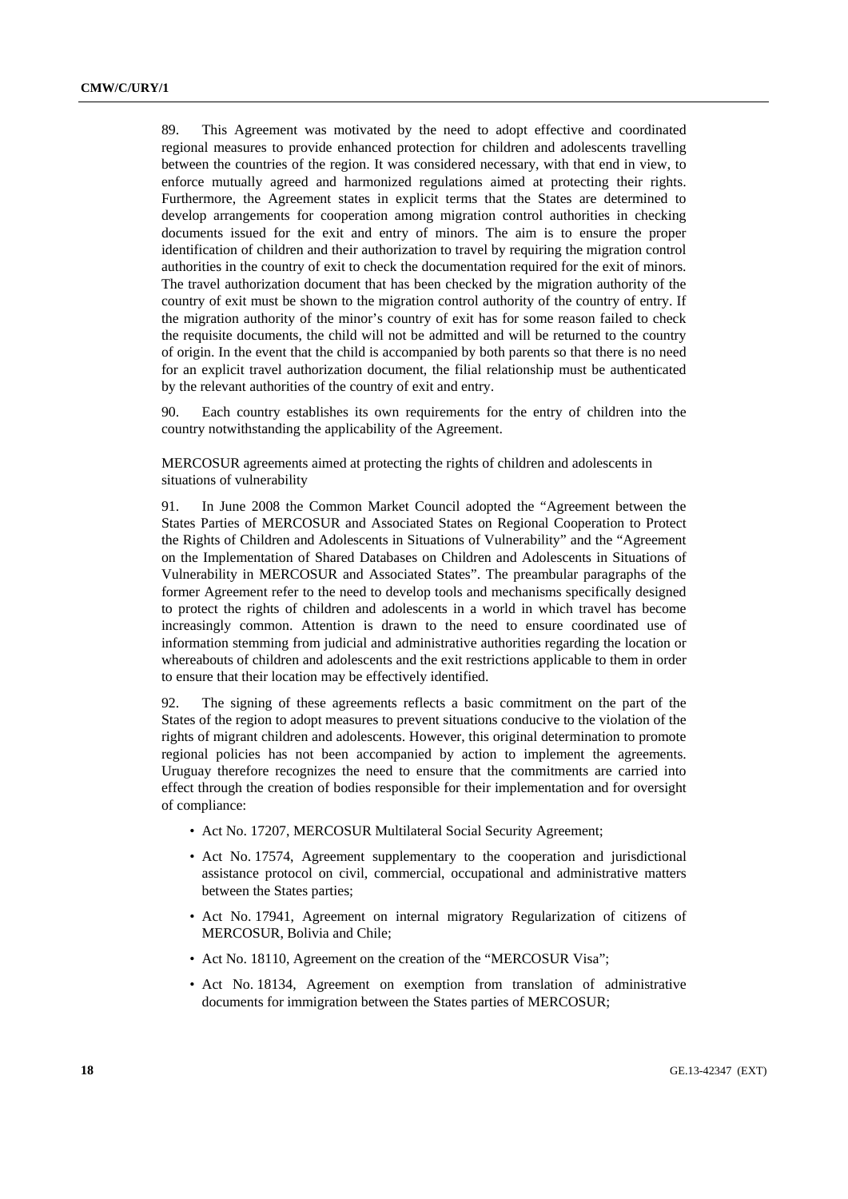89. This Agreement was motivated by the need to adopt effective and coordinated regional measures to provide enhanced protection for children and adolescents travelling between the countries of the region. It was considered necessary, with that end in view, to enforce mutually agreed and harmonized regulations aimed at protecting their rights. Furthermore, the Agreement states in explicit terms that the States are determined to develop arrangements for cooperation among migration control authorities in checking documents issued for the exit and entry of minors. The aim is to ensure the proper identification of children and their authorization to travel by requiring the migration control authorities in the country of exit to check the documentation required for the exit of minors. The travel authorization document that has been checked by the migration authority of the country of exit must be shown to the migration control authority of the country of entry. If the migration authority of the minor's country of exit has for some reason failed to check the requisite documents, the child will not be admitted and will be returned to the country of origin. In the event that the child is accompanied by both parents so that there is no need for an explicit travel authorization document, the filial relationship must be authenticated by the relevant authorities of the country of exit and entry.

90. Each country establishes its own requirements for the entry of children into the country notwithstanding the applicability of the Agreement.

MERCOSUR agreements aimed at protecting the rights of children and adolescents in situations of vulnerability

91. In June 2008 the Common Market Council adopted the "Agreement between the States Parties of MERCOSUR and Associated States on Regional Cooperation to Protect the Rights of Children and Adolescents in Situations of Vulnerability" and the "Agreement on the Implementation of Shared Databases on Children and Adolescents in Situations of Vulnerability in MERCOSUR and Associated States". The preambular paragraphs of the former Agreement refer to the need to develop tools and mechanisms specifically designed to protect the rights of children and adolescents in a world in which travel has become increasingly common. Attention is drawn to the need to ensure coordinated use of information stemming from judicial and administrative authorities regarding the location or whereabouts of children and adolescents and the exit restrictions applicable to them in order to ensure that their location may be effectively identified.

92. The signing of these agreements reflects a basic commitment on the part of the States of the region to adopt measures to prevent situations conducive to the violation of the rights of migrant children and adolescents. However, this original determination to promote regional policies has not been accompanied by action to implement the agreements. Uruguay therefore recognizes the need to ensure that the commitments are carried into effect through the creation of bodies responsible for their implementation and for oversight of compliance:

- Act No. 17207, MERCOSUR Multilateral Social Security Agreement;
- Act No. 17574, Agreement supplementary to the cooperation and jurisdictional assistance protocol on civil, commercial, occupational and administrative matters between the States parties;
- Act No. 17941, Agreement on internal migratory Regularization of citizens of MERCOSUR, Bolivia and Chile;
- Act No. 18110, Agreement on the creation of the "MERCOSUR Visa";
- Act No. 18134, Agreement on exemption from translation of administrative documents for immigration between the States parties of MERCOSUR;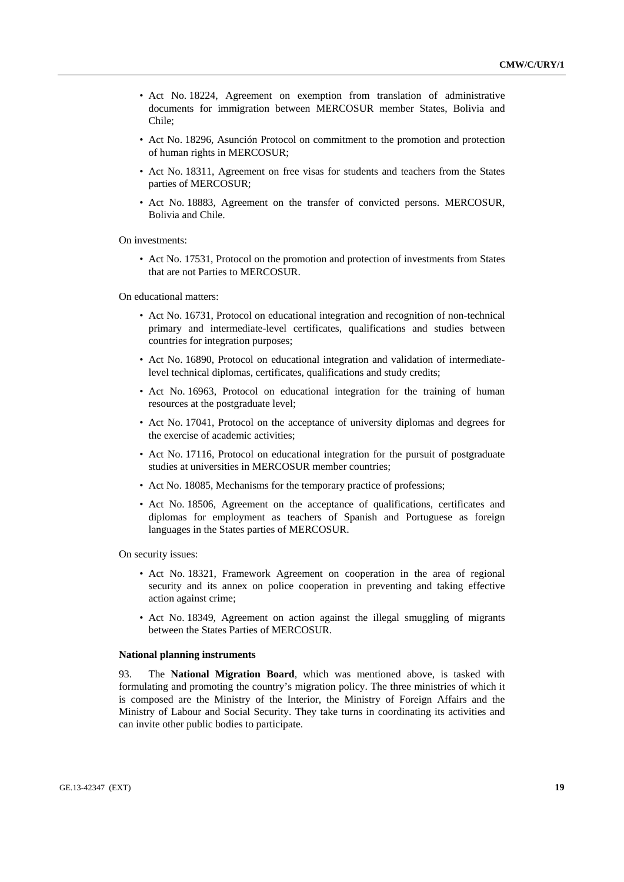- Act No. 18224, Agreement on exemption from translation of administrative documents for immigration between MERCOSUR member States, Bolivia and Chile;
- Act No. 18296, Asunción Protocol on commitment to the promotion and protection of human rights in MERCOSUR;
- Act No. 18311, Agreement on free visas for students and teachers from the States parties of MERCOSUR;
- Act No. 18883, Agreement on the transfer of convicted persons. MERCOSUR, Bolivia and Chile.

On investments:

- Act No. 17531, Protocol on the promotion and protection of investments from States that are not Parties to MERCOSUR.

On educational matters:

- Act No. 16731, Protocol on educational integration and recognition of non-technical primary and intermediate-level certificates, qualifications and studies between countries for integration purposes;
- Act No. 16890, Protocol on educational integration and validation of intermediate-level technical diplomas, certificates, qualifications and study credits;
- Act No. 16963, Protocol on educational integration for the training of human resources at the postgraduate level;
- Act No. 17041, Protocol on the acceptance of university diplomas and degrees for the exercise of academic activities;
- Act No. 17116, Protocol on educational integration for the pursuit of postgraduate studies at universities in MERCOSUR member countries;
- Act No. 18085, Mechanisms for the temporary practice of professions;
- Act No. 18506, Agreement on the acceptance of qualifications, certificates and diplomas for employment as teachers of Spanish and Portuguese as foreign languages in the States parties of MERCOSUR.

On security issues:

- Act No. 18321, Framework Agreement on cooperation in the area of regional security and its annex on police cooperation in preventing and taking effective action against crime;
- Act No. 18349, Agreement on action against the illegal smuggling of migrants between the States Parties of MERCOSUR.

**National planning instruments**

93. The **National Migration Board**, which was mentioned above, is tasked with formulating and promoting the country's migration policy. The three ministries of which it is composed are the Ministry of the Interior, the Ministry of Foreign Affairs and the Ministry of Labour and Social Security. They take turns in coordinating its activities and can invite other public bodies to participate.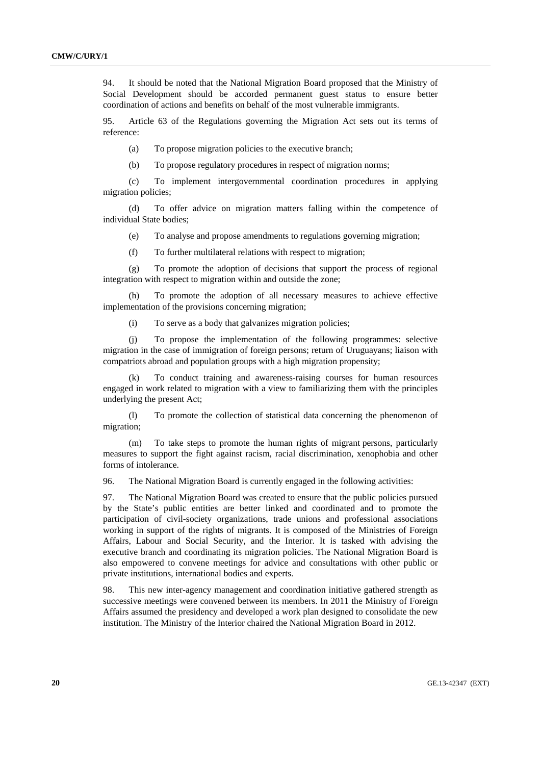94. It should be noted that the National Migration Board proposed that the Ministry of Social Development should be accorded permanent guest status to ensure better coordination of actions and benefits on behalf of the most vulnerable immigrants.

95. Article 63 of the Regulations governing the Migration Act sets out its terms of reference:

(a) To propose migration policies to the executive branch;

(b) To propose regulatory procedures in respect of migration norms;

(c) To implement intergovernmental coordination procedures in applying migration policies;

(d) To offer advice on migration matters falling within the competence of individual State bodies;

(e) To analyse and propose amendments to regulations governing migration;

(f) To further multilateral relations with respect to migration;

(g) To promote the adoption of decisions that support the process of regional integration with respect to migration within and outside the zone;

(h) To promote the adoption of all necessary measures to achieve effective implementation of the provisions concerning migration;

(i) To serve as a body that galvanizes migration policies;

(j) To propose the implementation of the following programmes: selective migration in the case of immigration of foreign persons; return of Uruguayans; liaison with compatriots abroad and population groups with a high migration propensity;

(k) To conduct training and awareness-raising courses for human resources engaged in work related to migration with a view to familiarizing them with the principles underlying the present Act;

(l) To promote the collection of statistical data concerning the phenomenon of migration;

(m) To take steps to promote the human rights of migrant persons, particularly measures to support the fight against racism, racial discrimination, xenophobia and other forms of intolerance.

96. The National Migration Board is currently engaged in the following activities:

97. The National Migration Board was created to ensure that the public policies pursued by the State's public entities are better linked and coordinated and to promote the participation of civil-society organizations, trade unions and professional associations working in support of the rights of migrants. It is composed of the Ministries of Foreign Affairs, Labour and Social Security, and the Interior. It is tasked with advising the executive branch and coordinating its migration policies. The National Migration Board is also empowered to convene meetings for advice and consultations with other public or private institutions, international bodies and experts.

98. This new inter-agency management and coordination initiative gathered strength as successive meetings were convened between its members. In 2011 the Ministry of Foreign Affairs assumed the presidency and developed a work plan designed to consolidate the new institution. The Ministry of the Interior chaired the National Migration Board in 2012.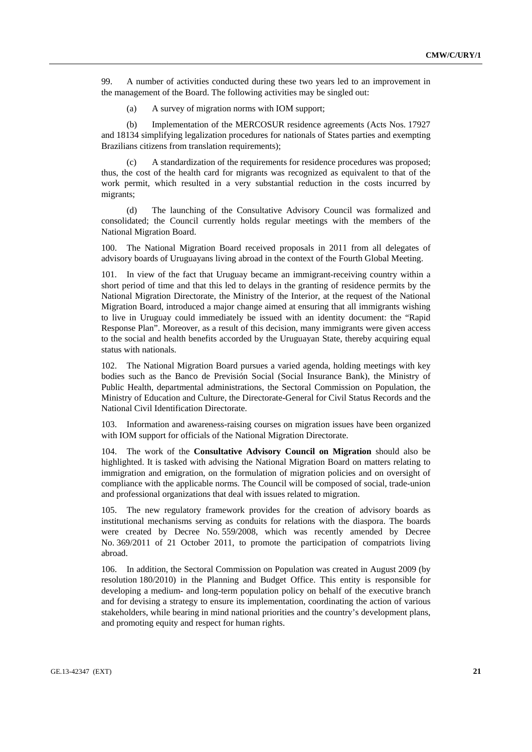99. A number of activities conducted during these two years led to an improvement in the management of the Board. The following activities may be singled out:

(a) A survey of migration norms with IOM support;

(b) Implementation of the MERCOSUR residence agreements (Acts Nos. 17927 and 18134 simplifying legalization procedures for nationals of States parties and exempting Brazilians citizens from translation requirements);

(c) A standardization of the requirements for residence procedures was proposed; thus, the cost of the health card for migrants was recognized as equivalent to that of the work permit, which resulted in a very substantial reduction in the costs incurred by migrants;

(d) The launching of the Consultative Advisory Council was formalized and consolidated; the Council currently holds regular meetings with the members of the National Migration Board.

100. The National Migration Board received proposals in 2011 from all delegates of advisory boards of Uruguayans living abroad in the context of the Fourth Global Meeting.

101. In view of the fact that Uruguay became an immigrant-receiving country within a short period of time and that this led to delays in the granting of residence permits by the National Migration Directorate, the Ministry of the Interior, at the request of the National Migration Board, introduced a major change aimed at ensuring that all immigrants wishing to live in Uruguay could immediately be issued with an identity document: the "Rapid Response Plan". Moreover, as a result of this decision, many immigrants were given access to the social and health benefits accorded by the Uruguayan State, thereby acquiring equal status with nationals.

102. The National Migration Board pursues a varied agenda, holding meetings with key bodies such as the Banco de Previsión Social (Social Insurance Bank), the Ministry of Public Health, departmental administrations, the Sectoral Commission on Population, the Ministry of Education and Culture, the Directorate-General for Civil Status Records and the National Civil Identification Directorate.

103. Information and awareness-raising courses on migration issues have been organized with IOM support for officials of the National Migration Directorate.

104. The work of the **Consultative Advisory Council on Migration** should also be highlighted. It is tasked with advising the National Migration Board on matters relating to immigration and emigration, on the formulation of migration policies and on oversight of compliance with the applicable norms. The Council will be composed of social, trade-union and professional organizations that deal with issues related to migration.

105. The new regulatory framework provides for the creation of advisory boards as institutional mechanisms serving as conduits for relations with the diaspora. The boards were created by Decree No. 559/2008, which was recently amended by Decree No. 369/2011 of 21 October 2011, to promote the participation of compatriots living abroad.

106. In addition, the Sectoral Commission on Population was created in August 2009 (by resolution 180/2010) in the Planning and Budget Office. This entity is responsible for developing a medium- and long-term population policy on behalf of the executive branch and for devising a strategy to ensure its implementation, coordinating the action of various stakeholders, while bearing in mind national priorities and the country's development plans, and promoting equity and respect for human rights.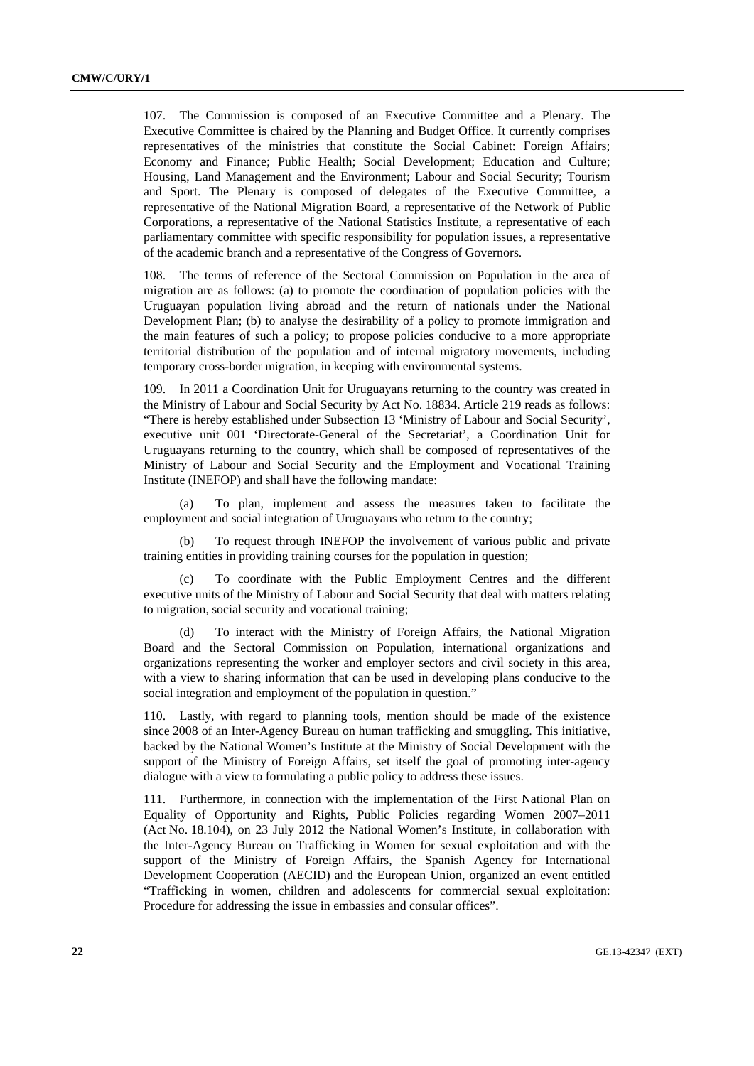107. The Commission is composed of an Executive Committee and a Plenary. The Executive Committee is chaired by the Planning and Budget Office. It currently comprises representatives of the ministries that constitute the Social Cabinet: Foreign Affairs; Economy and Finance; Public Health; Social Development; Education and Culture; Housing, Land Management and the Environment; Labour and Social Security; Tourism and Sport. The Plenary is composed of delegates of the Executive Committee, a representative of the National Migration Board, a representative of the Network of Public Corporations, a representative of the National Statistics Institute, a representative of each parliamentary committee with specific responsibility for population issues, a representative of the academic branch and a representative of the Congress of Governors.

108. The terms of reference of the Sectoral Commission on Population in the area of migration are as follows: (a) to promote the coordination of population policies with the Uruguayan population living abroad and the return of nationals under the National Development Plan; (b) to analyse the desirability of a policy to promote immigration and the main features of such a policy; to propose policies conducive to a more appropriate territorial distribution of the population and of internal migratory movements, including temporary cross-border migration, in keeping with environmental systems.

109. In 2011 a Coordination Unit for Uruguayans returning to the country was created in the Ministry of Labour and Social Security by Act No. 18834. Article 219 reads as follows: "There is hereby established under Subsection 13 'Ministry of Labour and Social Security', executive unit 001 'Directorate-General of the Secretariat', a Coordination Unit for Uruguayans returning to the country, which shall be composed of representatives of the Ministry of Labour and Social Security and the Employment and Vocational Training Institute (INEFOP) and shall have the following mandate:

(a) To plan, implement and assess the measures taken to facilitate the employment and social integration of Uruguayans who return to the country;

(b) To request through INEFOP the involvement of various public and private training entities in providing training courses for the population in question;

(c) To coordinate with the Public Employment Centres and the different executive units of the Ministry of Labour and Social Security that deal with matters relating to migration, social security and vocational training;

(d) To interact with the Ministry of Foreign Affairs, the National Migration Board and the Sectoral Commission on Population, international organizations and organizations representing the worker and employer sectors and civil society in this area, with a view to sharing information that can be used in developing plans conducive to the social integration and employment of the population in question."

110. Lastly, with regard to planning tools, mention should be made of the existence since 2008 of an Inter-Agency Bureau on human trafficking and smuggling. This initiative, backed by the National Women's Institute at the Ministry of Social Development with the support of the Ministry of Foreign Affairs, set itself the goal of promoting inter-agency dialogue with a view to formulating a public policy to address these issues.

111. Furthermore, in connection with the implementation of the First National Plan on Equality of Opportunity and Rights, Public Policies regarding Women 2007–2011 (Act No. 18.104), on 23 July 2012 the National Women's Institute, in collaboration with the Inter-Agency Bureau on Trafficking in Women for sexual exploitation and with the support of the Ministry of Foreign Affairs, the Spanish Agency for International Development Cooperation (AECID) and the European Union, organized an event entitled "Trafficking in women, children and adolescents for commercial sexual exploitation: Procedure for addressing the issue in embassies and consular offices".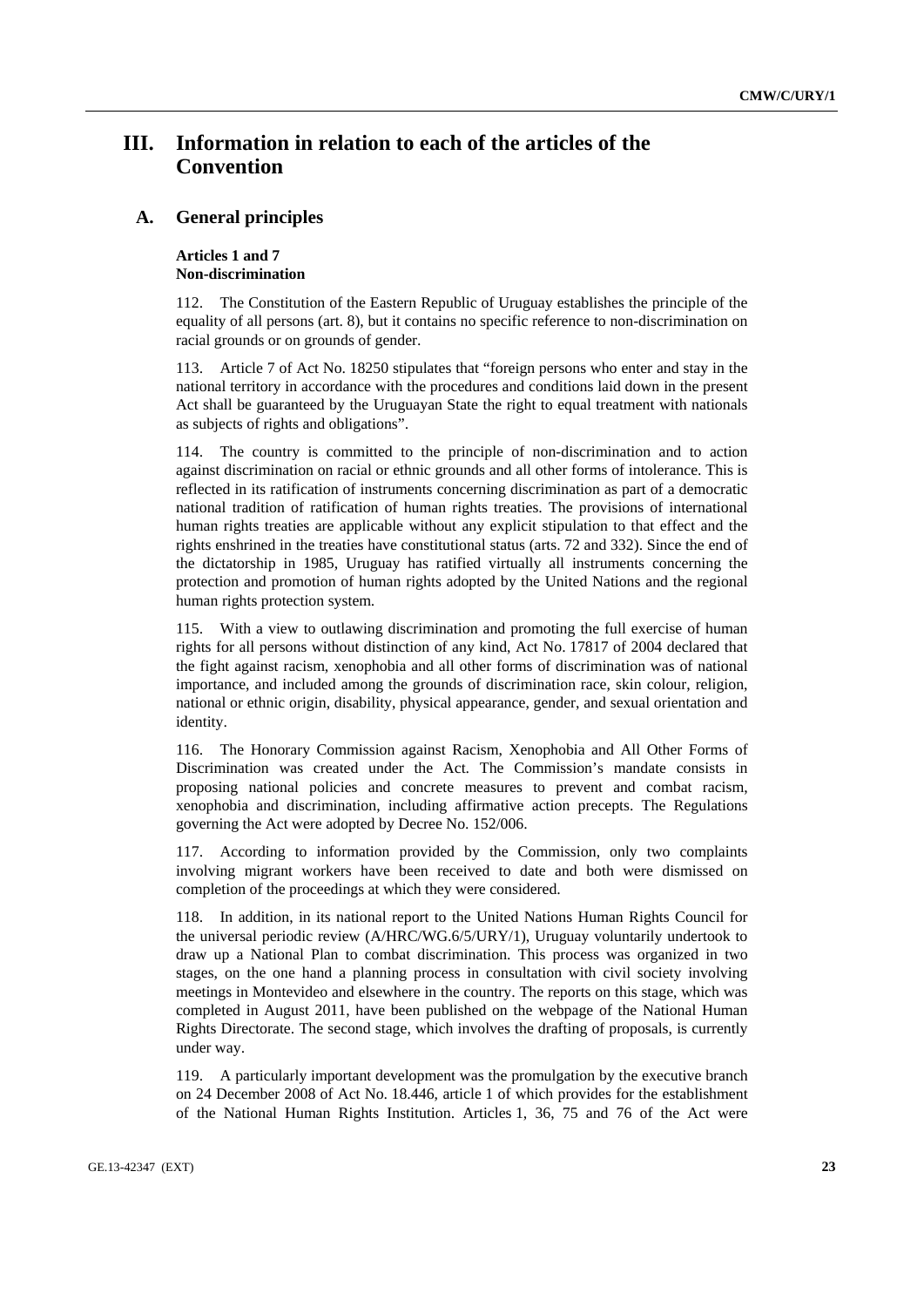# III. Information in relation to each of the articles of the Convention

## A. General principles

### Articles 1 and 7
### Non-discrimination

112. The Constitution of the Eastern Republic of Uruguay establishes the principle of the equality of all persons (art. 8), but it contains no specific reference to non-discrimination on racial grounds or on grounds of gender.

113. Article 7 of Act No. 18250 stipulates that "foreign persons who enter and stay in the national territory in accordance with the procedures and conditions laid down in the present Act shall be guaranteed by the Uruguayan State the right to equal treatment with nationals as subjects of rights and obligations".

114. The country is committed to the principle of non-discrimination and to action against discrimination on racial or ethnic grounds and all other forms of intolerance. This is reflected in its ratification of instruments concerning discrimination as part of a democratic national tradition of ratification of human rights treaties. The provisions of international human rights treaties are applicable without any explicit stipulation to that effect and the rights enshrined in the treaties have constitutional status (arts. 72 and 332). Since the end of the dictatorship in 1985, Uruguay has ratified virtually all instruments concerning the protection and promotion of human rights adopted by the United Nations and the regional human rights protection system.

115. With a view to outlawing discrimination and promoting the full exercise of human rights for all persons without distinction of any kind, Act No. 17817 of 2004 declared that the fight against racism, xenophobia and all other forms of discrimination was of national importance, and included among the grounds of discrimination race, skin colour, religion, national or ethnic origin, disability, physical appearance, gender, and sexual orientation and identity.

116. The Honorary Commission against Racism, Xenophobia and All Other Forms of Discrimination was created under the Act. The Commission's mandate consists in proposing national policies and concrete measures to prevent and combat racism, xenophobia and discrimination, including affirmative action precepts. The Regulations governing the Act were adopted by Decree No. 152/006.

117. According to information provided by the Commission, only two complaints involving migrant workers have been received to date and both were dismissed on completion of the proceedings at which they were considered.

118. In addition, in its national report to the United Nations Human Rights Council for the universal periodic review (A/HRC/WG.6/5/URY/1), Uruguay voluntarily undertook to draw up a National Plan to combat discrimination. This process was organized in two stages, on the one hand a planning process in consultation with civil society involving meetings in Montevideo and elsewhere in the country. The reports on this stage, which was completed in August 2011, have been published on the webpage of the National Human Rights Directorate. The second stage, which involves the drafting of proposals, is currently under way.

119. A particularly important development was the promulgation by the executive branch on 24 December 2008 of Act No. 18.446, article 1 of which provides for the establishment of the National Human Rights Institution. Articles 1, 36, 75 and 76 of the Act were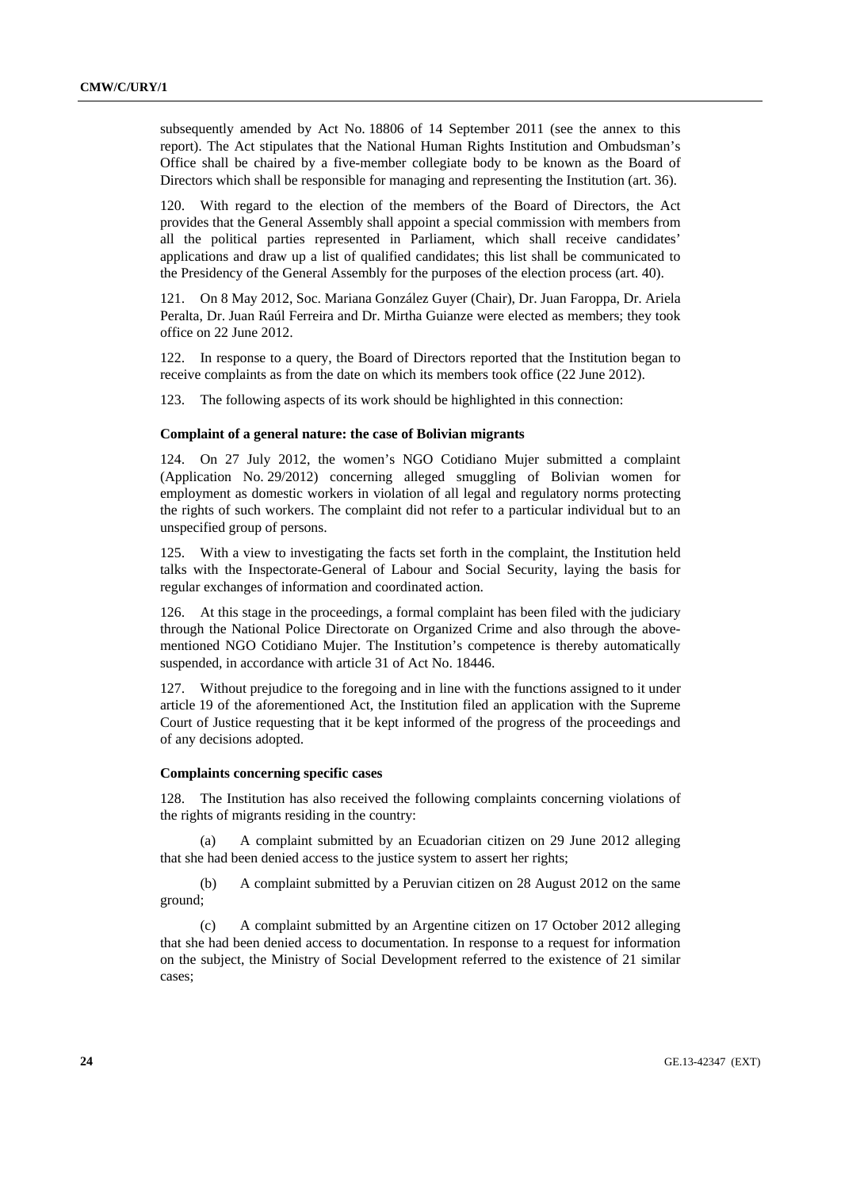subsequently amended by Act No. 18806 of 14 September 2011 (see the annex to this report). The Act stipulates that the National Human Rights Institution and Ombudsman's Office shall be chaired by a five-member collegiate body to be known as the Board of Directors which shall be responsible for managing and representing the Institution (art. 36).

120. With regard to the election of the members of the Board of Directors, the Act provides that the General Assembly shall appoint a special commission with members from all the political parties represented in Parliament, which shall receive candidates' applications and draw up a list of qualified candidates; this list shall be communicated to the Presidency of the General Assembly for the purposes of the election process (art. 40).

121. On 8 May 2012, Soc. Mariana González Guyer (Chair), Dr. Juan Faroppa, Dr. Ariela Peralta, Dr. Juan Raúl Ferreira and Dr. Mirtha Guianze were elected as members; they took office on 22 June 2012.

122. In response to a query, the Board of Directors reported that the Institution began to receive complaints as from the date on which its members took office (22 June 2012).

123. The following aspects of its work should be highlighted in this connection:

#### Complaint of a general nature: the case of Bolivian migrants

124. On 27 July 2012, the women's NGO Cotidiano Mujer submitted a complaint (Application No. 29/2012) concerning alleged smuggling of Bolivian women for employment as domestic workers in violation of all legal and regulatory norms protecting the rights of such workers. The complaint did not refer to a particular individual but to an unspecified group of persons.

125. With a view to investigating the facts set forth in the complaint, the Institution held talks with the Inspectorate-General of Labour and Social Security, laying the basis for regular exchanges of information and coordinated action.

126. At this stage in the proceedings, a formal complaint has been filed with the judiciary through the National Police Directorate on Organized Crime and also through the above-mentioned NGO Cotidiano Mujer. The Institution's competence is thereby automatically suspended, in accordance with article 31 of Act No. 18446.

127. Without prejudice to the foregoing and in line with the functions assigned to it under article 19 of the aforementioned Act, the Institution filed an application with the Supreme Court of Justice requesting that it be kept informed of the progress of the proceedings and of any decisions adopted.

#### Complaints concerning specific cases

128. The Institution has also received the following complaints concerning violations of the rights of migrants residing in the country:

(a) A complaint submitted by an Ecuadorian citizen on 29 June 2012 alleging that she had been denied access to the justice system to assert her rights;

(b) A complaint submitted by a Peruvian citizen on 28 August 2012 on the same ground;

(c) A complaint submitted by an Argentine citizen on 17 October 2012 alleging that she had been denied access to documentation. In response to a request for information on the subject, the Ministry of Social Development referred to the existence of 21 similar cases;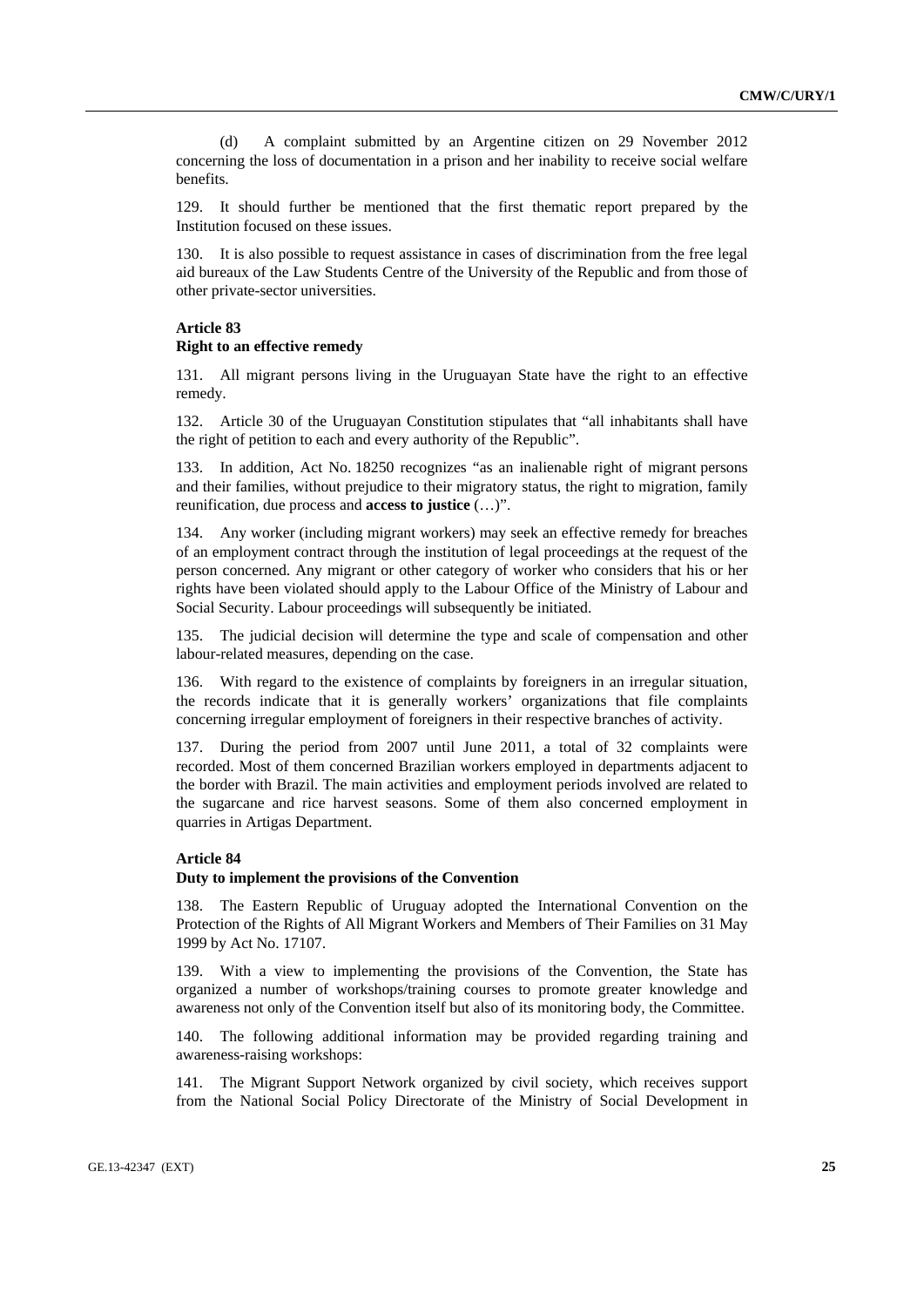(d) A complaint submitted by an Argentine citizen on 29 November 2012 concerning the loss of documentation in a prison and her inability to receive social welfare benefits.

129. It should further be mentioned that the first thematic report prepared by the Institution focused on these issues.

130. It is also possible to request assistance in cases of discrimination from the free legal aid bureaux of the Law Students Centre of the University of the Republic and from those of other private-sector universities.

### Article 83
### Right to an effective remedy

131. All migrant persons living in the Uruguayan State have the right to an effective remedy.

132. Article 30 of the Uruguayan Constitution stipulates that "all inhabitants shall have the right of petition to each and every authority of the Republic".

133. In addition, Act No. 18250 recognizes "as an inalienable right of migrant persons and their families, without prejudice to their migratory status, the right to migration, family reunification, due process and **access to justice** (…)".

134. Any worker (including migrant workers) may seek an effective remedy for breaches of an employment contract through the institution of legal proceedings at the request of the person concerned. Any migrant or other category of worker who considers that his or her rights have been violated should apply to the Labour Office of the Ministry of Labour and Social Security. Labour proceedings will subsequently be initiated.

135. The judicial decision will determine the type and scale of compensation and other labour-related measures, depending on the case.

136. With regard to the existence of complaints by foreigners in an irregular situation, the records indicate that it is generally workers' organizations that file complaints concerning irregular employment of foreigners in their respective branches of activity.

137. During the period from 2007 until June 2011, a total of 32 complaints were recorded. Most of them concerned Brazilian workers employed in departments adjacent to the border with Brazil. The main activities and employment periods involved are related to the sugarcane and rice harvest seasons. Some of them also concerned employment in quarries in Artigas Department.

### Article 84
### Duty to implement the provisions of the Convention

138. The Eastern Republic of Uruguay adopted the International Convention on the Protection of the Rights of All Migrant Workers and Members of Their Families on 31 May 1999 by Act No. 17107.

139. With a view to implementing the provisions of the Convention, the State has organized a number of workshops/training courses to promote greater knowledge and awareness not only of the Convention itself but also of its monitoring body, the Committee.

140. The following additional information may be provided regarding training and awareness-raising workshops:

141. The Migrant Support Network organized by civil society, which receives support from the National Social Policy Directorate of the Ministry of Social Development in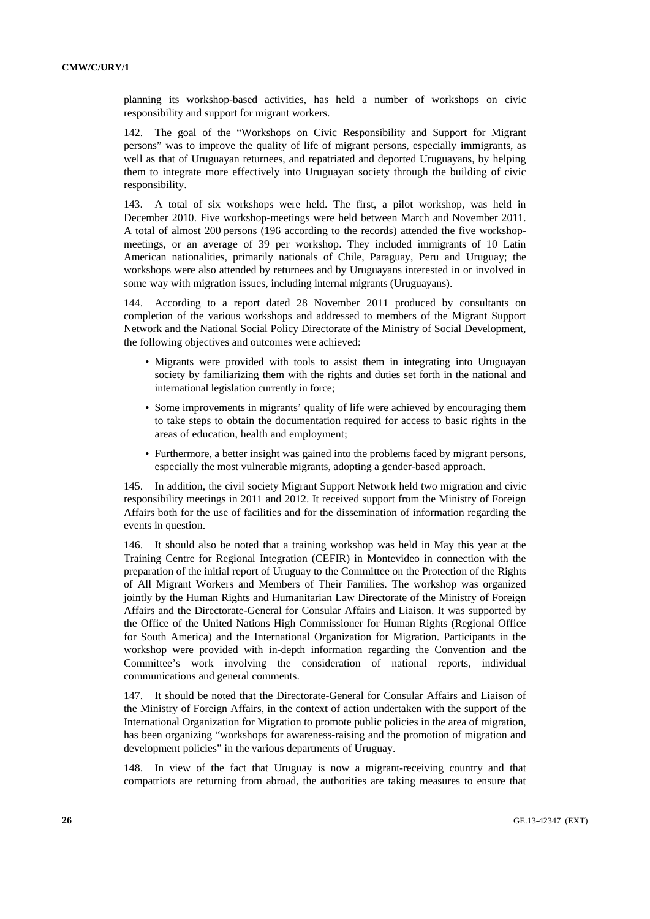planning its workshop-based activities, has held a number of workshops on civic responsibility and support for migrant workers.

142. The goal of the "Workshops on Civic Responsibility and Support for Migrant persons" was to improve the quality of life of migrant persons, especially immigrants, as well as that of Uruguayan returnees, and repatriated and deported Uruguayans, by helping them to integrate more effectively into Uruguayan society through the building of civic responsibility.

143. A total of six workshops were held. The first, a pilot workshop, was held in December 2010. Five workshop-meetings were held between March and November 2011. A total of almost 200 persons (196 according to the records) attended the five workshop-meetings, or an average of 39 per workshop. They included immigrants of 10 Latin American nationalities, primarily nationals of Chile, Paraguay, Peru and Uruguay; the workshops were also attended by returnees and by Uruguayans interested in or involved in some way with migration issues, including internal migrants (Uruguayans).

144. According to a report dated 28 November 2011 produced by consultants on completion of the various workshops and addressed to members of the Migrant Support Network and the National Social Policy Directorate of the Ministry of Social Development, the following objectives and outcomes were achieved:

- Migrants were provided with tools to assist them in integrating into Uruguayan society by familiarizing them with the rights and duties set forth in the national and international legislation currently in force;
- Some improvements in migrants' quality of life were achieved by encouraging them to take steps to obtain the documentation required for access to basic rights in the areas of education, health and employment;
- Furthermore, a better insight was gained into the problems faced by migrant persons, especially the most vulnerable migrants, adopting a gender-based approach.

145. In addition, the civil society Migrant Support Network held two migration and civic responsibility meetings in 2011 and 2012. It received support from the Ministry of Foreign Affairs both for the use of facilities and for the dissemination of information regarding the events in question.

146. It should also be noted that a training workshop was held in May this year at the Training Centre for Regional Integration (CEFIR) in Montevideo in connection with the preparation of the initial report of Uruguay to the Committee on the Protection of the Rights of All Migrant Workers and Members of Their Families. The workshop was organized jointly by the Human Rights and Humanitarian Law Directorate of the Ministry of Foreign Affairs and the Directorate-General for Consular Affairs and Liaison. It was supported by the Office of the United Nations High Commissioner for Human Rights (Regional Office for South America) and the International Organization for Migration. Participants in the workshop were provided with in-depth information regarding the Convention and the Committee's work involving the consideration of national reports, individual communications and general comments.

147. It should be noted that the Directorate-General for Consular Affairs and Liaison of the Ministry of Foreign Affairs, in the context of action undertaken with the support of the International Organization for Migration to promote public policies in the area of migration, has been organizing "workshops for awareness-raising and the promotion of migration and development policies" in the various departments of Uruguay.

148. In view of the fact that Uruguay is now a migrant-receiving country and that compatriots are returning from abroad, the authorities are taking measures to ensure that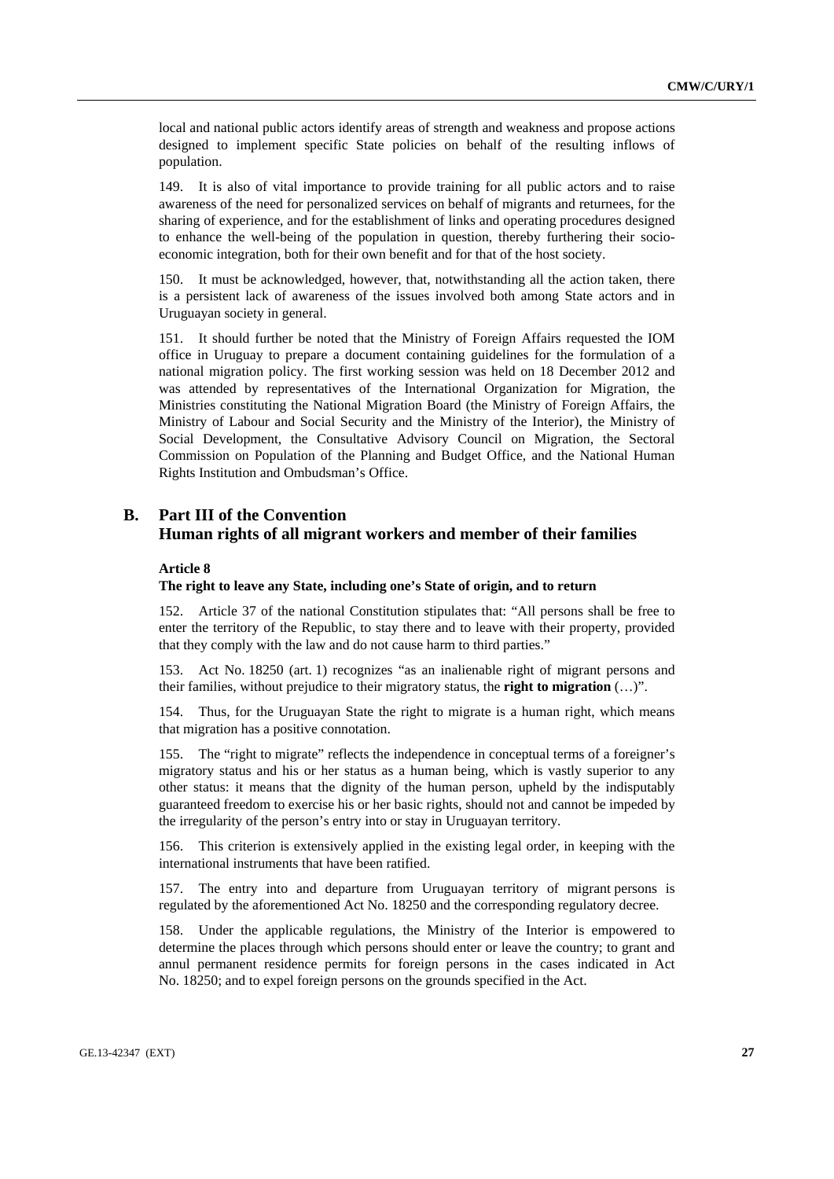local and national public actors identify areas of strength and weakness and propose actions designed to implement specific State policies on behalf of the resulting inflows of population.

149. It is also of vital importance to provide training for all public actors and to raise awareness of the need for personalized services on behalf of migrants and returnees, for the sharing of experience, and for the establishment of links and operating procedures designed to enhance the well-being of the population in question, thereby furthering their socio-economic integration, both for their own benefit and for that of the host society.

150. It must be acknowledged, however, that, notwithstanding all the action taken, there is a persistent lack of awareness of the issues involved both among State actors and in Uruguayan society in general.

151. It should further be noted that the Ministry of Foreign Affairs requested the IOM office in Uruguay to prepare a document containing guidelines for the formulation of a national migration policy. The first working session was held on 18 December 2012 and was attended by representatives of the International Organization for Migration, the Ministries constituting the National Migration Board (the Ministry of Foreign Affairs, the Ministry of Labour and Social Security and the Ministry of the Interior), the Ministry of Social Development, the Consultative Advisory Council on Migration, the Sectoral Commission on Population of the Planning and Budget Office, and the National Human Rights Institution and Ombudsman's Office.

## B. Part III of the Convention Human rights of all migrant workers and member of their families

### Article 8

#### The right to leave any State, including one's State of origin, and to return

152. Article 37 of the national Constitution stipulates that: "All persons shall be free to enter the territory of the Republic, to stay there and to leave with their property, provided that they comply with the law and do not cause harm to third parties."

153. Act No. 18250 (art. 1) recognizes "as an inalienable right of migrant persons and their families, without prejudice to their migratory status, the **right to migration** (…)".

154. Thus, for the Uruguayan State the right to migrate is a human right, which means that migration has a positive connotation.

155. The "right to migrate" reflects the independence in conceptual terms of a foreigner's migratory status and his or her status as a human being, which is vastly superior to any other status: it means that the dignity of the human person, upheld by the indisputably guaranteed freedom to exercise his or her basic rights, should not and cannot be impeded by the irregularity of the person's entry into or stay in Uruguayan territory.

156. This criterion is extensively applied in the existing legal order, in keeping with the international instruments that have been ratified.

157. The entry into and departure from Uruguayan territory of migrant persons is regulated by the aforementioned Act No. 18250 and the corresponding regulatory decree.

158. Under the applicable regulations, the Ministry of the Interior is empowered to determine the places through which persons should enter or leave the country; to grant and annul permanent residence permits for foreign persons in the cases indicated in Act No. 18250; and to expel foreign persons on the grounds specified in the Act.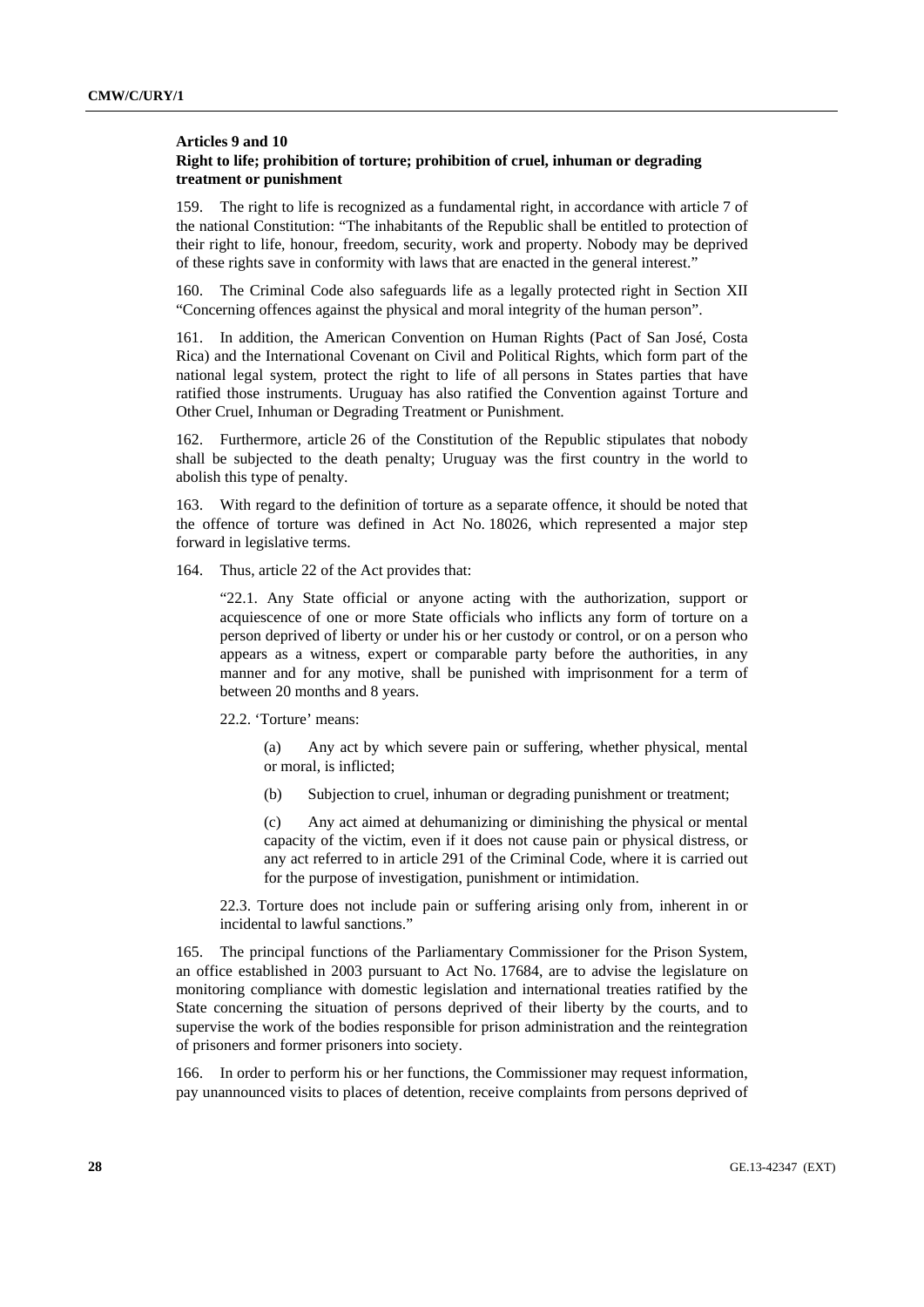**Articles 9 and 10**
**Right to life; prohibition of torture; prohibition of cruel, inhuman or degrading treatment or punishment**

159. The right to life is recognized as a fundamental right, in accordance with article 7 of the national Constitution: "The inhabitants of the Republic shall be entitled to protection of their right to life, honour, freedom, security, work and property. Nobody may be deprived of these rights save in conformity with laws that are enacted in the general interest."

160. The Criminal Code also safeguards life as a legally protected right in Section XII "Concerning offences against the physical and moral integrity of the human person".

161. In addition, the American Convention on Human Rights (Pact of San José, Costa Rica) and the International Covenant on Civil and Political Rights, which form part of the national legal system, protect the right to life of all persons in States parties that have ratified those instruments. Uruguay has also ratified the Convention against Torture and Other Cruel, Inhuman or Degrading Treatment or Punishment.

162. Furthermore, article 26 of the Constitution of the Republic stipulates that nobody shall be subjected to the death penalty; Uruguay was the first country in the world to abolish this type of penalty.

163. With regard to the definition of torture as a separate offence, it should be noted that the offence of torture was defined in Act No. 18026, which represented a major step forward in legislative terms.

164. Thus, article 22 of the Act provides that:

> "22.1. Any State official or anyone acting with the authorization, support or acquiescence of one or more State officials who inflicts any form of torture on a person deprived of liberty or under his or her custody or control, or on a person who appears as a witness, expert or comparable party before the authorities, in any manner and for any motive, shall be punished with imprisonment for a term of between 20 months and 8 years.
>
> 22.2. 'Torture' means:
>
> (a) Any act by which severe pain or suffering, whether physical, mental or moral, is inflicted;
>
> (b) Subjection to cruel, inhuman or degrading punishment or treatment;
>
> (c) Any act aimed at dehumanizing or diminishing the physical or mental capacity of the victim, even if it does not cause pain or physical distress, or any act referred to in article 291 of the Criminal Code, where it is carried out for the purpose of investigation, punishment or intimidation.
>
> 22.3. Torture does not include pain or suffering arising only from, inherent in or incidental to lawful sanctions."

165. The principal functions of the Parliamentary Commissioner for the Prison System, an office established in 2003 pursuant to Act No. 17684, are to advise the legislature on monitoring compliance with domestic legislation and international treaties ratified by the State concerning the situation of persons deprived of their liberty by the courts, and to supervise the work of the bodies responsible for prison administration and the reintegration of prisoners and former prisoners into society.

166. In order to perform his or her functions, the Commissioner may request information, pay unannounced visits to places of detention, receive complaints from persons deprived of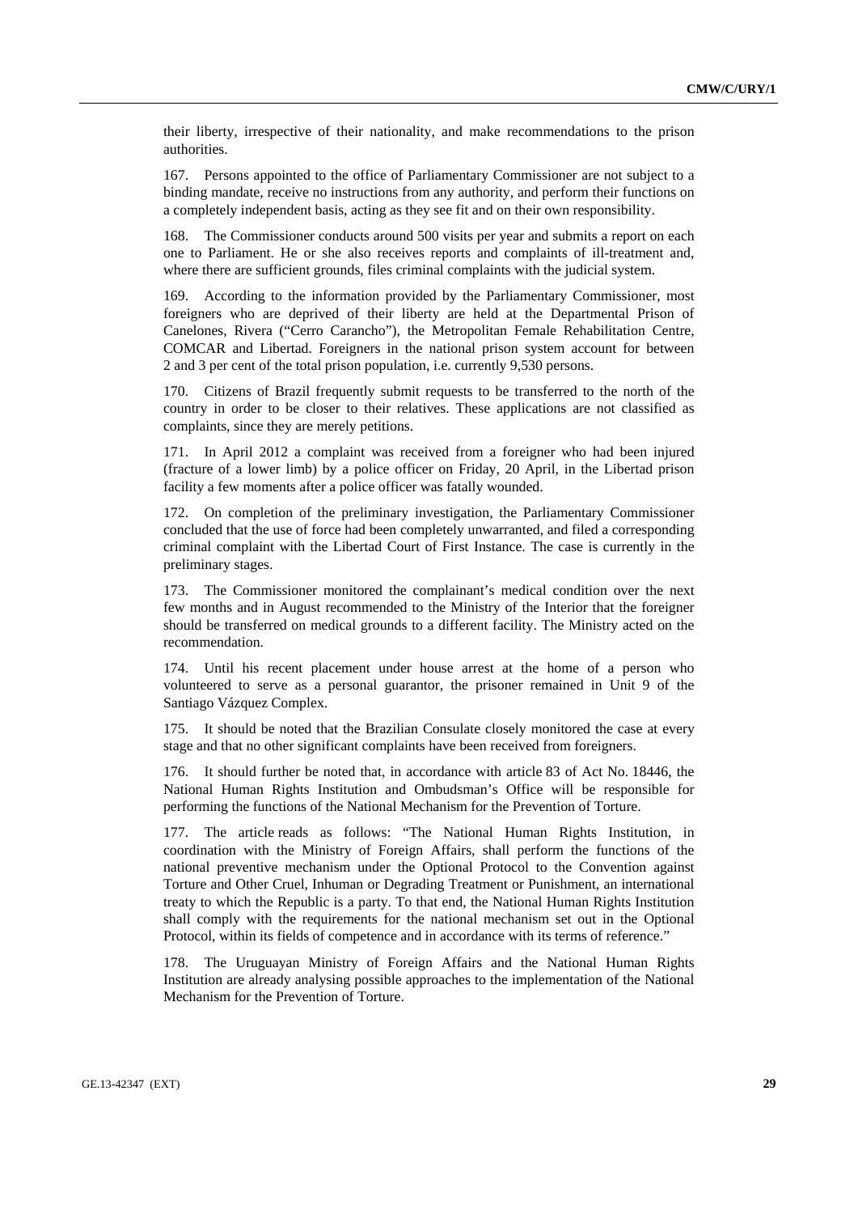their liberty, irrespective of their nationality, and make recommendations to the prison authorities.

167. Persons appointed to the office of Parliamentary Commissioner are not subject to a binding mandate, receive no instructions from any authority, and perform their functions on a completely independent basis, acting as they see fit and on their own responsibility.

168. The Commissioner conducts around 500 visits per year and submits a report on each one to Parliament. He or she also receives reports and complaints of ill-treatment and, where there are sufficient grounds, files criminal complaints with the judicial system.

169. According to the information provided by the Parliamentary Commissioner, most foreigners who are deprived of their liberty are held at the Departmental Prison of Canelones, Rivera ("Cerro Carancho"), the Metropolitan Female Rehabilitation Centre, COMCAR and Libertad. Foreigners in the national prison system account for between 2 and 3 per cent of the total prison population, i.e. currently 9,530 persons.

170. Citizens of Brazil frequently submit requests to be transferred to the north of the country in order to be closer to their relatives. These applications are not classified as complaints, since they are merely petitions.

171. In April 2012 a complaint was received from a foreigner who had been injured (fracture of a lower limb) by a police officer on Friday, 20 April, in the Libertad prison facility a few moments after a police officer was fatally wounded.

172. On completion of the preliminary investigation, the Parliamentary Commissioner concluded that the use of force had been completely unwarranted, and filed a corresponding criminal complaint with the Libertad Court of First Instance. The case is currently in the preliminary stages.

173. The Commissioner monitored the complainant's medical condition over the next few months and in August recommended to the Ministry of the Interior that the foreigner should be transferred on medical grounds to a different facility. The Ministry acted on the recommendation.

174. Until his recent placement under house arrest at the home of a person who volunteered to serve as a personal guarantor, the prisoner remained in Unit 9 of the Santiago Vázquez Complex.

175. It should be noted that the Brazilian Consulate closely monitored the case at every stage and that no other significant complaints have been received from foreigners.

176. It should further be noted that, in accordance with article 83 of Act No. 18446, the National Human Rights Institution and Ombudsman's Office will be responsible for performing the functions of the National Mechanism for the Prevention of Torture.

177. The article reads as follows: "The National Human Rights Institution, in coordination with the Ministry of Foreign Affairs, shall perform the functions of the national preventive mechanism under the Optional Protocol to the Convention against Torture and Other Cruel, Inhuman or Degrading Treatment or Punishment, an international treaty to which the Republic is a party. To that end, the National Human Rights Institution shall comply with the requirements for the national mechanism set out in the Optional Protocol, within its fields of competence and in accordance with its terms of reference."

178. The Uruguayan Ministry of Foreign Affairs and the National Human Rights Institution are already analysing possible approaches to the implementation of the National Mechanism for the Prevention of Torture.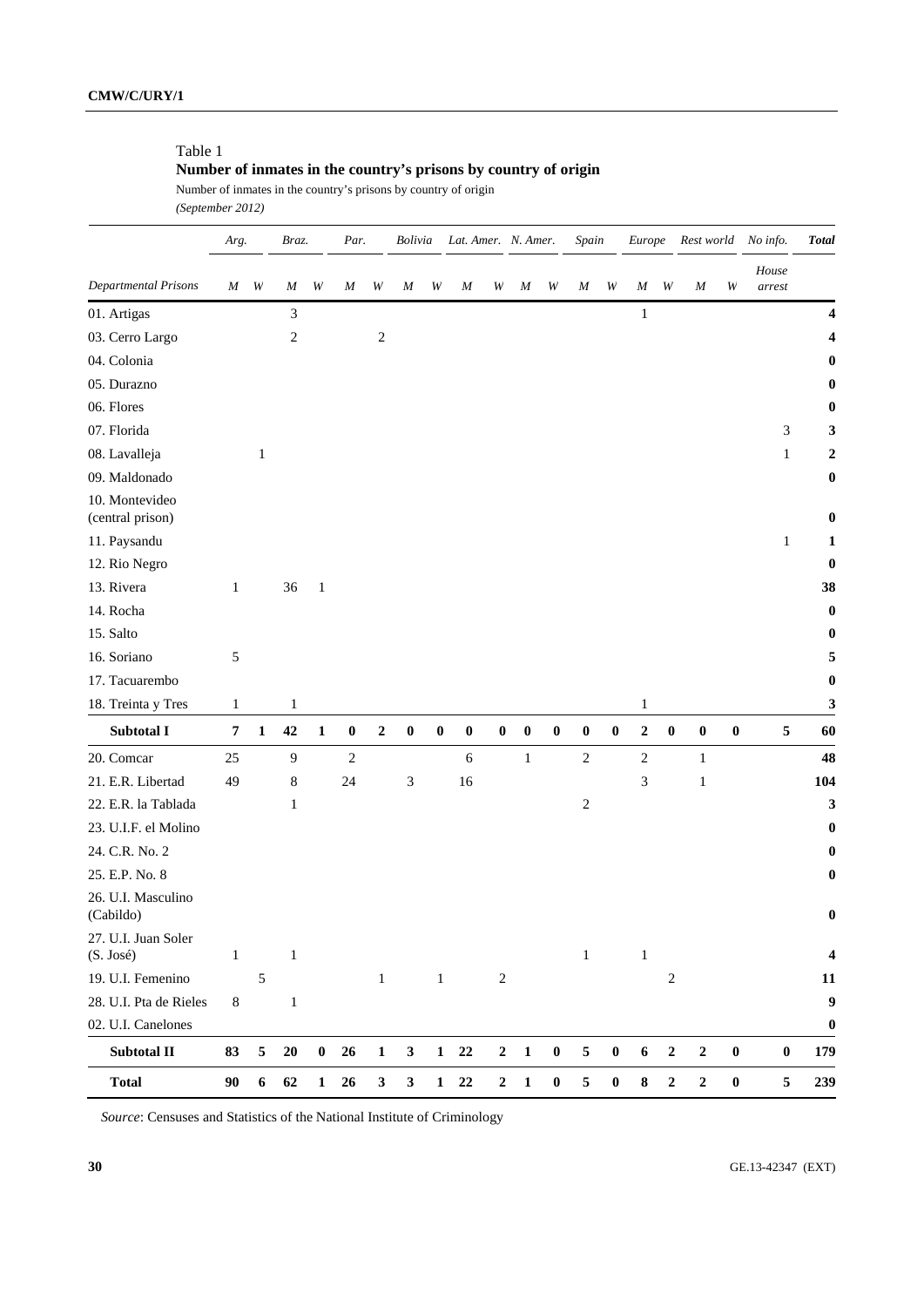Table 1

**Number of inmates in the country's prisons by country of origin**

Number of inmates in the country's prisons by country of origin

*(September 2012)*

| | *Arg.* | | *Braz.* | | *Par.* | | *Bolivia* | | *Lat. Amer.* | | *N. Amer.* | | *Spain* | | *Europe* | | *Rest world* | | *No info.* | ***Total*** |
|---|---|---|---|---|---|---|---|---|---|---|---|---|---|---|---|---|---|---|---|---|
| *Departmental Prisons* | *M* | *W* | *M* | *W* | *M* | *W* | *M* | *W* | *M* | *W* | *M* | *W* | *M* | *W* | *M* | *W* | *M* | *W* | *House arrest* | |
| 01. Artigas | | | 3 | | | | | | | | | | | | 1 | | | | | **4** |
| 03. Cerro Largo | | | 2 | | | 2 | | | | | | | | | | | | | | **4** |
| 04. Colonia | | | | | | | | | | | | | | | | | | | | **0** |
| 05. Durazno | | | | | | | | | | | | | | | | | | | | **0** |
| 06. Flores | | | | | | | | | | | | | | | | | | | | **0** |
| 07. Florida | | | | | | | | | | | | | | | | | | | 3 | **3** |
| 08. Lavalleja | | 1 | | | | | | | | | | | | | | | | | 1 | **2** |
| 09. Maldonado | | | | | | | | | | | | | | | | | | | | **0** |
| 10. Montevideo (central prison) | | | | | | | | | | | | | | | | | | | | **0** |
| 11. Paysandu | | | | | | | | | | | | | | | | | | | 1 | **1** |
| 12. Rio Negro | | | | | | | | | | | | | | | | | | | | **0** |
| 13. Rivera | 1 | | 36 | 1 | | | | | | | | | | | | | | | | **38** |
| 14. Rocha | | | | | | | | | | | | | | | | | | | | **0** |
| 15. Salto | | | | | | | | | | | | | | | | | | | | **0** |
| 16. Soriano | 5 | | | | | | | | | | | | | | | | | | | **5** |
| 17. Tacuarembo | | | | | | | | | | | | | | | | | | | | **0** |
| 18. Treinta y Tres | 1 | | 1 | | | | | | | | | | | | 1 | | | | | **3** |
| **Subtotal I** | **7** | **1** | **42** | **1** | **0** | **2** | **0** | **0** | **0** | **0** | **0** | **0** | **0** | **0** | **2** | **0** | **0** | **0** | **5** | **60** |
| 20. Comcar | 25 | | 9 | | 2 | | | | 6 | | 1 | | 2 | | 2 | | 1 | | | **48** |
| 21. E.R. Libertad | 49 | | 8 | | 24 | | 3 | | 16 | | | | | | 3 | | 1 | | | **104** |
| 22. E.R. la Tablada | | | 1 | | | | | | | | | | 2 | | | | | | | **3** |
| 23. U.I.F. el Molino | | | | | | | | | | | | | | | | | | | | **0** |
| 24. C.R. No. 2 | | | | | | | | | | | | | | | | | | | | **0** |
| 25. E.P. No. 8 | | | | | | | | | | | | | | | | | | | | **0** |
| 26. U.I. Masculino (Cabildo) | | | | | | | | | | | | | | | | | | | | **0** |
| 27. U.I. Juan Soler (S. José) | 1 | | 1 | | | | | | | | | | 1 | | 1 | | | | | **4** |
| 19. U.I. Femenino | | 5 | | | | 1 | | 1 | | 2 | | | | | | 2 | | | | **11** |
| 28. U.I. Pta de Rieles | 8 | | 1 | | | | | | | | | | | | | | | | | **9** |
| 02. U.I. Canelones | | | | | | | | | | | | | | | | | | | | **0** |
| **Subtotal II** | **83** | **5** | **20** | **0** | **26** | **1** | **3** | **1** | **22** | **2** | **1** | **0** | **5** | **0** | **6** | **2** | **2** | **0** | **0** | **179** |
| **Total** | **90** | **6** | **62** | **1** | **26** | **3** | **3** | **1** | **22** | **2** | **1** | **0** | **5** | **0** | **8** | **2** | **2** | **0** | **5** | **239** |

*Source*: Censuses and Statistics of the National Institute of Criminology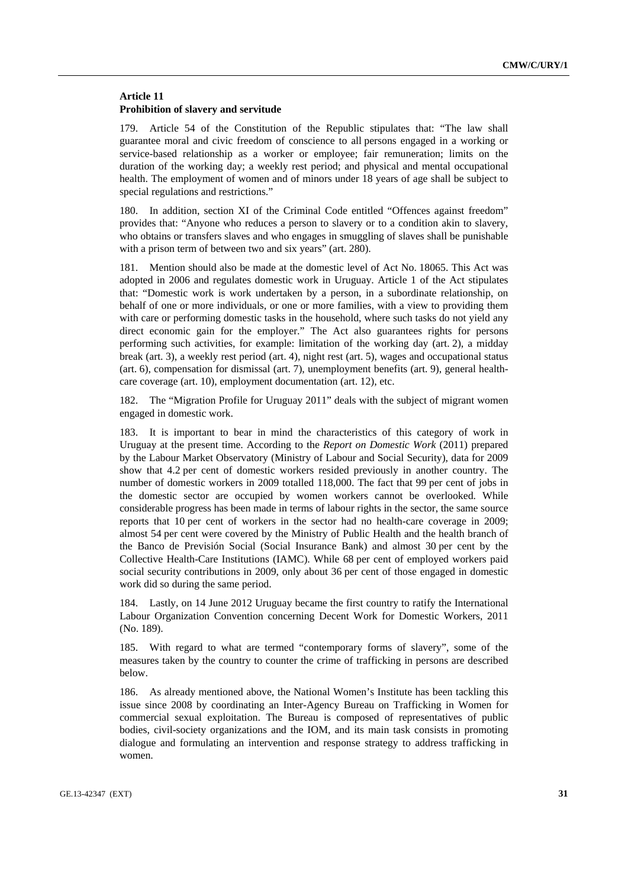### Article 11
### Prohibition of slavery and servitude

179. Article 54 of the Constitution of the Republic stipulates that: "The law shall guarantee moral and civic freedom of conscience to all persons engaged in a working or service-based relationship as a worker or employee; fair remuneration; limits on the duration of the working day; a weekly rest period; and physical and mental occupational health. The employment of women and of minors under 18 years of age shall be subject to special regulations and restrictions."

180. In addition, section XI of the Criminal Code entitled "Offences against freedom" provides that: "Anyone who reduces a person to slavery or to a condition akin to slavery, who obtains or transfers slaves and who engages in smuggling of slaves shall be punishable with a prison term of between two and six years" (art. 280).

181. Mention should also be made at the domestic level of Act No. 18065. This Act was adopted in 2006 and regulates domestic work in Uruguay. Article 1 of the Act stipulates that: "Domestic work is work undertaken by a person, in a subordinate relationship, on behalf of one or more individuals, or one or more families, with a view to providing them with care or performing domestic tasks in the household, where such tasks do not yield any direct economic gain for the employer." The Act also guarantees rights for persons performing such activities, for example: limitation of the working day (art. 2), a midday break (art. 3), a weekly rest period (art. 4), night rest (art. 5), wages and occupational status (art. 6), compensation for dismissal (art. 7), unemployment benefits (art. 9), general health-care coverage (art. 10), employment documentation (art. 12), etc.

182. The "Migration Profile for Uruguay 2011" deals with the subject of migrant women engaged in domestic work.

183. It is important to bear in mind the characteristics of this category of work in Uruguay at the present time. According to the *Report on Domestic Work* (2011) prepared by the Labour Market Observatory (Ministry of Labour and Social Security), data for 2009 show that 4.2 per cent of domestic workers resided previously in another country. The number of domestic workers in 2009 totalled 118,000. The fact that 99 per cent of jobs in the domestic sector are occupied by women workers cannot be overlooked. While considerable progress has been made in terms of labour rights in the sector, the same source reports that 10 per cent of workers in the sector had no health-care coverage in 2009; almost 54 per cent were covered by the Ministry of Public Health and the health branch of the Banco de Previsión Social (Social Insurance Bank) and almost 30 per cent by the Collective Health-Care Institutions (IAMC). While 68 per cent of employed workers paid social security contributions in 2009, only about 36 per cent of those engaged in domestic work did so during the same period.

184. Lastly, on 14 June 2012 Uruguay became the first country to ratify the International Labour Organization Convention concerning Decent Work for Domestic Workers, 2011 (No. 189).

185. With regard to what are termed "contemporary forms of slavery", some of the measures taken by the country to counter the crime of trafficking in persons are described below.

186. As already mentioned above, the National Women's Institute has been tackling this issue since 2008 by coordinating an Inter-Agency Bureau on Trafficking in Women for commercial sexual exploitation. The Bureau is composed of representatives of public bodies, civil-society organizations and the IOM, and its main task consists in promoting dialogue and formulating an intervention and response strategy to address trafficking in women.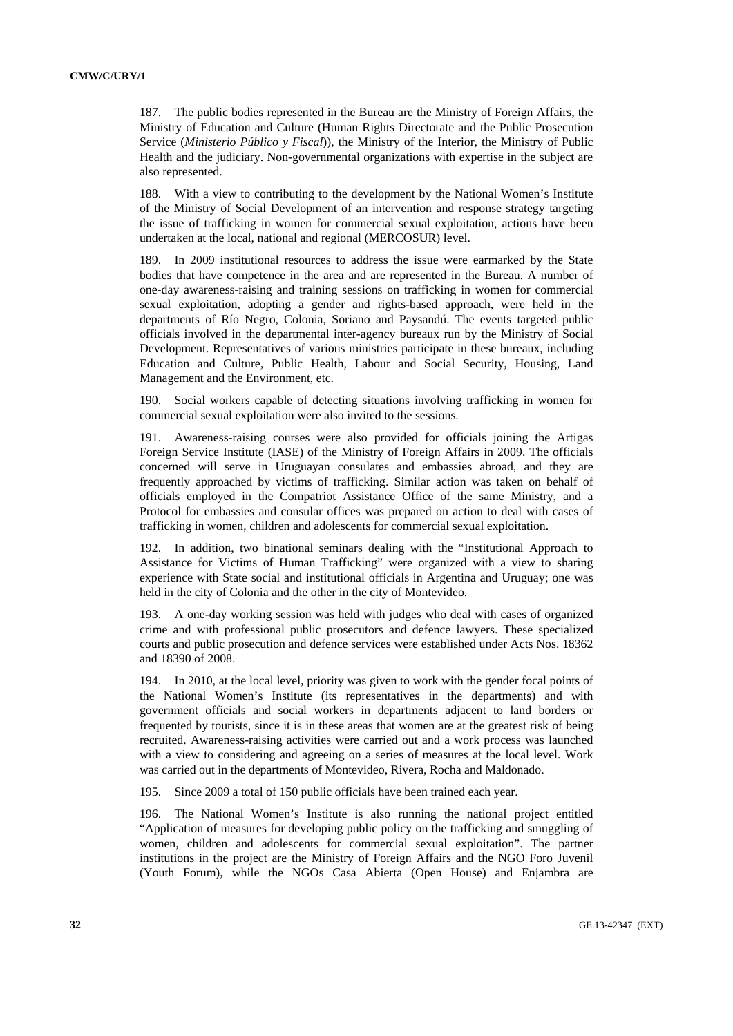187. The public bodies represented in the Bureau are the Ministry of Foreign Affairs, the Ministry of Education and Culture (Human Rights Directorate and the Public Prosecution Service (*Ministerio Público y Fiscal*)), the Ministry of the Interior, the Ministry of Public Health and the judiciary. Non-governmental organizations with expertise in the subject are also represented.

188. With a view to contributing to the development by the National Women's Institute of the Ministry of Social Development of an intervention and response strategy targeting the issue of trafficking in women for commercial sexual exploitation, actions have been undertaken at the local, national and regional (MERCOSUR) level.

189. In 2009 institutional resources to address the issue were earmarked by the State bodies that have competence in the area and are represented in the Bureau. A number of one-day awareness-raising and training sessions on trafficking in women for commercial sexual exploitation, adopting a gender and rights-based approach, were held in the departments of Río Negro, Colonia, Soriano and Paysandú. The events targeted public officials involved in the departmental inter-agency bureaux run by the Ministry of Social Development. Representatives of various ministries participate in these bureaux, including Education and Culture, Public Health, Labour and Social Security, Housing, Land Management and the Environment, etc.

190. Social workers capable of detecting situations involving trafficking in women for commercial sexual exploitation were also invited to the sessions.

191. Awareness-raising courses were also provided for officials joining the Artigas Foreign Service Institute (IASE) of the Ministry of Foreign Affairs in 2009. The officials concerned will serve in Uruguayan consulates and embassies abroad, and they are frequently approached by victims of trafficking. Similar action was taken on behalf of officials employed in the Compatriot Assistance Office of the same Ministry, and a Protocol for embassies and consular offices was prepared on action to deal with cases of trafficking in women, children and adolescents for commercial sexual exploitation.

192. In addition, two binational seminars dealing with the "Institutional Approach to Assistance for Victims of Human Trafficking" were organized with a view to sharing experience with State social and institutional officials in Argentina and Uruguay; one was held in the city of Colonia and the other in the city of Montevideo.

193. A one-day working session was held with judges who deal with cases of organized crime and with professional public prosecutors and defence lawyers. These specialized courts and public prosecution and defence services were established under Acts Nos. 18362 and 18390 of 2008.

194. In 2010, at the local level, priority was given to work with the gender focal points of the National Women's Institute (its representatives in the departments) and with government officials and social workers in departments adjacent to land borders or frequented by tourists, since it is in these areas that women are at the greatest risk of being recruited. Awareness-raising activities were carried out and a work process was launched with a view to considering and agreeing on a series of measures at the local level. Work was carried out in the departments of Montevideo, Rivera, Rocha and Maldonado.

195. Since 2009 a total of 150 public officials have been trained each year.

196. The National Women's Institute is also running the national project entitled "Application of measures for developing public policy on the trafficking and smuggling of women, children and adolescents for commercial sexual exploitation". The partner institutions in the project are the Ministry of Foreign Affairs and the NGO Foro Juvenil (Youth Forum), while the NGOs Casa Abierta (Open House) and Enjambra are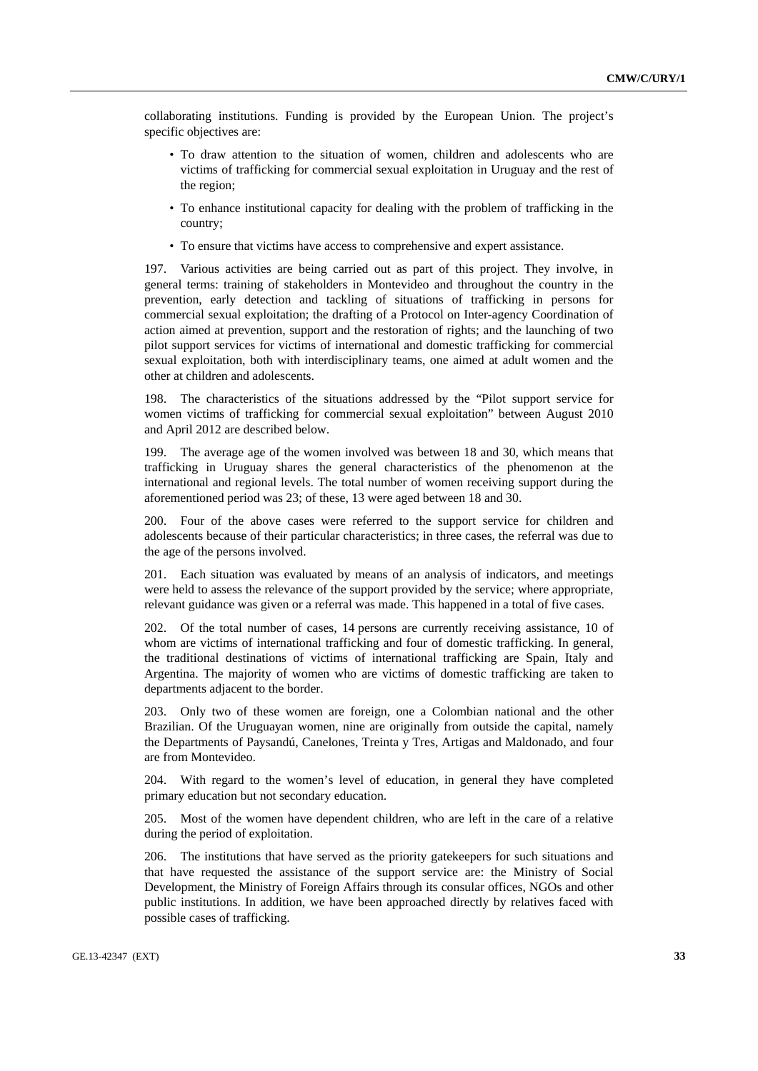collaborating institutions. Funding is provided by the European Union. The project's specific objectives are:

- To draw attention to the situation of women, children and adolescents who are victims of trafficking for commercial sexual exploitation in Uruguay and the rest of the region;
- To enhance institutional capacity for dealing with the problem of trafficking in the country;
- To ensure that victims have access to comprehensive and expert assistance.

197. Various activities are being carried out as part of this project. They involve, in general terms: training of stakeholders in Montevideo and throughout the country in the prevention, early detection and tackling of situations of trafficking in persons for commercial sexual exploitation; the drafting of a Protocol on Inter-agency Coordination of action aimed at prevention, support and the restoration of rights; and the launching of two pilot support services for victims of international and domestic trafficking for commercial sexual exploitation, both with interdisciplinary teams, one aimed at adult women and the other at children and adolescents.

198. The characteristics of the situations addressed by the "Pilot support service for women victims of trafficking for commercial sexual exploitation" between August 2010 and April 2012 are described below.

199. The average age of the women involved was between 18 and 30, which means that trafficking in Uruguay shares the general characteristics of the phenomenon at the international and regional levels. The total number of women receiving support during the aforementioned period was 23; of these, 13 were aged between 18 and 30.

200. Four of the above cases were referred to the support service for children and adolescents because of their particular characteristics; in three cases, the referral was due to the age of the persons involved.

201. Each situation was evaluated by means of an analysis of indicators, and meetings were held to assess the relevance of the support provided by the service; where appropriate, relevant guidance was given or a referral was made. This happened in a total of five cases.

202. Of the total number of cases, 14 persons are currently receiving assistance, 10 of whom are victims of international trafficking and four of domestic trafficking. In general, the traditional destinations of victims of international trafficking are Spain, Italy and Argentina. The majority of women who are victims of domestic trafficking are taken to departments adjacent to the border.

203. Only two of these women are foreign, one a Colombian national and the other Brazilian. Of the Uruguayan women, nine are originally from outside the capital, namely the Departments of Paysandú, Canelones, Treinta y Tres, Artigas and Maldonado, and four are from Montevideo.

204. With regard to the women's level of education, in general they have completed primary education but not secondary education.

205. Most of the women have dependent children, who are left in the care of a relative during the period of exploitation.

206. The institutions that have served as the priority gatekeepers for such situations and that have requested the assistance of the support service are: the Ministry of Social Development, the Ministry of Foreign Affairs through its consular offices, NGOs and other public institutions. In addition, we have been approached directly by relatives faced with possible cases of trafficking.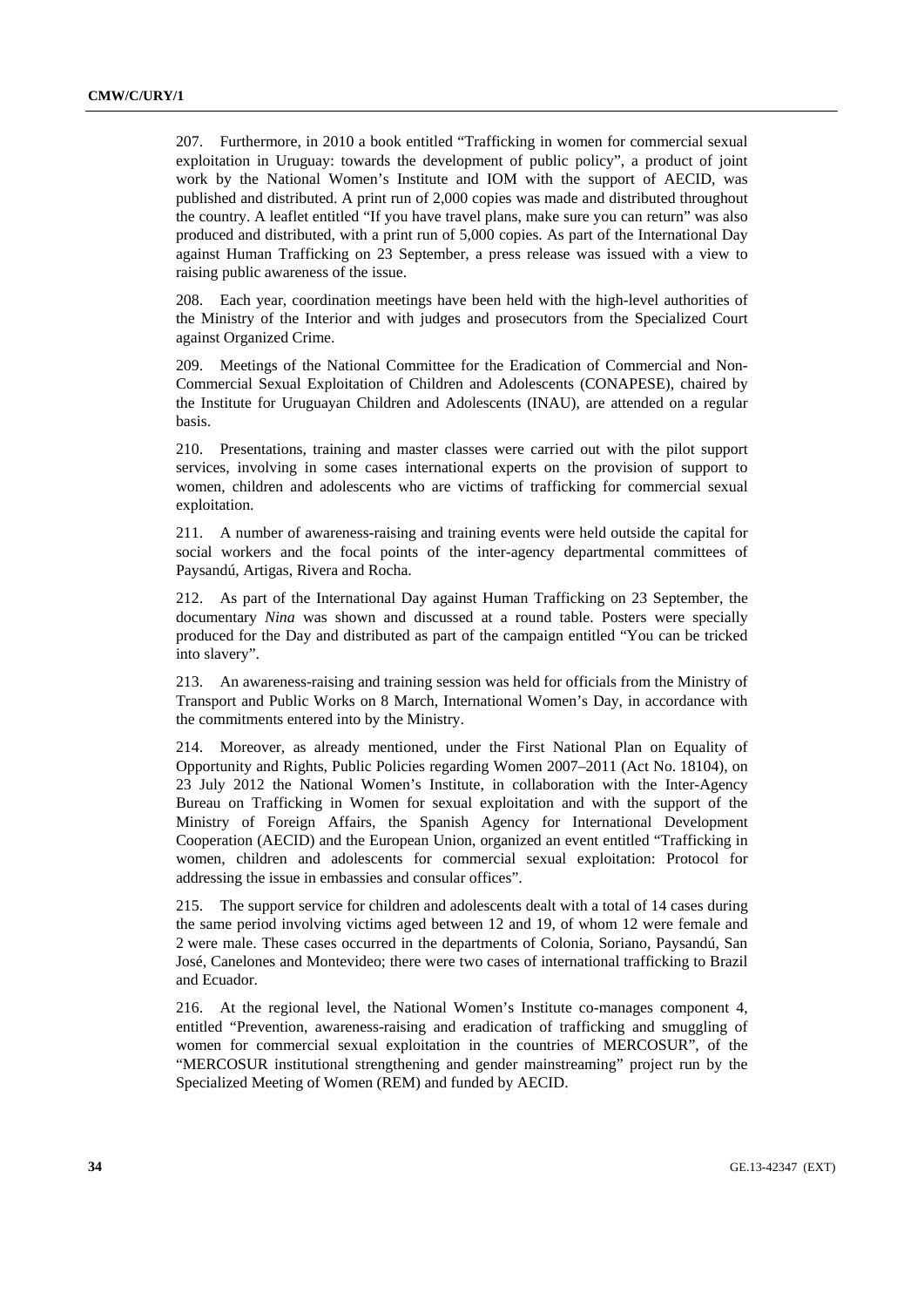207. Furthermore, in 2010 a book entitled "Trafficking in women for commercial sexual exploitation in Uruguay: towards the development of public policy", a product of joint work by the National Women's Institute and IOM with the support of AECID, was published and distributed. A print run of 2,000 copies was made and distributed throughout the country. A leaflet entitled "If you have travel plans, make sure you can return" was also produced and distributed, with a print run of 5,000 copies. As part of the International Day against Human Trafficking on 23 September, a press release was issued with a view to raising public awareness of the issue.

208. Each year, coordination meetings have been held with the high-level authorities of the Ministry of the Interior and with judges and prosecutors from the Specialized Court against Organized Crime.

209. Meetings of the National Committee for the Eradication of Commercial and Non-Commercial Sexual Exploitation of Children and Adolescents (CONAPESE), chaired by the Institute for Uruguayan Children and Adolescents (INAU), are attended on a regular basis.

210. Presentations, training and master classes were carried out with the pilot support services, involving in some cases international experts on the provision of support to women, children and adolescents who are victims of trafficking for commercial sexual exploitation.

211. A number of awareness-raising and training events were held outside the capital for social workers and the focal points of the inter-agency departmental committees of Paysandú, Artigas, Rivera and Rocha.

212. As part of the International Day against Human Trafficking on 23 September, the documentary *Nina* was shown and discussed at a round table. Posters were specially produced for the Day and distributed as part of the campaign entitled "You can be tricked into slavery".

213. An awareness-raising and training session was held for officials from the Ministry of Transport and Public Works on 8 March, International Women's Day, in accordance with the commitments entered into by the Ministry.

214. Moreover, as already mentioned, under the First National Plan on Equality of Opportunity and Rights, Public Policies regarding Women 2007–2011 (Act No. 18104), on 23 July 2012 the National Women's Institute, in collaboration with the Inter-Agency Bureau on Trafficking in Women for sexual exploitation and with the support of the Ministry of Foreign Affairs, the Spanish Agency for International Development Cooperation (AECID) and the European Union, organized an event entitled "Trafficking in women, children and adolescents for commercial sexual exploitation: Protocol for addressing the issue in embassies and consular offices".

215. The support service for children and adolescents dealt with a total of 14 cases during the same period involving victims aged between 12 and 19, of whom 12 were female and 2 were male. These cases occurred in the departments of Colonia, Soriano, Paysandú, San José, Canelones and Montevideo; there were two cases of international trafficking to Brazil and Ecuador.

216. At the regional level, the National Women's Institute co-manages component 4, entitled "Prevention, awareness-raising and eradication of trafficking and smuggling of women for commercial sexual exploitation in the countries of MERCOSUR", of the "MERCOSUR institutional strengthening and gender mainstreaming" project run by the Specialized Meeting of Women (REM) and funded by AECID.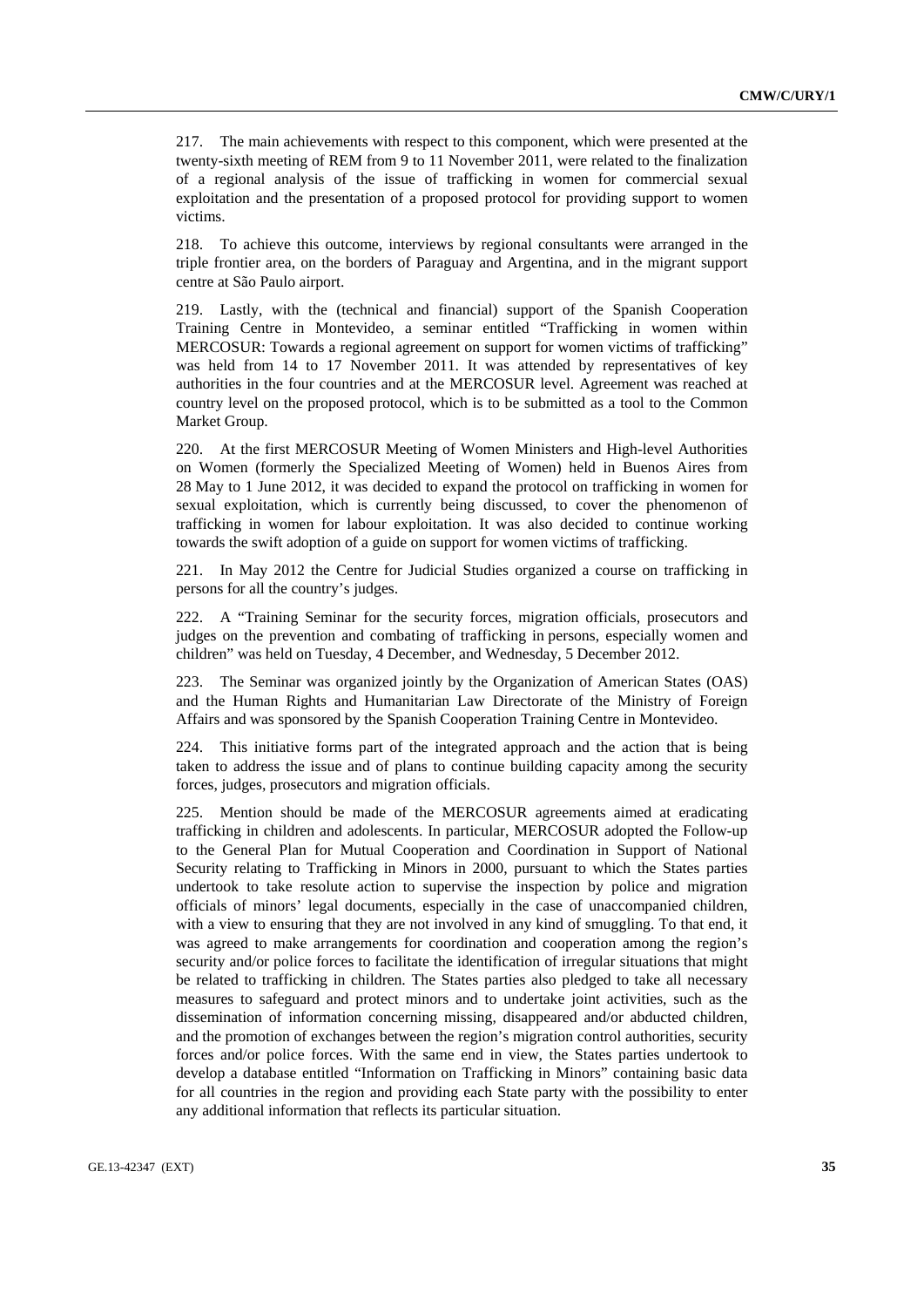217. The main achievements with respect to this component, which were presented at the twenty-sixth meeting of REM from 9 to 11 November 2011, were related to the finalization of a regional analysis of the issue of trafficking in women for commercial sexual exploitation and the presentation of a proposed protocol for providing support to women victims.

218. To achieve this outcome, interviews by regional consultants were arranged in the triple frontier area, on the borders of Paraguay and Argentina, and in the migrant support centre at São Paulo airport.

219. Lastly, with the (technical and financial) support of the Spanish Cooperation Training Centre in Montevideo, a seminar entitled "Trafficking in women within MERCOSUR: Towards a regional agreement on support for women victims of trafficking" was held from 14 to 17 November 2011. It was attended by representatives of key authorities in the four countries and at the MERCOSUR level. Agreement was reached at country level on the proposed protocol, which is to be submitted as a tool to the Common Market Group.

220. At the first MERCOSUR Meeting of Women Ministers and High-level Authorities on Women (formerly the Specialized Meeting of Women) held in Buenos Aires from 28 May to 1 June 2012, it was decided to expand the protocol on trafficking in women for sexual exploitation, which is currently being discussed, to cover the phenomenon of trafficking in women for labour exploitation. It was also decided to continue working towards the swift adoption of a guide on support for women victims of trafficking.

221. In May 2012 the Centre for Judicial Studies organized a course on trafficking in persons for all the country's judges.

222. A "Training Seminar for the security forces, migration officials, prosecutors and judges on the prevention and combating of trafficking in persons, especially women and children" was held on Tuesday, 4 December, and Wednesday, 5 December 2012.

223. The Seminar was organized jointly by the Organization of American States (OAS) and the Human Rights and Humanitarian Law Directorate of the Ministry of Foreign Affairs and was sponsored by the Spanish Cooperation Training Centre in Montevideo.

224. This initiative forms part of the integrated approach and the action that is being taken to address the issue and of plans to continue building capacity among the security forces, judges, prosecutors and migration officials.

225. Mention should be made of the MERCOSUR agreements aimed at eradicating trafficking in children and adolescents. In particular, MERCOSUR adopted the Follow-up to the General Plan for Mutual Cooperation and Coordination in Support of National Security relating to Trafficking in Minors in 2000, pursuant to which the States parties undertook to take resolute action to supervise the inspection by police and migration officials of minors' legal documents, especially in the case of unaccompanied children, with a view to ensuring that they are not involved in any kind of smuggling. To that end, it was agreed to make arrangements for coordination and cooperation among the region's security and/or police forces to facilitate the identification of irregular situations that might be related to trafficking in children. The States parties also pledged to take all necessary measures to safeguard and protect minors and to undertake joint activities, such as the dissemination of information concerning missing, disappeared and/or abducted children, and the promotion of exchanges between the region's migration control authorities, security forces and/or police forces. With the same end in view, the States parties undertook to develop a database entitled "Information on Trafficking in Minors" containing basic data for all countries in the region and providing each State party with the possibility to enter any additional information that reflects its particular situation.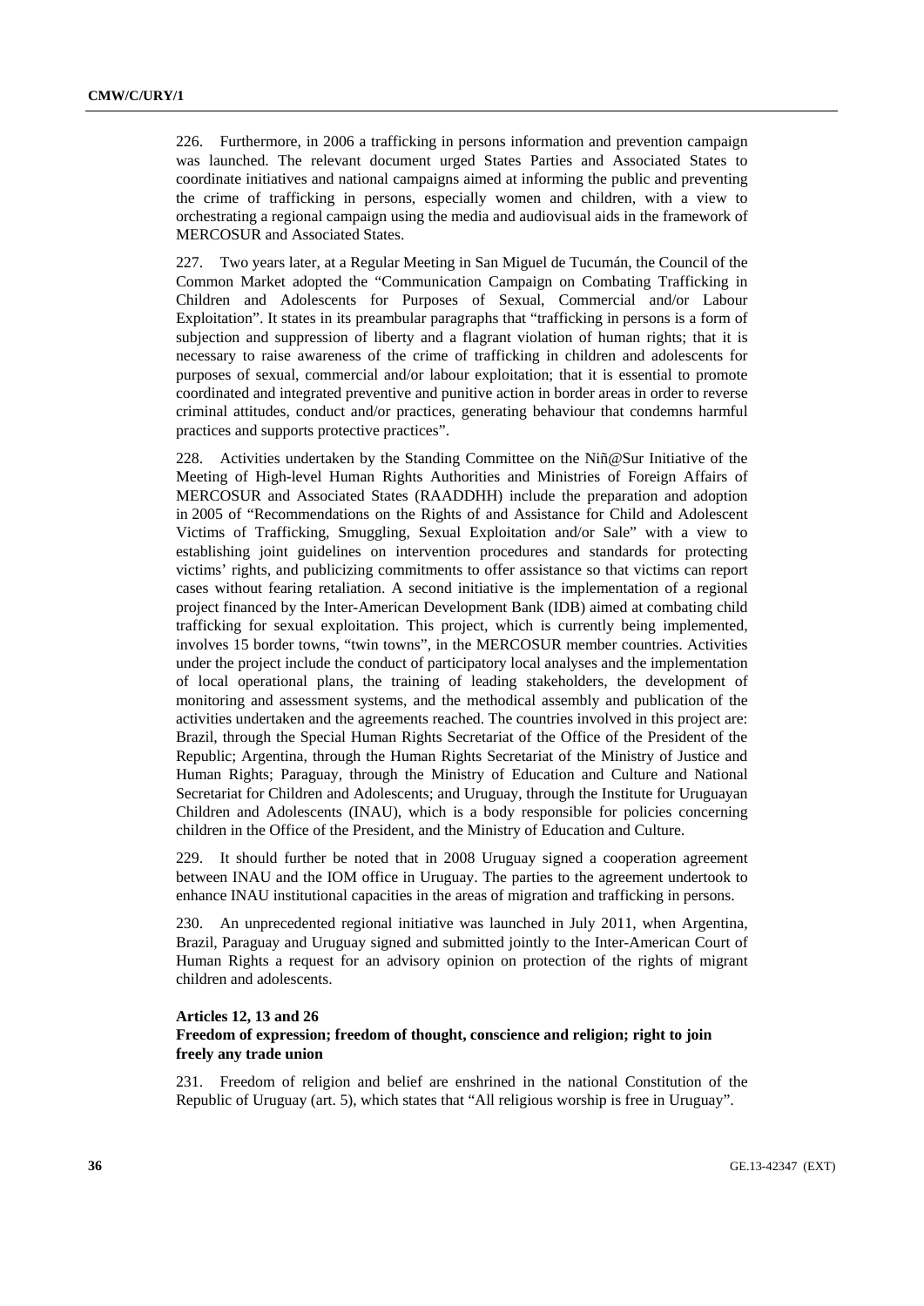226. Furthermore, in 2006 a trafficking in persons information and prevention campaign was launched. The relevant document urged States Parties and Associated States to coordinate initiatives and national campaigns aimed at informing the public and preventing the crime of trafficking in persons, especially women and children, with a view to orchestrating a regional campaign using the media and audiovisual aids in the framework of MERCOSUR and Associated States.

227. Two years later, at a Regular Meeting in San Miguel de Tucumán, the Council of the Common Market adopted the "Communication Campaign on Combating Trafficking in Children and Adolescents for Purposes of Sexual, Commercial and/or Labour Exploitation". It states in its preambular paragraphs that "trafficking in persons is a form of subjection and suppression of liberty and a flagrant violation of human rights; that it is necessary to raise awareness of the crime of trafficking in children and adolescents for purposes of sexual, commercial and/or labour exploitation; that it is essential to promote coordinated and integrated preventive and punitive action in border areas in order to reverse criminal attitudes, conduct and/or practices, generating behaviour that condemns harmful practices and supports protective practices".

228. Activities undertaken by the Standing Committee on the Niñ@Sur Initiative of the Meeting of High-level Human Rights Authorities and Ministries of Foreign Affairs of MERCOSUR and Associated States (RAADDHH) include the preparation and adoption in 2005 of "Recommendations on the Rights of and Assistance for Child and Adolescent Victims of Trafficking, Smuggling, Sexual Exploitation and/or Sale" with a view to establishing joint guidelines on intervention procedures and standards for protecting victims' rights, and publicizing commitments to offer assistance so that victims can report cases without fearing retaliation. A second initiative is the implementation of a regional project financed by the Inter-American Development Bank (IDB) aimed at combating child trafficking for sexual exploitation. This project, which is currently being implemented, involves 15 border towns, "twin towns", in the MERCOSUR member countries. Activities under the project include the conduct of participatory local analyses and the implementation of local operational plans, the training of leading stakeholders, the development of monitoring and assessment systems, and the methodical assembly and publication of the activities undertaken and the agreements reached. The countries involved in this project are: Brazil, through the Special Human Rights Secretariat of the Office of the President of the Republic; Argentina, through the Human Rights Secretariat of the Ministry of Justice and Human Rights; Paraguay, through the Ministry of Education and Culture and National Secretariat for Children and Adolescents; and Uruguay, through the Institute for Uruguayan Children and Adolescents (INAU), which is a body responsible for policies concerning children in the Office of the President, and the Ministry of Education and Culture.

229. It should further be noted that in 2008 Uruguay signed a cooperation agreement between INAU and the IOM office in Uruguay. The parties to the agreement undertook to enhance INAU institutional capacities in the areas of migration and trafficking in persons.

230. An unprecedented regional initiative was launched in July 2011, when Argentina, Brazil, Paraguay and Uruguay signed and submitted jointly to the Inter-American Court of Human Rights a request for an advisory opinion on protection of the rights of migrant children and adolescents.

### Articles 12, 13 and 26
### Freedom of expression; freedom of thought, conscience and religion; right to join freely any trade union

231. Freedom of religion and belief are enshrined in the national Constitution of the Republic of Uruguay (art. 5), which states that "All religious worship is free in Uruguay".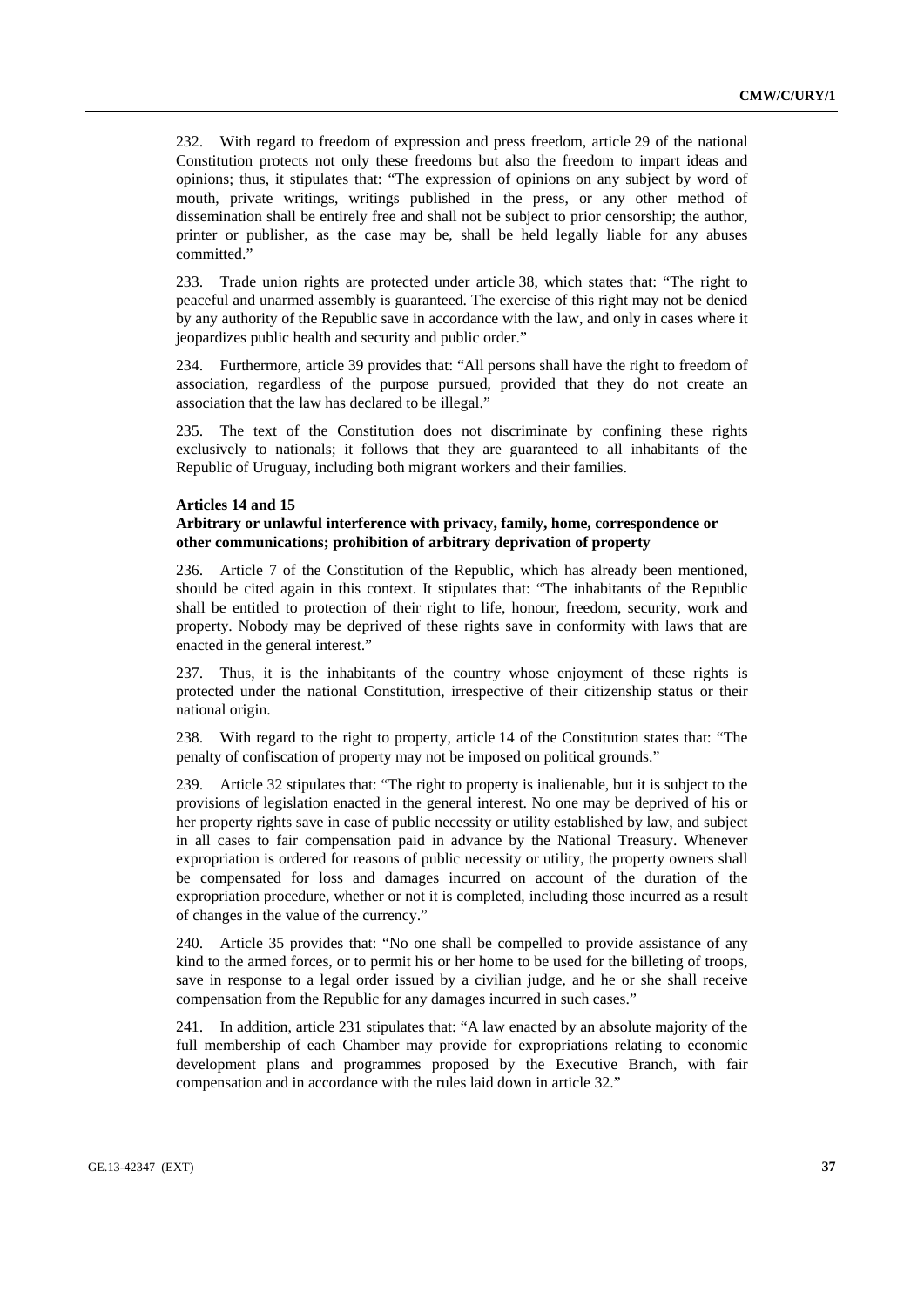232. With regard to freedom of expression and press freedom, article 29 of the national Constitution protects not only these freedoms but also the freedom to impart ideas and opinions; thus, it stipulates that: "The expression of opinions on any subject by word of mouth, private writings, writings published in the press, or any other method of dissemination shall be entirely free and shall not be subject to prior censorship; the author, printer or publisher, as the case may be, shall be held legally liable for any abuses committed."

233. Trade union rights are protected under article 38, which states that: "The right to peaceful and unarmed assembly is guaranteed. The exercise of this right may not be denied by any authority of the Republic save in accordance with the law, and only in cases where it jeopardizes public health and security and public order."

234. Furthermore, article 39 provides that: "All persons shall have the right to freedom of association, regardless of the purpose pursued, provided that they do not create an association that the law has declared to be illegal."

235. The text of the Constitution does not discriminate by confining these rights exclusively to nationals; it follows that they are guaranteed to all inhabitants of the Republic of Uruguay, including both migrant workers and their families.

**Articles 14 and 15**

**Arbitrary or unlawful interference with privacy, family, home, correspondence or other communications; prohibition of arbitrary deprivation of property**

236. Article 7 of the Constitution of the Republic, which has already been mentioned, should be cited again in this context. It stipulates that: "The inhabitants of the Republic shall be entitled to protection of their right to life, honour, freedom, security, work and property. Nobody may be deprived of these rights save in conformity with laws that are enacted in the general interest."

237. Thus, it is the inhabitants of the country whose enjoyment of these rights is protected under the national Constitution, irrespective of their citizenship status or their national origin.

238. With regard to the right to property, article 14 of the Constitution states that: "The penalty of confiscation of property may not be imposed on political grounds."

239. Article 32 stipulates that: "The right to property is inalienable, but it is subject to the provisions of legislation enacted in the general interest. No one may be deprived of his or her property rights save in case of public necessity or utility established by law, and subject in all cases to fair compensation paid in advance by the National Treasury. Whenever expropriation is ordered for reasons of public necessity or utility, the property owners shall be compensated for loss and damages incurred on account of the duration of the expropriation procedure, whether or not it is completed, including those incurred as a result of changes in the value of the currency."

240. Article 35 provides that: "No one shall be compelled to provide assistance of any kind to the armed forces, or to permit his or her home to be used for the billeting of troops, save in response to a legal order issued by a civilian judge, and he or she shall receive compensation from the Republic for any damages incurred in such cases."

241. In addition, article 231 stipulates that: "A law enacted by an absolute majority of the full membership of each Chamber may provide for expropriations relating to economic development plans and programmes proposed by the Executive Branch, with fair compensation and in accordance with the rules laid down in article 32."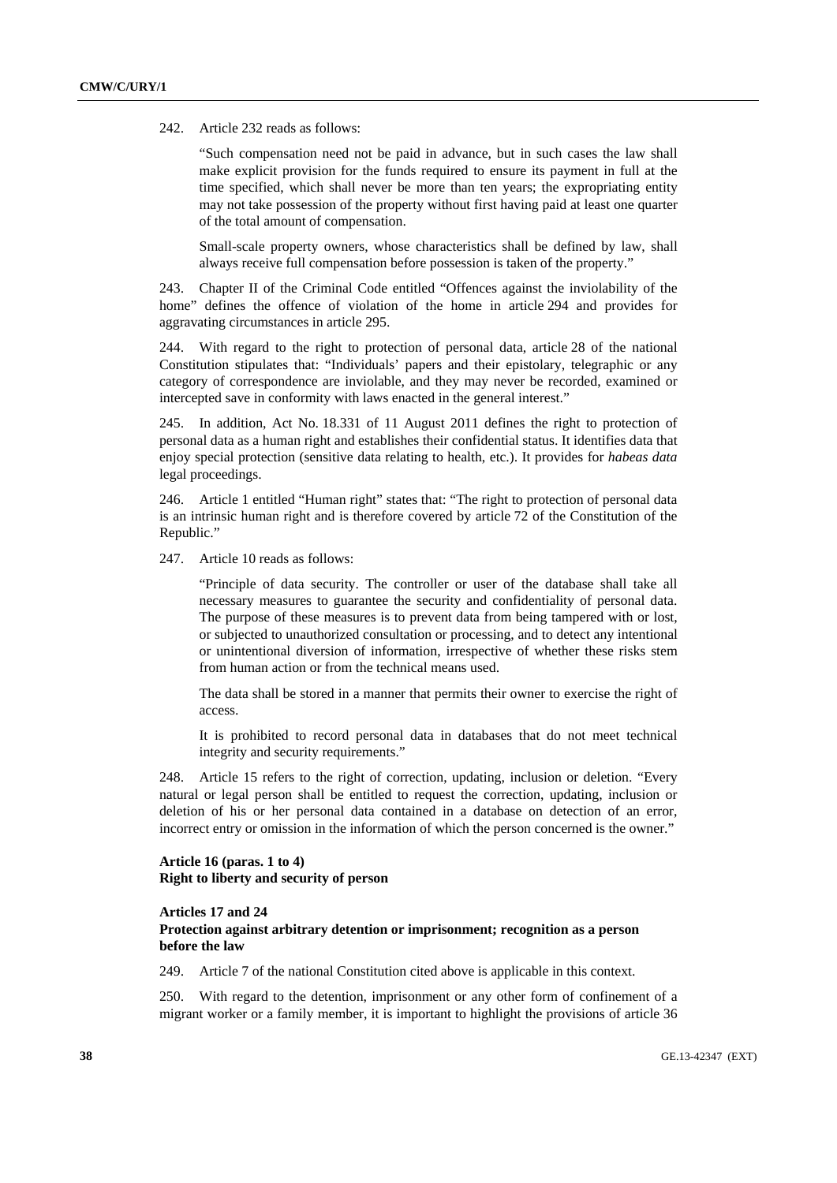242. Article 232 reads as follows:

> "Such compensation need not be paid in advance, but in such cases the law shall make explicit provision for the funds required to ensure its payment in full at the time specified, which shall never be more than ten years; the expropriating entity may not take possession of the property without first having paid at least one quarter of the total amount of compensation.
>
> Small-scale property owners, whose characteristics shall be defined by law, shall always receive full compensation before possession is taken of the property."

243. Chapter II of the Criminal Code entitled "Offences against the inviolability of the home" defines the offence of violation of the home in article 294 and provides for aggravating circumstances in article 295.

244. With regard to the right to protection of personal data, article 28 of the national Constitution stipulates that: "Individuals' papers and their epistolary, telegraphic or any category of correspondence are inviolable, and they may never be recorded, examined or intercepted save in conformity with laws enacted in the general interest."

245. In addition, Act No. 18.331 of 11 August 2011 defines the right to protection of personal data as a human right and establishes their confidential status. It identifies data that enjoy special protection (sensitive data relating to health, etc.). It provides for *habeas data* legal proceedings.

246. Article 1 entitled "Human right" states that: "The right to protection of personal data is an intrinsic human right and is therefore covered by article 72 of the Constitution of the Republic."

247. Article 10 reads as follows:

> "Principle of data security. The controller or user of the database shall take all necessary measures to guarantee the security and confidentiality of personal data. The purpose of these measures is to prevent data from being tampered with or lost, or subjected to unauthorized consultation or processing, and to detect any intentional or unintentional diversion of information, irrespective of whether these risks stem from human action or from the technical means used.
>
> The data shall be stored in a manner that permits their owner to exercise the right of access.
>
> It is prohibited to record personal data in databases that do not meet technical integrity and security requirements."

248. Article 15 refers to the right of correction, updating, inclusion or deletion. "Every natural or legal person shall be entitled to request the correction, updating, inclusion or deletion of his or her personal data contained in a database on detection of an error, incorrect entry or omission in the information of which the person concerned is the owner."

**Article 16 (paras. 1 to 4)**
**Right to liberty and security of person**

**Articles 17 and 24**
**Protection against arbitrary detention or imprisonment; recognition as a person before the law**

249. Article 7 of the national Constitution cited above is applicable in this context.

250. With regard to the detention, imprisonment or any other form of confinement of a migrant worker or a family member, it is important to highlight the provisions of article 36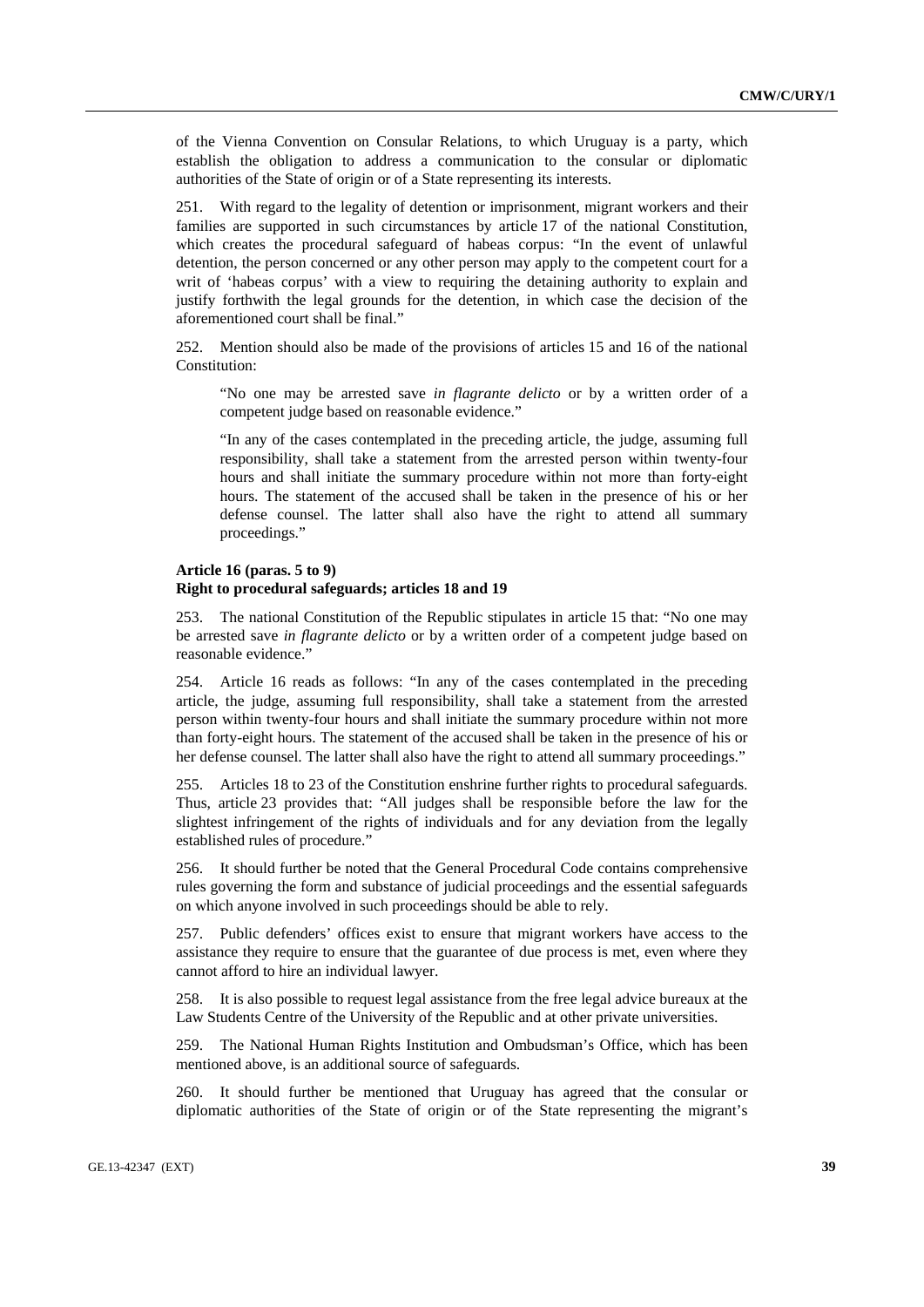of the Vienna Convention on Consular Relations, to which Uruguay is a party, which establish the obligation to address a communication to the consular or diplomatic authorities of the State of origin or of a State representing its interests.

251. With regard to the legality of detention or imprisonment, migrant workers and their families are supported in such circumstances by article 17 of the national Constitution, which creates the procedural safeguard of habeas corpus: "In the event of unlawful detention, the person concerned or any other person may apply to the competent court for a writ of 'habeas corpus' with a view to requiring the detaining authority to explain and justify forthwith the legal grounds for the detention, in which case the decision of the aforementioned court shall be final."

252. Mention should also be made of the provisions of articles 15 and 16 of the national Constitution:

> "No one may be arrested save *in flagrante delicto* or by a written order of a competent judge based on reasonable evidence."
>
> "In any of the cases contemplated in the preceding article, the judge, assuming full responsibility, shall take a statement from the arrested person within twenty-four hours and shall initiate the summary procedure within not more than forty-eight hours. The statement of the accused shall be taken in the presence of his or her defense counsel. The latter shall also have the right to attend all summary proceedings."

### Article 16 (paras. 5 to 9)
### Right to procedural safeguards; articles 18 and 19

253. The national Constitution of the Republic stipulates in article 15 that: "No one may be arrested save *in flagrante delicto* or by a written order of a competent judge based on reasonable evidence."

254. Article 16 reads as follows: "In any of the cases contemplated in the preceding article, the judge, assuming full responsibility, shall take a statement from the arrested person within twenty-four hours and shall initiate the summary procedure within not more than forty-eight hours. The statement of the accused shall be taken in the presence of his or her defense counsel. The latter shall also have the right to attend all summary proceedings."

255. Articles 18 to 23 of the Constitution enshrine further rights to procedural safeguards. Thus, article 23 provides that: "All judges shall be responsible before the law for the slightest infringement of the rights of individuals and for any deviation from the legally established rules of procedure."

256. It should further be noted that the General Procedural Code contains comprehensive rules governing the form and substance of judicial proceedings and the essential safeguards on which anyone involved in such proceedings should be able to rely.

257. Public defenders' offices exist to ensure that migrant workers have access to the assistance they require to ensure that the guarantee of due process is met, even where they cannot afford to hire an individual lawyer.

258. It is also possible to request legal assistance from the free legal advice bureaux at the Law Students Centre of the University of the Republic and at other private universities.

259. The National Human Rights Institution and Ombudsman's Office, which has been mentioned above, is an additional source of safeguards.

260. It should further be mentioned that Uruguay has agreed that the consular or diplomatic authorities of the State of origin or of the State representing the migrant's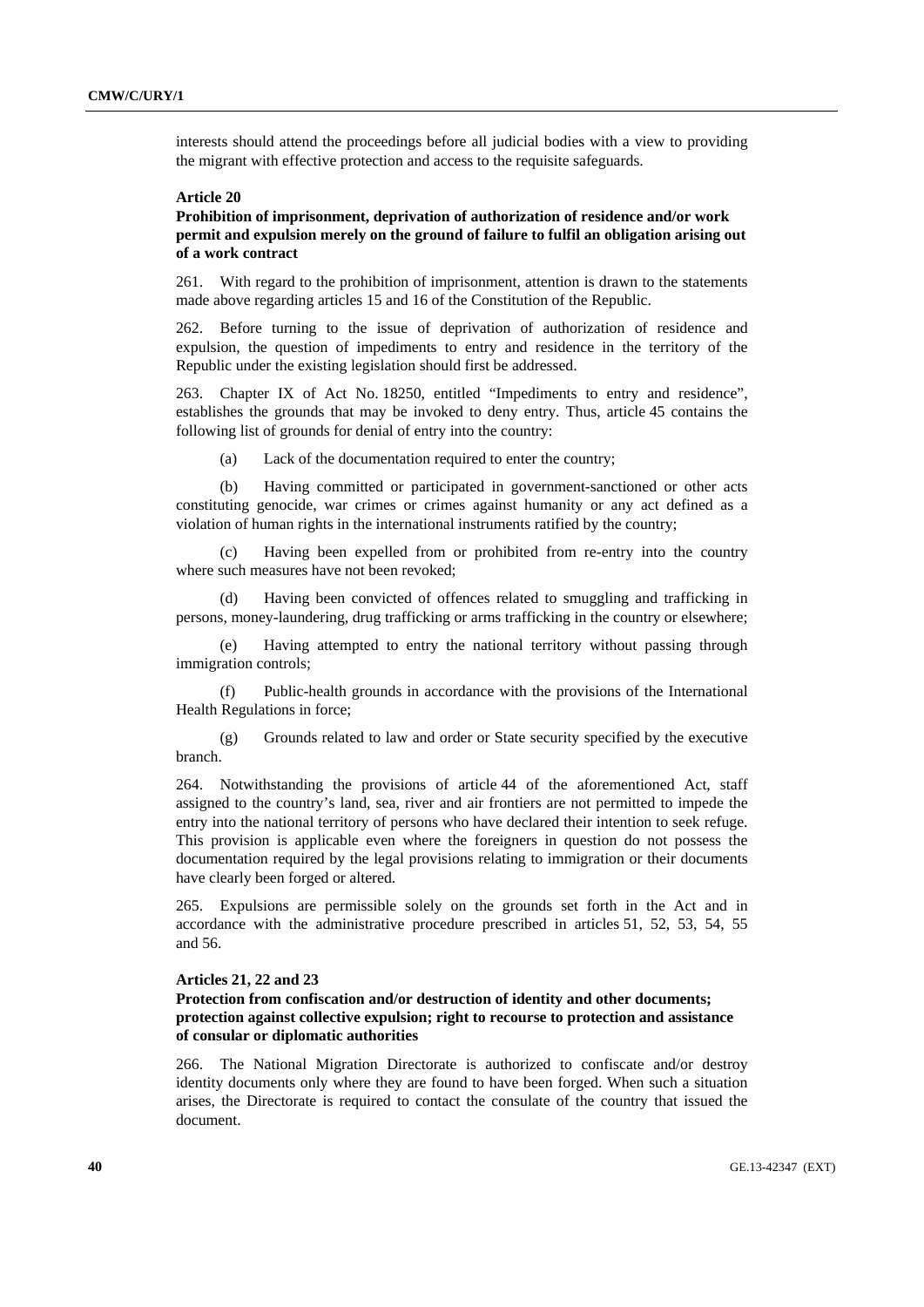interests should attend the proceedings before all judicial bodies with a view to providing the migrant with effective protection and access to the requisite safeguards.

**Article 20**

**Prohibition of imprisonment, deprivation of authorization of residence and/or work permit and expulsion merely on the ground of failure to fulfil an obligation arising out of a work contract**

261. With regard to the prohibition of imprisonment, attention is drawn to the statements made above regarding articles 15 and 16 of the Constitution of the Republic.

262. Before turning to the issue of deprivation of authorization of residence and expulsion, the question of impediments to entry and residence in the territory of the Republic under the existing legislation should first be addressed.

263. Chapter IX of Act No. 18250, entitled "Impediments to entry and residence", establishes the grounds that may be invoked to deny entry. Thus, article 45 contains the following list of grounds for denial of entry into the country:

(a) Lack of the documentation required to enter the country;

(b) Having committed or participated in government-sanctioned or other acts constituting genocide, war crimes or crimes against humanity or any act defined as a violation of human rights in the international instruments ratified by the country;

(c) Having been expelled from or prohibited from re-entry into the country where such measures have not been revoked;

(d) Having been convicted of offences related to smuggling and trafficking in persons, money-laundering, drug trafficking or arms trafficking in the country or elsewhere;

(e) Having attempted to entry the national territory without passing through immigration controls;

(f) Public-health grounds in accordance with the provisions of the International Health Regulations in force;

(g) Grounds related to law and order or State security specified by the executive branch.

264. Notwithstanding the provisions of article 44 of the aforementioned Act, staff assigned to the country's land, sea, river and air frontiers are not permitted to impede the entry into the national territory of persons who have declared their intention to seek refuge. This provision is applicable even where the foreigners in question do not possess the documentation required by the legal provisions relating to immigration or their documents have clearly been forged or altered.

265. Expulsions are permissible solely on the grounds set forth in the Act and in accordance with the administrative procedure prescribed in articles 51, 52, 53, 54, 55 and 56.

**Articles 21, 22 and 23**

**Protection from confiscation and/or destruction of identity and other documents; protection against collective expulsion; right to recourse to protection and assistance of consular or diplomatic authorities**

266. The National Migration Directorate is authorized to confiscate and/or destroy identity documents only where they are found to have been forged. When such a situation arises, the Directorate is required to contact the consulate of the country that issued the document.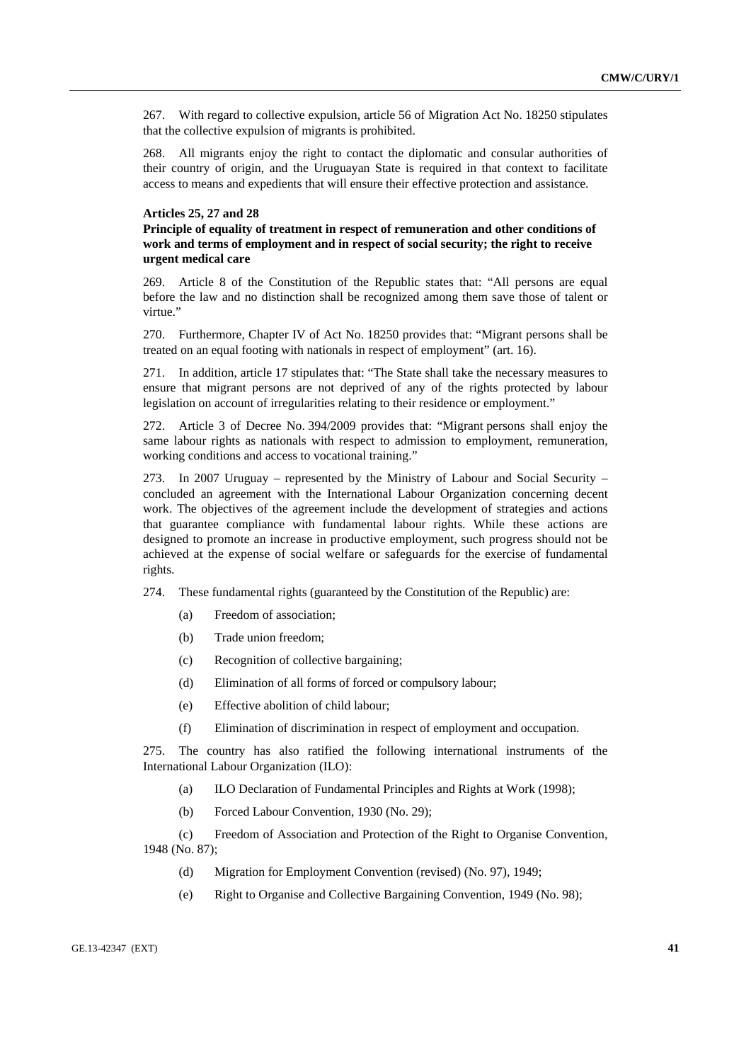267. With regard to collective expulsion, article 56 of Migration Act No. 18250 stipulates that the collective expulsion of migrants is prohibited.

268. All migrants enjoy the right to contact the diplomatic and consular authorities of their country of origin, and the Uruguayan State is required in that context to facilitate access to means and expedients that will ensure their effective protection and assistance.

### Articles 25, 27 and 28

### Principle of equality of treatment in respect of remuneration and other conditions of work and terms of employment and in respect of social security; the right to receive urgent medical care

269. Article 8 of the Constitution of the Republic states that: "All persons are equal before the law and no distinction shall be recognized among them save those of talent or virtue."

270. Furthermore, Chapter IV of Act No. 18250 provides that: "Migrant persons shall be treated on an equal footing with nationals in respect of employment" (art. 16).

271. In addition, article 17 stipulates that: "The State shall take the necessary measures to ensure that migrant persons are not deprived of any of the rights protected by labour legislation on account of irregularities relating to their residence or employment."

272. Article 3 of Decree No. 394/2009 provides that: "Migrant persons shall enjoy the same labour rights as nationals with respect to admission to employment, remuneration, working conditions and access to vocational training."

273. In 2007 Uruguay – represented by the Ministry of Labour and Social Security – concluded an agreement with the International Labour Organization concerning decent work. The objectives of the agreement include the development of strategies and actions that guarantee compliance with fundamental labour rights. While these actions are designed to promote an increase in productive employment, such progress should not be achieved at the expense of social welfare or safeguards for the exercise of fundamental rights.

274. These fundamental rights (guaranteed by the Constitution of the Republic) are:

(a) Freedom of association;

(b) Trade union freedom;

(c) Recognition of collective bargaining;

(d) Elimination of all forms of forced or compulsory labour;

(e) Effective abolition of child labour;

(f) Elimination of discrimination in respect of employment and occupation.

275. The country has also ratified the following international instruments of the International Labour Organization (ILO):

(a) ILO Declaration of Fundamental Principles and Rights at Work (1998);

(b) Forced Labour Convention, 1930 (No. 29);

(c) Freedom of Association and Protection of the Right to Organise Convention, 1948 (No. 87);

(d) Migration for Employment Convention (revised) (No. 97), 1949;

(e) Right to Organise and Collective Bargaining Convention, 1949 (No. 98);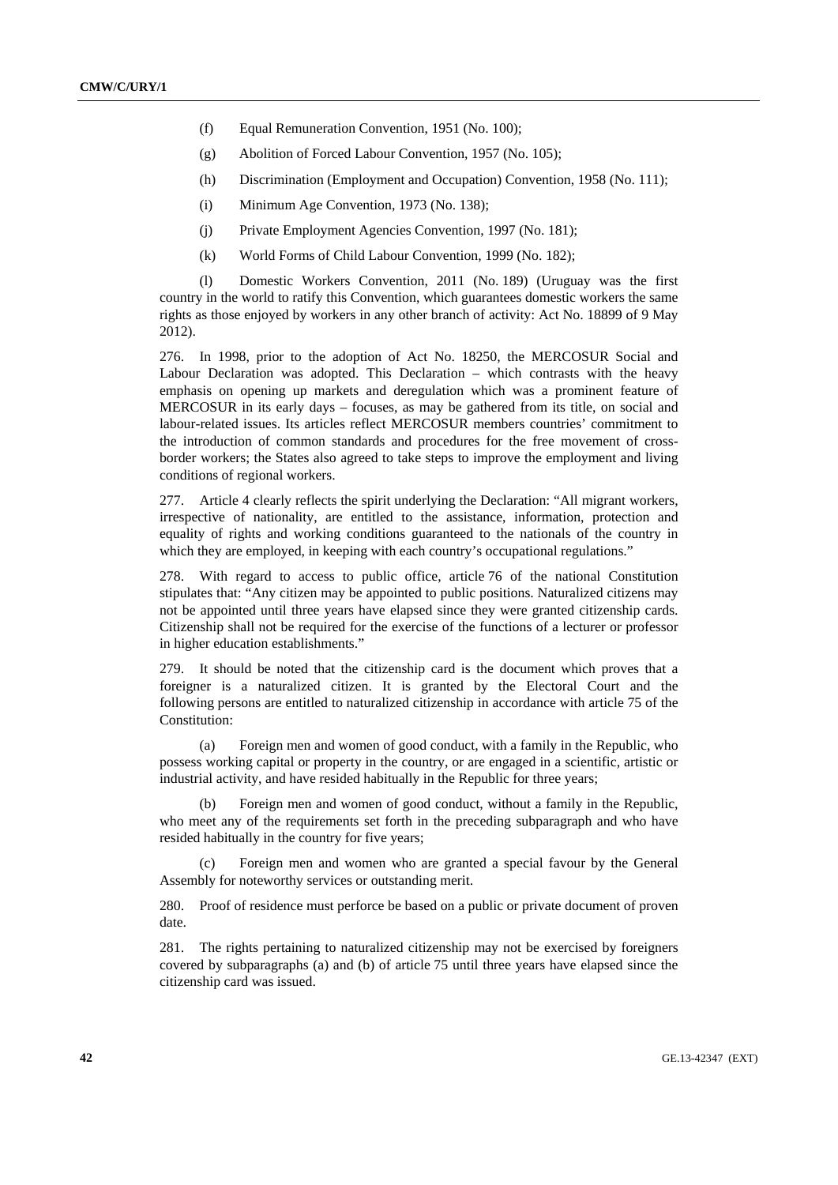(f) Equal Remuneration Convention, 1951 (No. 100);

(g) Abolition of Forced Labour Convention, 1957 (No. 105);

(h) Discrimination (Employment and Occupation) Convention, 1958 (No. 111);

(i) Minimum Age Convention, 1973 (No. 138);

(j) Private Employment Agencies Convention, 1997 (No. 181);

(k) World Forms of Child Labour Convention, 1999 (No. 182);

(l) Domestic Workers Convention, 2011 (No. 189) (Uruguay was the first country in the world to ratify this Convention, which guarantees domestic workers the same rights as those enjoyed by workers in any other branch of activity: Act No. 18899 of 9 May 2012).

276. In 1998, prior to the adoption of Act No. 18250, the MERCOSUR Social and Labour Declaration was adopted. This Declaration – which contrasts with the heavy emphasis on opening up markets and deregulation which was a prominent feature of MERCOSUR in its early days – focuses, as may be gathered from its title, on social and labour-related issues. Its articles reflect MERCOSUR members countries' commitment to the introduction of common standards and procedures for the free movement of cross-border workers; the States also agreed to take steps to improve the employment and living conditions of regional workers.

277. Article 4 clearly reflects the spirit underlying the Declaration: "All migrant workers, irrespective of nationality, are entitled to the assistance, information, protection and equality of rights and working conditions guaranteed to the nationals of the country in which they are employed, in keeping with each country's occupational regulations."

278. With regard to access to public office, article 76 of the national Constitution stipulates that: "Any citizen may be appointed to public positions. Naturalized citizens may not be appointed until three years have elapsed since they were granted citizenship cards. Citizenship shall not be required for the exercise of the functions of a lecturer or professor in higher education establishments."

279. It should be noted that the citizenship card is the document which proves that a foreigner is a naturalized citizen. It is granted by the Electoral Court and the following persons are entitled to naturalized citizenship in accordance with article 75 of the Constitution:

(a) Foreign men and women of good conduct, with a family in the Republic, who possess working capital or property in the country, or are engaged in a scientific, artistic or industrial activity, and have resided habitually in the Republic for three years;

(b) Foreign men and women of good conduct, without a family in the Republic, who meet any of the requirements set forth in the preceding subparagraph and who have resided habitually in the country for five years;

(c) Foreign men and women who are granted a special favour by the General Assembly for noteworthy services or outstanding merit.

280. Proof of residence must perforce be based on a public or private document of proven date.

281. The rights pertaining to naturalized citizenship may not be exercised by foreigners covered by subparagraphs (a) and (b) of article 75 until three years have elapsed since the citizenship card was issued.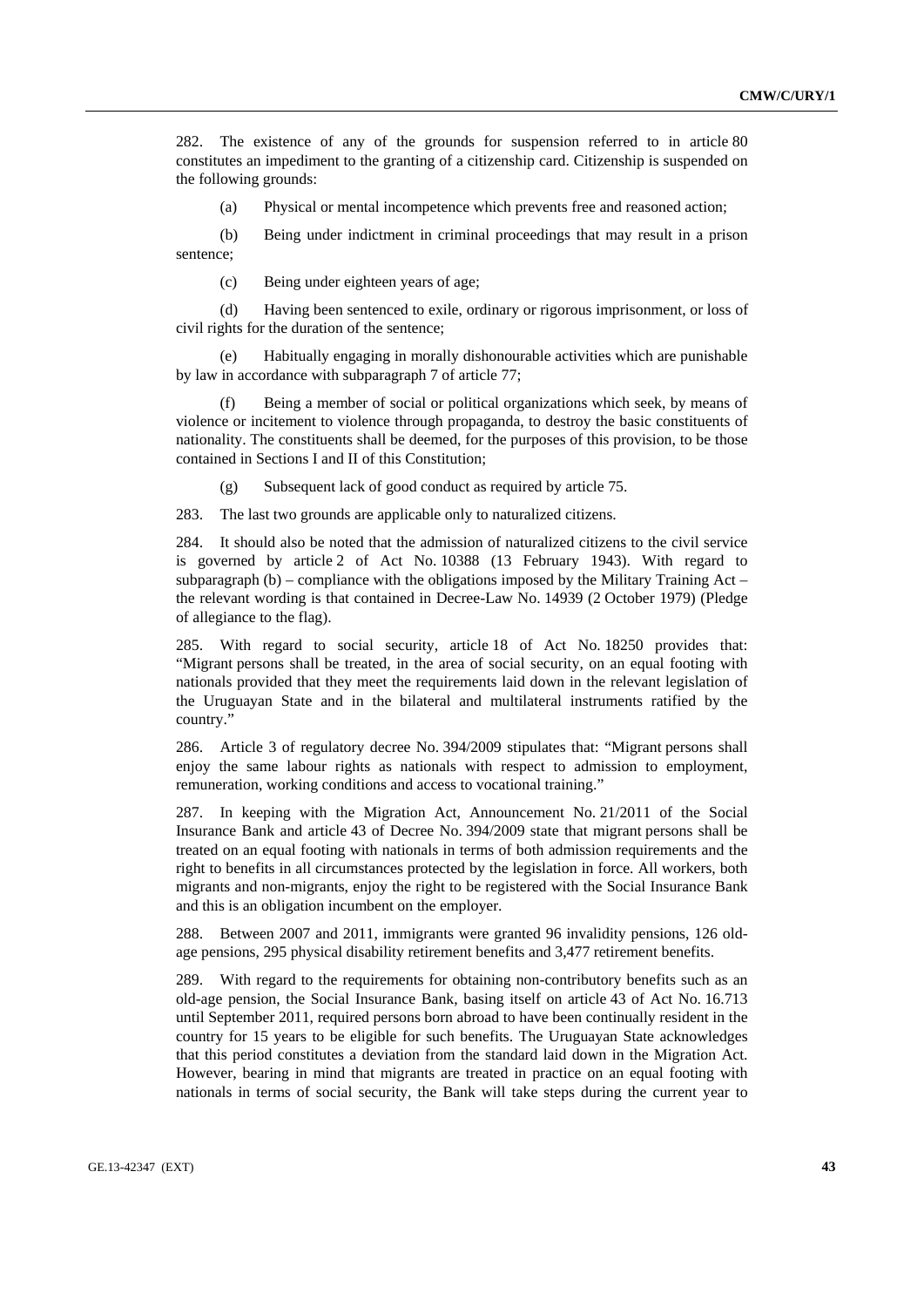282. The existence of any of the grounds for suspension referred to in article 80 constitutes an impediment to the granting of a citizenship card. Citizenship is suspended on the following grounds:

(a) Physical or mental incompetence which prevents free and reasoned action;

(b) Being under indictment in criminal proceedings that may result in a prison sentence;

(c) Being under eighteen years of age;

(d) Having been sentenced to exile, ordinary or rigorous imprisonment, or loss of civil rights for the duration of the sentence;

(e) Habitually engaging in morally dishonourable activities which are punishable by law in accordance with subparagraph 7 of article 77;

(f) Being a member of social or political organizations which seek, by means of violence or incitement to violence through propaganda, to destroy the basic constituents of nationality. The constituents shall be deemed, for the purposes of this provision, to be those contained in Sections I and II of this Constitution;

(g) Subsequent lack of good conduct as required by article 75.

283. The last two grounds are applicable only to naturalized citizens.

284. It should also be noted that the admission of naturalized citizens to the civil service is governed by article 2 of Act No. 10388 (13 February 1943). With regard to subparagraph (b) – compliance with the obligations imposed by the Military Training Act – the relevant wording is that contained in Decree-Law No. 14939 (2 October 1979) (Pledge of allegiance to the flag).

285. With regard to social security, article 18 of Act No. 18250 provides that: "Migrant persons shall be treated, in the area of social security, on an equal footing with nationals provided that they meet the requirements laid down in the relevant legislation of the Uruguayan State and in the bilateral and multilateral instruments ratified by the country."

286. Article 3 of regulatory decree No. 394/2009 stipulates that: "Migrant persons shall enjoy the same labour rights as nationals with respect to admission to employment, remuneration, working conditions and access to vocational training."

287. In keeping with the Migration Act, Announcement No. 21/2011 of the Social Insurance Bank and article 43 of Decree No. 394/2009 state that migrant persons shall be treated on an equal footing with nationals in terms of both admission requirements and the right to benefits in all circumstances protected by the legislation in force. All workers, both migrants and non-migrants, enjoy the right to be registered with the Social Insurance Bank and this is an obligation incumbent on the employer.

288. Between 2007 and 2011, immigrants were granted 96 invalidity pensions, 126 old-age pensions, 295 physical disability retirement benefits and 3,477 retirement benefits.

289. With regard to the requirements for obtaining non-contributory benefits such as an old-age pension, the Social Insurance Bank, basing itself on article 43 of Act No. 16.713 until September 2011, required persons born abroad to have been continually resident in the country for 15 years to be eligible for such benefits. The Uruguayan State acknowledges that this period constitutes a deviation from the standard laid down in the Migration Act. However, bearing in mind that migrants are treated in practice on an equal footing with nationals in terms of social security, the Bank will take steps during the current year to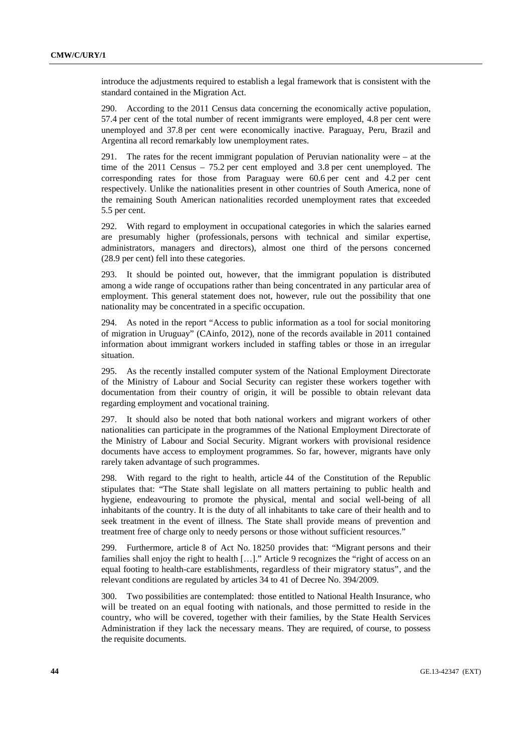introduce the adjustments required to establish a legal framework that is consistent with the standard contained in the Migration Act.

290. According to the 2011 Census data concerning the economically active population, 57.4 per cent of the total number of recent immigrants were employed, 4.8 per cent were unemployed and 37.8 per cent were economically inactive. Paraguay, Peru, Brazil and Argentina all record remarkably low unemployment rates.

291. The rates for the recent immigrant population of Peruvian nationality were – at the time of the 2011 Census – 75.2 per cent employed and 3.8 per cent unemployed. The corresponding rates for those from Paraguay were 60.6 per cent and 4.2 per cent respectively. Unlike the nationalities present in other countries of South America, none of the remaining South American nationalities recorded unemployment rates that exceeded 5.5 per cent.

292. With regard to employment in occupational categories in which the salaries earned are presumably higher (professionals, persons with technical and similar expertise, administrators, managers and directors), almost one third of the persons concerned (28.9 per cent) fell into these categories.

293. It should be pointed out, however, that the immigrant population is distributed among a wide range of occupations rather than being concentrated in any particular area of employment. This general statement does not, however, rule out the possibility that one nationality may be concentrated in a specific occupation.

294. As noted in the report "Access to public information as a tool for social monitoring of migration in Uruguay" (CAinfo, 2012), none of the records available in 2011 contained information about immigrant workers included in staffing tables or those in an irregular situation.

295. As the recently installed computer system of the National Employment Directorate of the Ministry of Labour and Social Security can register these workers together with documentation from their country of origin, it will be possible to obtain relevant data regarding employment and vocational training.

297. It should also be noted that both national workers and migrant workers of other nationalities can participate in the programmes of the National Employment Directorate of the Ministry of Labour and Social Security. Migrant workers with provisional residence documents have access to employment programmes. So far, however, migrants have only rarely taken advantage of such programmes.

298. With regard to the right to health, article 44 of the Constitution of the Republic stipulates that: "The State shall legislate on all matters pertaining to public health and hygiene, endeavouring to promote the physical, mental and social well-being of all inhabitants of the country. It is the duty of all inhabitants to take care of their health and to seek treatment in the event of illness. The State shall provide means of prevention and treatment free of charge only to needy persons or those without sufficient resources."

299. Furthermore, article 8 of Act No. 18250 provides that: "Migrant persons and their families shall enjoy the right to health […]." Article 9 recognizes the "right of access on an equal footing to health-care establishments, regardless of their migratory status", and the relevant conditions are regulated by articles 34 to 41 of Decree No. 394/2009.

300. Two possibilities are contemplated: those entitled to National Health Insurance, who will be treated on an equal footing with nationals, and those permitted to reside in the country, who will be covered, together with their families, by the State Health Services Administration if they lack the necessary means. They are required, of course, to possess the requisite documents.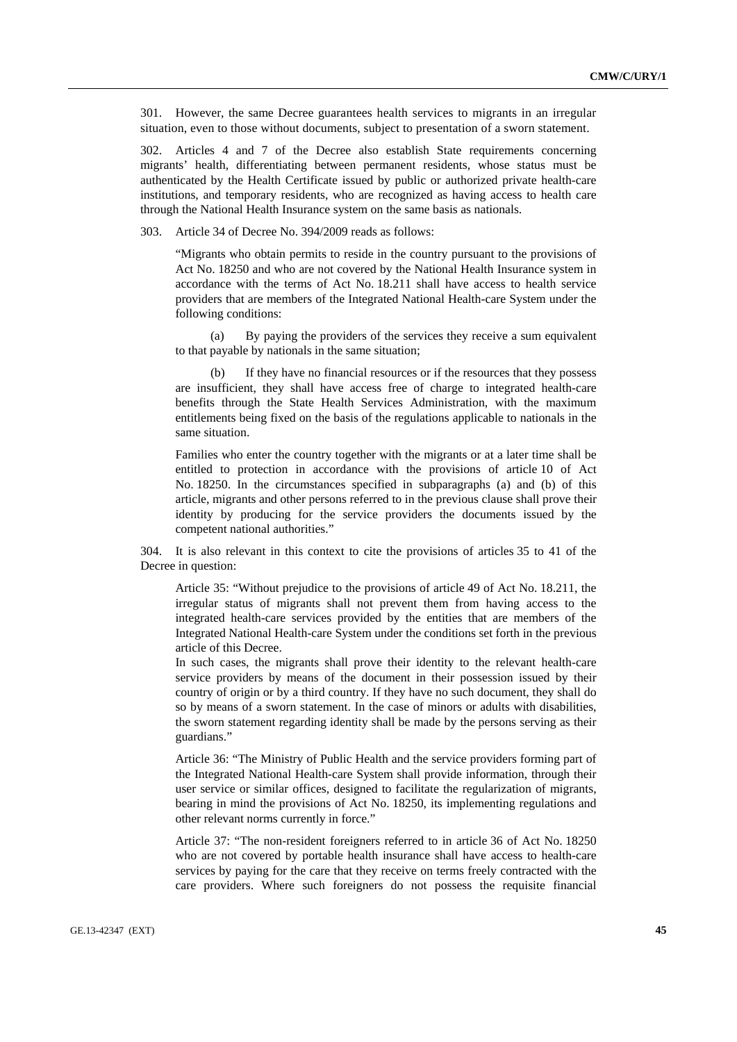301. However, the same Decree guarantees health services to migrants in an irregular situation, even to those without documents, subject to presentation of a sworn statement.

302. Articles 4 and 7 of the Decree also establish State requirements concerning migrants' health, differentiating between permanent residents, whose status must be authenticated by the Health Certificate issued by public or authorized private health-care institutions, and temporary residents, who are recognized as having access to health care through the National Health Insurance system on the same basis as nationals.

303. Article 34 of Decree No. 394/2009 reads as follows:

> "Migrants who obtain permits to reside in the country pursuant to the provisions of Act No. 18250 and who are not covered by the National Health Insurance system in accordance with the terms of Act No. 18.211 shall have access to health service providers that are members of the Integrated National Health-care System under the following conditions:
>
> (a) By paying the providers of the services they receive a sum equivalent to that payable by nationals in the same situation;
>
> (b) If they have no financial resources or if the resources that they possess are insufficient, they shall have access free of charge to integrated health-care benefits through the State Health Services Administration, with the maximum entitlements being fixed on the basis of the regulations applicable to nationals in the same situation.
>
> Families who enter the country together with the migrants or at a later time shall be entitled to protection in accordance with the provisions of article 10 of Act No. 18250. In the circumstances specified in subparagraphs (a) and (b) of this article, migrants and other persons referred to in the previous clause shall prove their identity by producing for the service providers the documents issued by the competent national authorities."

304. It is also relevant in this context to cite the provisions of articles 35 to 41 of the Decree in question:

> Article 35: "Without prejudice to the provisions of article 49 of Act No. 18.211, the irregular status of migrants shall not prevent them from having access to the integrated health-care services provided by the entities that are members of the Integrated National Health-care System under the conditions set forth in the previous article of this Decree.
>
> In such cases, the migrants shall prove their identity to the relevant health-care service providers by means of the document in their possession issued by their country of origin or by a third country. If they have no such document, they shall do so by means of a sworn statement. In the case of minors or adults with disabilities, the sworn statement regarding identity shall be made by the persons serving as their guardians."
>
> Article 36: "The Ministry of Public Health and the service providers forming part of the Integrated National Health-care System shall provide information, through their user service or similar offices, designed to facilitate the regularization of migrants, bearing in mind the provisions of Act No. 18250, its implementing regulations and other relevant norms currently in force."
>
> Article 37: "The non-resident foreigners referred to in article 36 of Act No. 18250 who are not covered by portable health insurance shall have access to health-care services by paying for the care that they receive on terms freely contracted with the care providers. Where such foreigners do not possess the requisite financial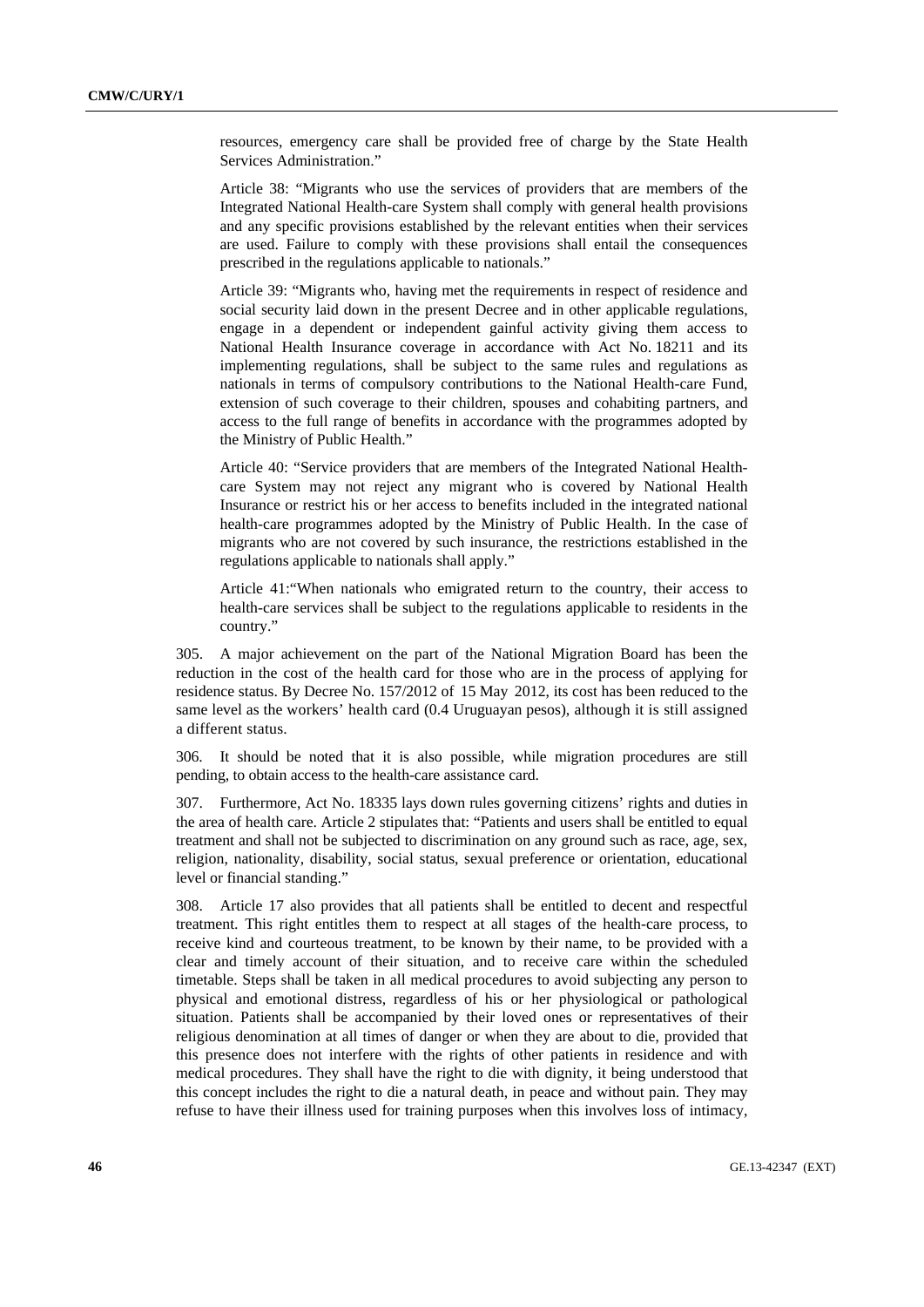resources, emergency care shall be provided free of charge by the State Health Services Administration."

Article 38: "Migrants who use the services of providers that are members of the Integrated National Health-care System shall comply with general health provisions and any specific provisions established by the relevant entities when their services are used. Failure to comply with these provisions shall entail the consequences prescribed in the regulations applicable to nationals."

Article 39: "Migrants who, having met the requirements in respect of residence and social security laid down in the present Decree and in other applicable regulations, engage in a dependent or independent gainful activity giving them access to National Health Insurance coverage in accordance with Act No. 18211 and its implementing regulations, shall be subject to the same rules and regulations as nationals in terms of compulsory contributions to the National Health-care Fund, extension of such coverage to their children, spouses and cohabiting partners, and access to the full range of benefits in accordance with the programmes adopted by the Ministry of Public Health."

Article 40: "Service providers that are members of the Integrated National Health-care System may not reject any migrant who is covered by National Health Insurance or restrict his or her access to benefits included in the integrated national health-care programmes adopted by the Ministry of Public Health. In the case of migrants who are not covered by such insurance, the restrictions established in the regulations applicable to nationals shall apply."

Article 41:"When nationals who emigrated return to the country, their access to health-care services shall be subject to the regulations applicable to residents in the country."

305. A major achievement on the part of the National Migration Board has been the reduction in the cost of the health card for those who are in the process of applying for residence status. By Decree No. 157/2012 of 15 May 2012, its cost has been reduced to the same level as the workers' health card (0.4 Uruguayan pesos), although it is still assigned a different status.

306. It should be noted that it is also possible, while migration procedures are still pending, to obtain access to the health-care assistance card.

307. Furthermore, Act No. 18335 lays down rules governing citizens' rights and duties in the area of health care. Article 2 stipulates that: "Patients and users shall be entitled to equal treatment and shall not be subjected to discrimination on any ground such as race, age, sex, religion, nationality, disability, social status, sexual preference or orientation, educational level or financial standing."

308. Article 17 also provides that all patients shall be entitled to decent and respectful treatment. This right entitles them to respect at all stages of the health-care process, to receive kind and courteous treatment, to be known by their name, to be provided with a clear and timely account of their situation, and to receive care within the scheduled timetable. Steps shall be taken in all medical procedures to avoid subjecting any person to physical and emotional distress, regardless of his or her physiological or pathological situation. Patients shall be accompanied by their loved ones or representatives of their religious denomination at all times of danger or when they are about to die, provided that this presence does not interfere with the rights of other patients in residence and with medical procedures. They shall have the right to die with dignity, it being understood that this concept includes the right to die a natural death, in peace and without pain. They may refuse to have their illness used for training purposes when this involves loss of intimacy,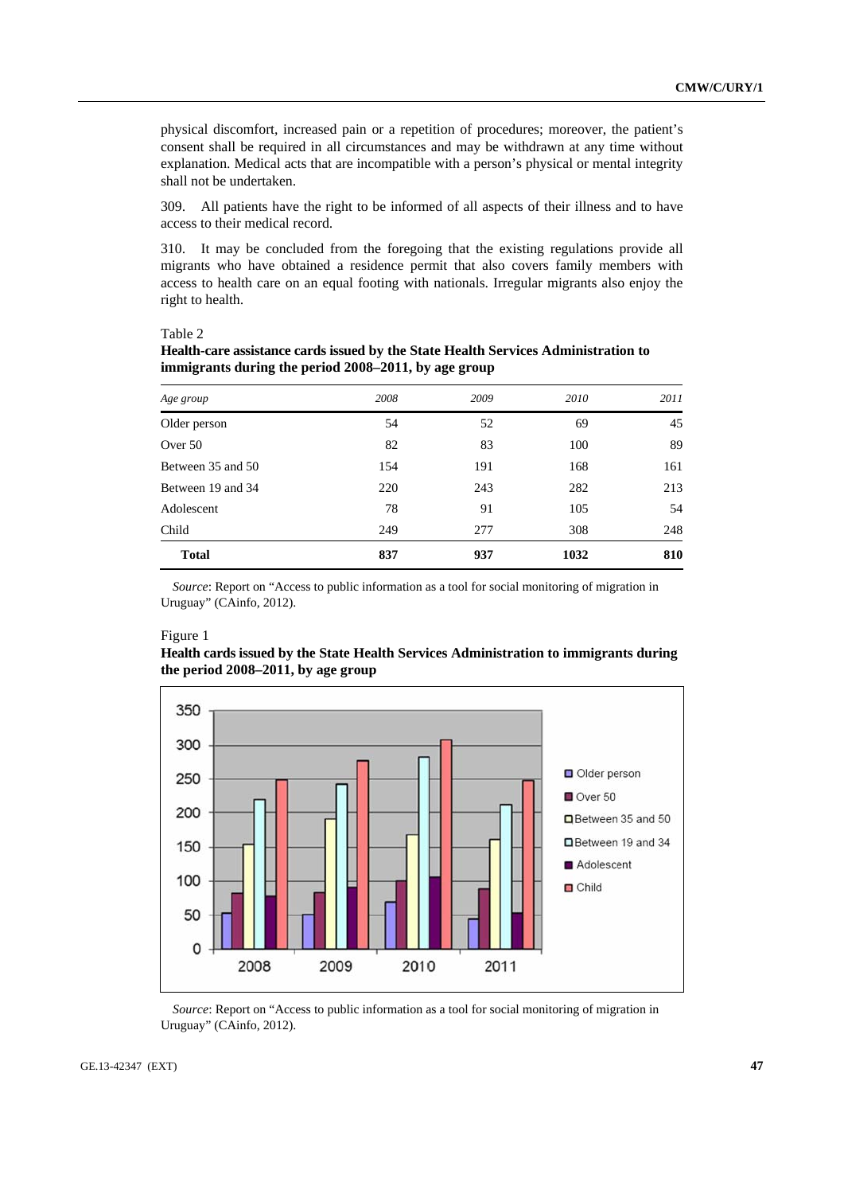physical discomfort, increased pain or a repetition of procedures; moreover, the patient's consent shall be required in all circumstances and may be withdrawn at any time without explanation. Medical acts that are incompatible with a person's physical or mental integrity shall not be undertaken.

309. All patients have the right to be informed of all aspects of their illness and to have access to their medical record.

310. It may be concluded from the foregoing that the existing regulations provide all migrants who have obtained a residence permit that also covers family members with access to health care on an equal footing with nationals. Irregular migrants also enjoy the right to health.

Table 2

**Health-care assistance cards issued by the State Health Services Administration to immigrants during the period 2008–2011, by age group**

| *Age group* | *2008* | *2009* | *2010* | *2011* |
|---|---|---|---|---|
| Older person | 54 | 52 | 69 | 45 |
| Over 50 | 82 | 83 | 100 | 89 |
| Between 35 and 50 | 154 | 191 | 168 | 161 |
| Between 19 and 34 | 220 | 243 | 282 | 213 |
| Adolescent | 78 | 91 | 105 | 54 |
| Child | 249 | 277 | 308 | 248 |
| **Total** | **837** | **937** | **1032** | **810** |

*Source*: Report on "Access to public information as a tool for social monitoring of migration in Uruguay" (CAinfo, 2012).

Figure 1

**Health cards issued by the State Health Services Administration to immigrants during the period 2008–2011, by age group**

*Source*: Report on "Access to public information as a tool for social monitoring of migration in Uruguay" (CAinfo, 2012).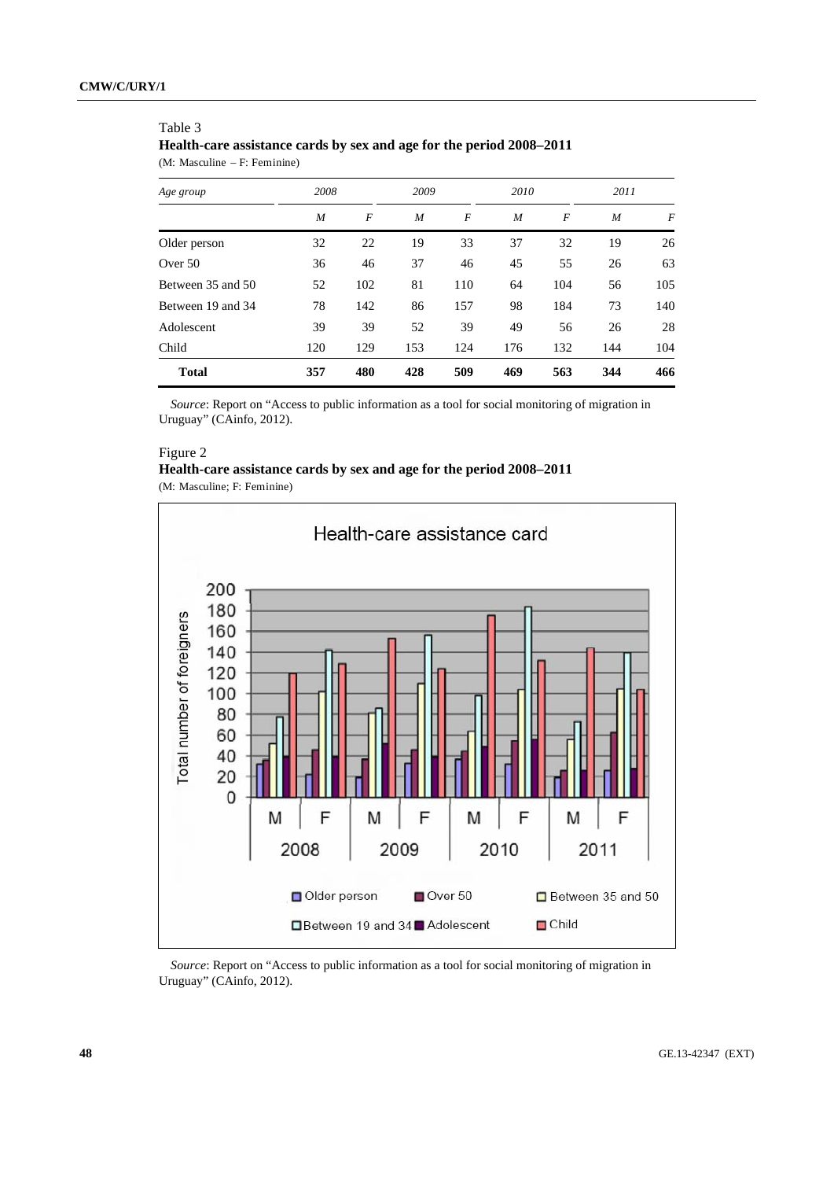Table 3

**Health-care assistance cards by sex and age for the period 2008–2011**

(M: Masculine – F: Feminine)

| *Age group* | *2008* | | *2009* | | *2010* | | *2011* | |
|---|---|---|---|---|---|---|---|---|
| | *M* | *F* | *M* | *F* | *M* | *F* | *M* | *F* |
| Older person | 32 | 22 | 19 | 33 | 37 | 32 | 19 | 26 |
| Over 50 | 36 | 46 | 37 | 46 | 45 | 55 | 26 | 63 |
| Between 35 and 50 | 52 | 102 | 81 | 110 | 64 | 104 | 56 | 105 |
| Between 19 and 34 | 78 | 142 | 86 | 157 | 98 | 184 | 73 | 140 |
| Adolescent | 39 | 39 | 52 | 39 | 49 | 56 | 26 | 28 |
| Child | 120 | 129 | 153 | 124 | 176 | 132 | 144 | 104 |
| **Total** | **357** | **480** | **428** | **509** | **469** | **563** | **344** | **466** |

*Source*: Report on "Access to public information as a tool for social monitoring of migration in Uruguay" (CAinfo, 2012).

Figure 2

**Health-care assistance cards by sex and age for the period 2008–2011**

(M: Masculine; F: Feminine)

*Source*: Report on "Access to public information as a tool for social monitoring of migration in Uruguay" (CAinfo, 2012).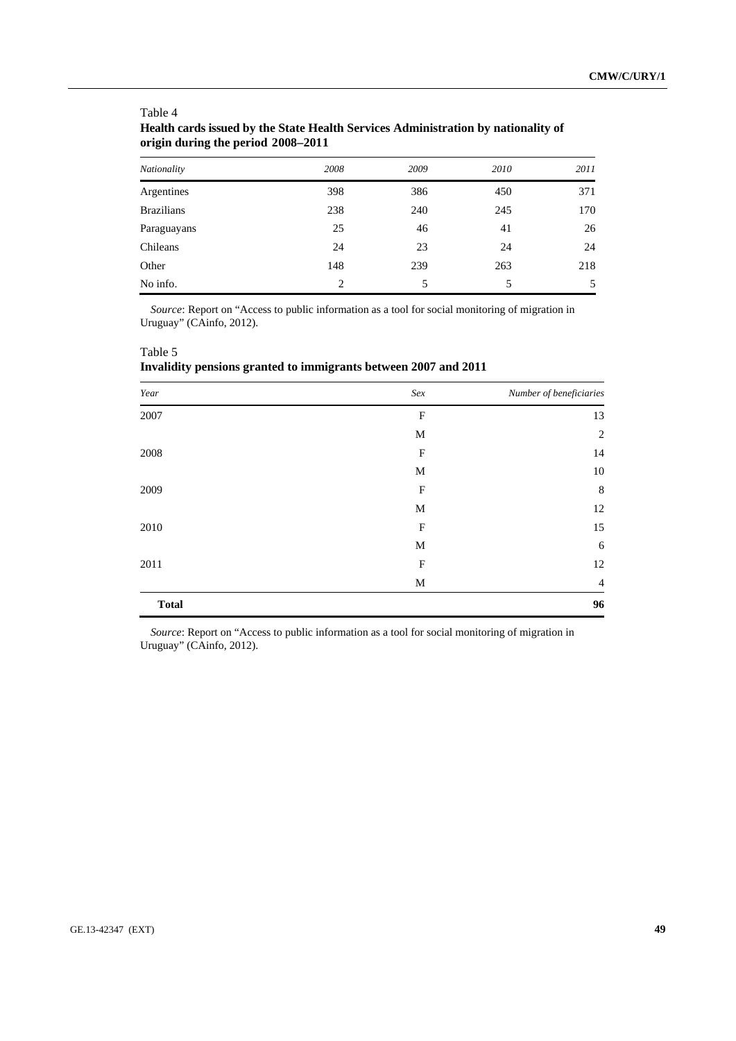Table 4
**Health cards issued by the State Health Services Administration by nationality of origin during the period 2008–2011**

| *Nationality* | *2008* | *2009* | *2010* | *2011* |
|---|---|---|---|---|
| Argentines | 398 | 386 | 450 | 371 |
| Brazilians | 238 | 240 | 245 | 170 |
| Paraguayans | 25 | 46 | 41 | 26 |
| Chileans | 24 | 23 | 24 | 24 |
| Other | 148 | 239 | 263 | 218 |
| No info. | 2 | 5 | 5 | 5 |

*Source*: Report on "Access to public information as a tool for social monitoring of migration in Uruguay" (CAinfo, 2012).

Table 5
**Invalidity pensions granted to immigrants between 2007 and 2011**

| *Year* | *Sex* | *Number of beneficiaries* |
|---|---|---|
| 2007 | F | 13 |
| | M | 2 |
| 2008 | F | 14 |
| | M | 10 |
| 2009 | F | 8 |
| | M | 12 |
| 2010 | F | 15 |
| | M | 6 |
| 2011 | F | 12 |
| | M | 4 |
| **Total** | | **96** |

*Source*: Report on "Access to public information as a tool for social monitoring of migration in Uruguay" (CAinfo, 2012).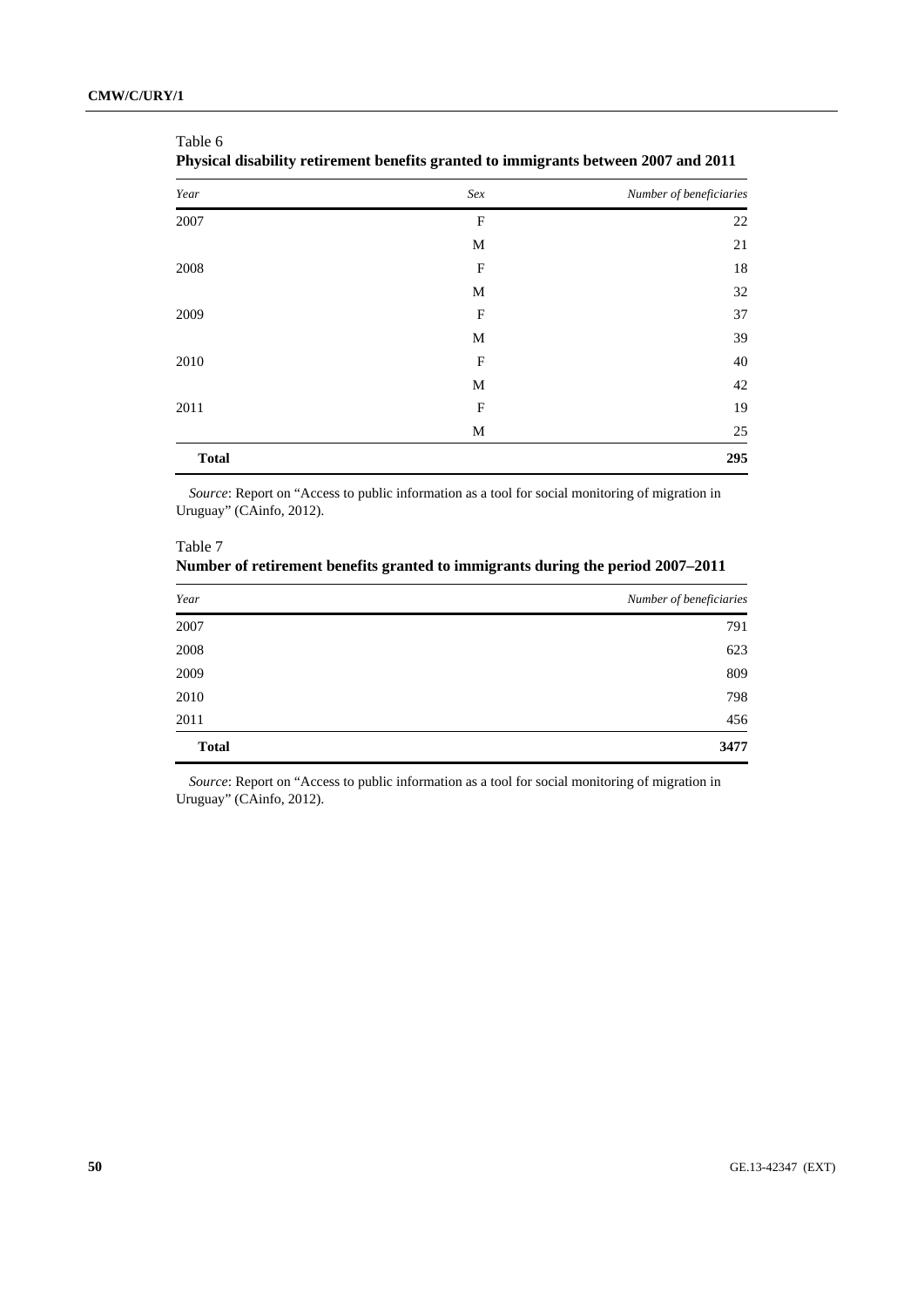Table 6
**Physical disability retirement benefits granted to immigrants between 2007 and 2011**

| *Year* | *Sex* | *Number of beneficiaries* |
|---|---|---|
| 2007 | F | 22 |
| | M | 21 |
| 2008 | F | 18 |
| | M | 32 |
| 2009 | F | 37 |
| | M | 39 |
| 2010 | F | 40 |
| | M | 42 |
| 2011 | F | 19 |
| | M | 25 |
| **Total** | | **295** |

*Source*: Report on "Access to public information as a tool for social monitoring of migration in Uruguay" (CAinfo, 2012).

Table 7
**Number of retirement benefits granted to immigrants during the period 2007–2011**

| *Year* | *Number of beneficiaries* |
|---|---|
| 2007 | 791 |
| 2008 | 623 |
| 2009 | 809 |
| 2010 | 798 |
| 2011 | 456 |
| **Total** | **3477** |

*Source*: Report on "Access to public information as a tool for social monitoring of migration in Uruguay" (CAinfo, 2012).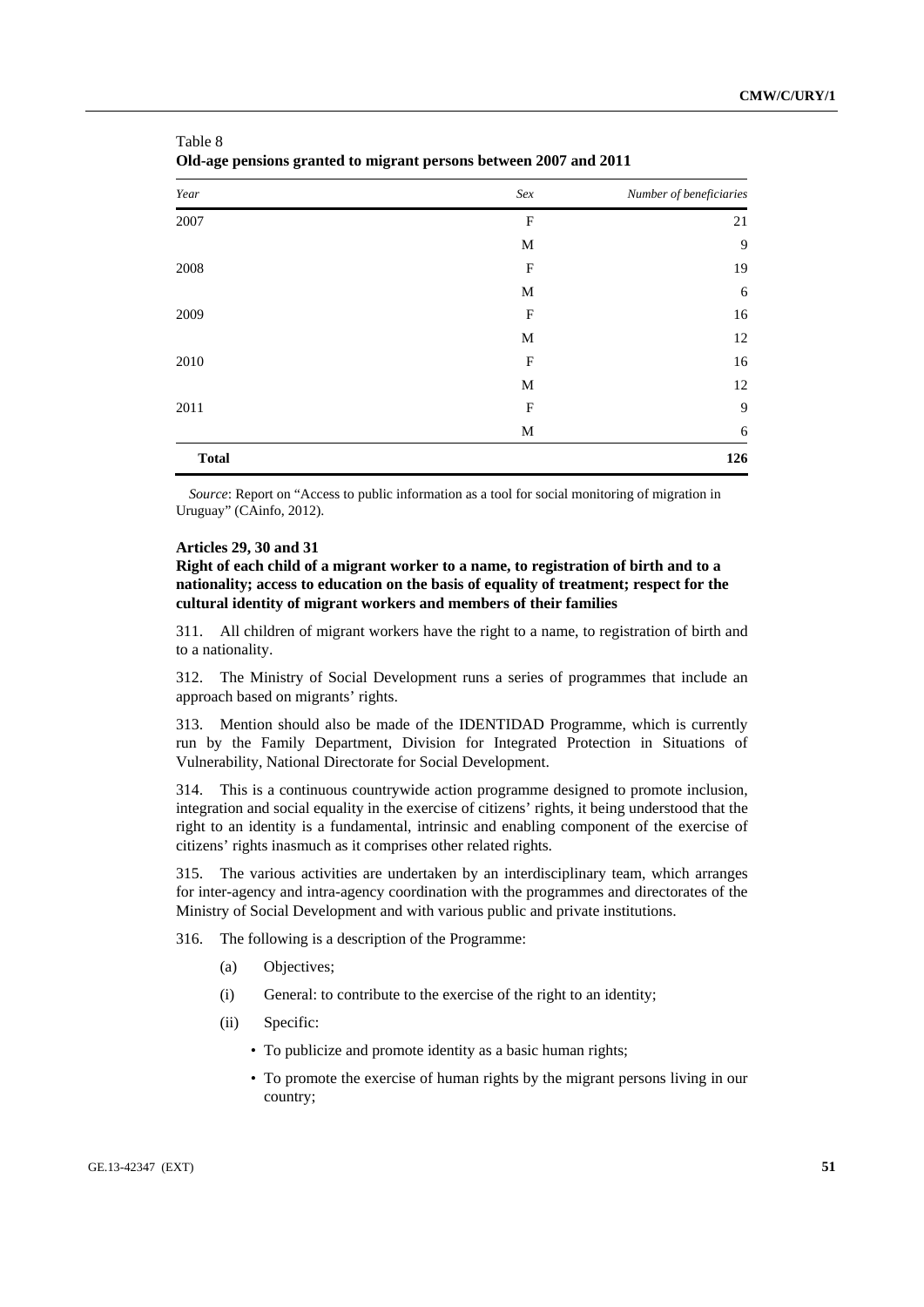Table 8
**Old-age pensions granted to migrant persons between 2007 and 2011**

| *Year* | *Sex* | *Number of beneficiaries* |
|---|---|---|
| 2007 | F | 21 |
| | M | 9 |
| 2008 | F | 19 |
| | M | 6 |
| 2009 | F | 16 |
| | M | 12 |
| 2010 | F | 16 |
| | M | 12 |
| 2011 | F | 9 |
| | M | 6 |
| **Total** | | **126** |

*Source*: Report on "Access to public information as a tool for social monitoring of migration in Uruguay" (CAinfo, 2012).

**Articles 29, 30 and 31**

**Right of each child of a migrant worker to a name, to registration of birth and to a nationality; access to education on the basis of equality of treatment; respect for the cultural identity of migrant workers and members of their families**

311. All children of migrant workers have the right to a name, to registration of birth and to a nationality.

312. The Ministry of Social Development runs a series of programmes that include an approach based on migrants' rights.

313. Mention should also be made of the IDENTIDAD Programme, which is currently run by the Family Department, Division for Integrated Protection in Situations of Vulnerability, National Directorate for Social Development.

314. This is a continuous countrywide action programme designed to promote inclusion, integration and social equality in the exercise of citizens' rights, it being understood that the right to an identity is a fundamental, intrinsic and enabling component of the exercise of citizens' rights inasmuch as it comprises other related rights.

315. The various activities are undertaken by an interdisciplinary team, which arranges for inter-agency and intra-agency coordination with the programmes and directorates of the Ministry of Social Development and with various public and private institutions.

316. The following is a description of the Programme:

(a) Objectives;

(i) General: to contribute to the exercise of the right to an identity;

(ii) Specific:

- To publicize and promote identity as a basic human rights;
- To promote the exercise of human rights by the migrant persons living in our country;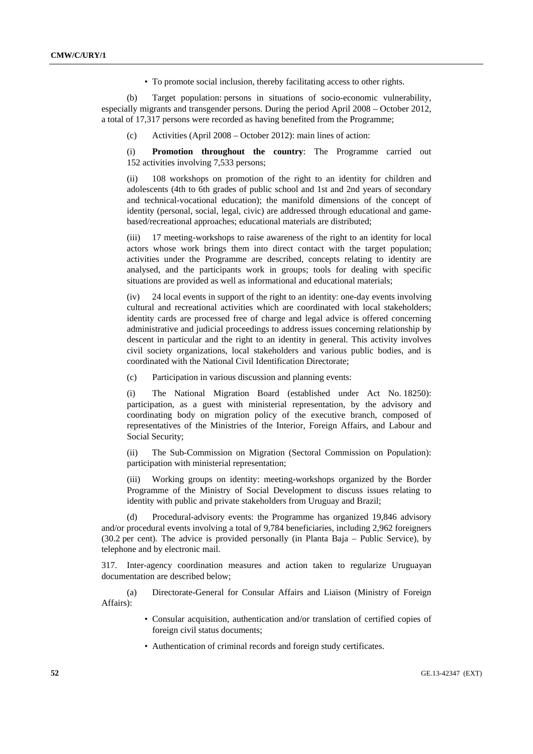- To promote social inclusion, thereby facilitating access to other rights.

(b) Target population: persons in situations of socio-economic vulnerability, especially migrants and transgender persons. During the period April 2008 – October 2012, a total of 17,317 persons were recorded as having benefited from the Programme;

(c) Activities (April 2008 – October 2012): main lines of action:

(i) **Promotion throughout the country**: The Programme carried out 152 activities involving 7,533 persons;

(ii) 108 workshops on promotion of the right to an identity for children and adolescents (4th to 6th grades of public school and 1st and 2nd years of secondary and technical-vocational education); the manifold dimensions of the concept of identity (personal, social, legal, civic) are addressed through educational and game-based/recreational approaches; educational materials are distributed;

(iii) 17 meeting-workshops to raise awareness of the right to an identity for local actors whose work brings them into direct contact with the target population; activities under the Programme are described, concepts relating to identity are analysed, and the participants work in groups; tools for dealing with specific situations are provided as well as informational and educational materials;

(iv) 24 local events in support of the right to an identity: one-day events involving cultural and recreational activities which are coordinated with local stakeholders; identity cards are processed free of charge and legal advice is offered concerning administrative and judicial proceedings to address issues concerning relationship by descent in particular and the right to an identity in general. This activity involves civil society organizations, local stakeholders and various public bodies, and is coordinated with the National Civil Identification Directorate;

(c) Participation in various discussion and planning events:

(i) The National Migration Board (established under Act No. 18250): participation, as a guest with ministerial representation, by the advisory and coordinating body on migration policy of the executive branch, composed of representatives of the Ministries of the Interior, Foreign Affairs, and Labour and Social Security;

(ii) The Sub-Commission on Migration (Sectoral Commission on Population): participation with ministerial representation;

(iii) Working groups on identity: meeting-workshops organized by the Border Programme of the Ministry of Social Development to discuss issues relating to identity with public and private stakeholders from Uruguay and Brazil;

(d) Procedural-advisory events: the Programme has organized 19,846 advisory and/or procedural events involving a total of 9,784 beneficiaries, including 2,962 foreigners (30.2 per cent). The advice is provided personally (in Planta Baja – Public Service), by telephone and by electronic mail.

317. Inter-agency coordination measures and action taken to regularize Uruguayan documentation are described below;

(a) Directorate-General for Consular Affairs and Liaison (Ministry of Foreign Affairs):

- Consular acquisition, authentication and/or translation of certified copies of foreign civil status documents;
- Authentication of criminal records and foreign study certificates.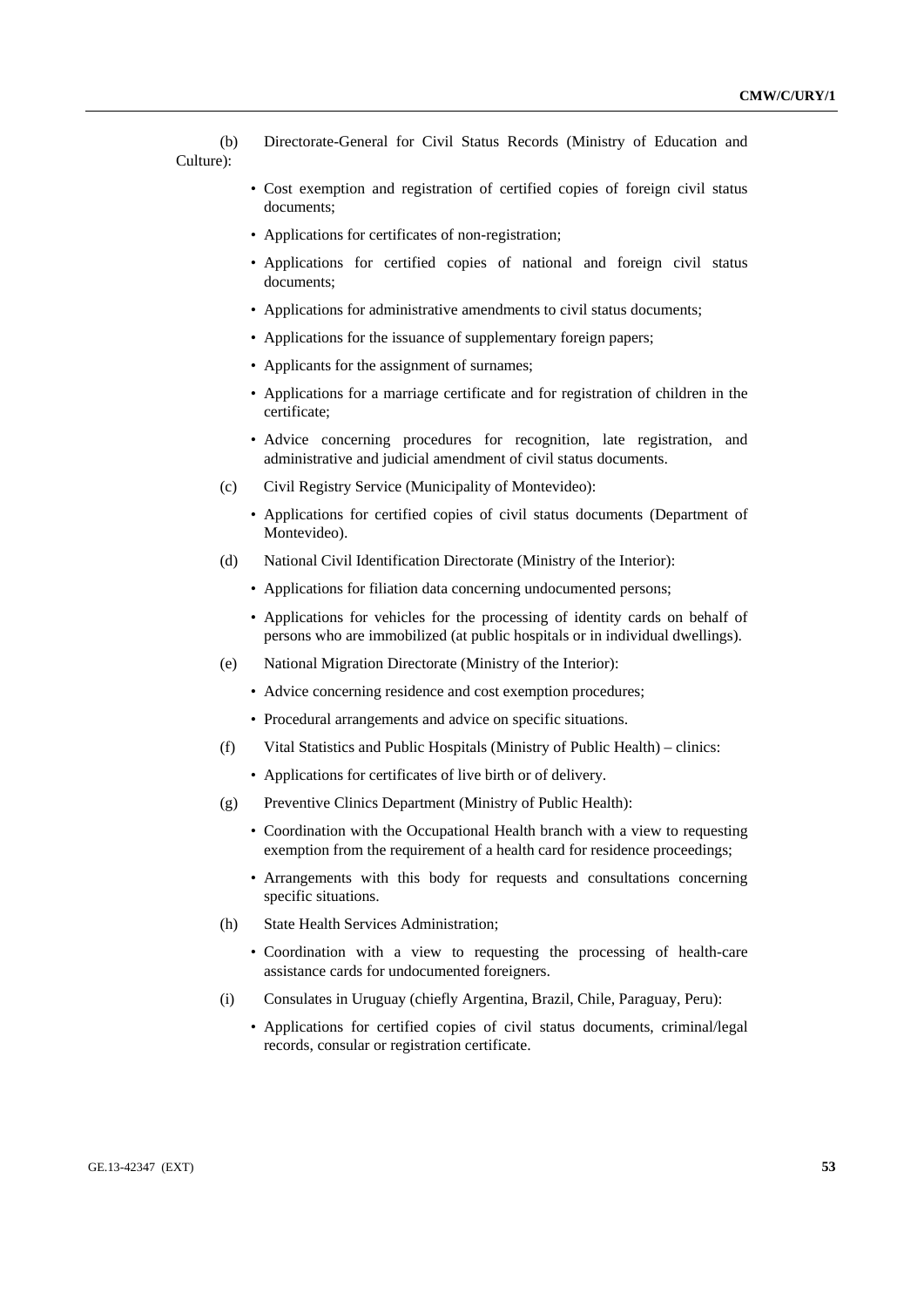(b) Directorate-General for Civil Status Records (Ministry of Education and Culture):

- Cost exemption and registration of certified copies of foreign civil status documents;
- Applications for certificates of non-registration;
- Applications for certified copies of national and foreign civil status documents;
- Applications for administrative amendments to civil status documents;
- Applications for the issuance of supplementary foreign papers;
- Applicants for the assignment of surnames;
- Applications for a marriage certificate and for registration of children in the certificate;
- Advice concerning procedures for recognition, late registration, and administrative and judicial amendment of civil status documents.

(c) Civil Registry Service (Municipality of Montevideo):

- Applications for certified copies of civil status documents (Department of Montevideo).

(d) National Civil Identification Directorate (Ministry of the Interior):

- Applications for filiation data concerning undocumented persons;
- Applications for vehicles for the processing of identity cards on behalf of persons who are immobilized (at public hospitals or in individual dwellings).

(e) National Migration Directorate (Ministry of the Interior):

- Advice concerning residence and cost exemption procedures;
- Procedural arrangements and advice on specific situations.

(f) Vital Statistics and Public Hospitals (Ministry of Public Health) – clinics:

- Applications for certificates of live birth or of delivery.

(g) Preventive Clinics Department (Ministry of Public Health):

- Coordination with the Occupational Health branch with a view to requesting exemption from the requirement of a health card for residence proceedings;
- Arrangements with this body for requests and consultations concerning specific situations.

(h) State Health Services Administration;

- Coordination with a view to requesting the processing of health-care assistance cards for undocumented foreigners.

(i) Consulates in Uruguay (chiefly Argentina, Brazil, Chile, Paraguay, Peru):

- Applications for certified copies of civil status documents, criminal/legal records, consular or registration certificate.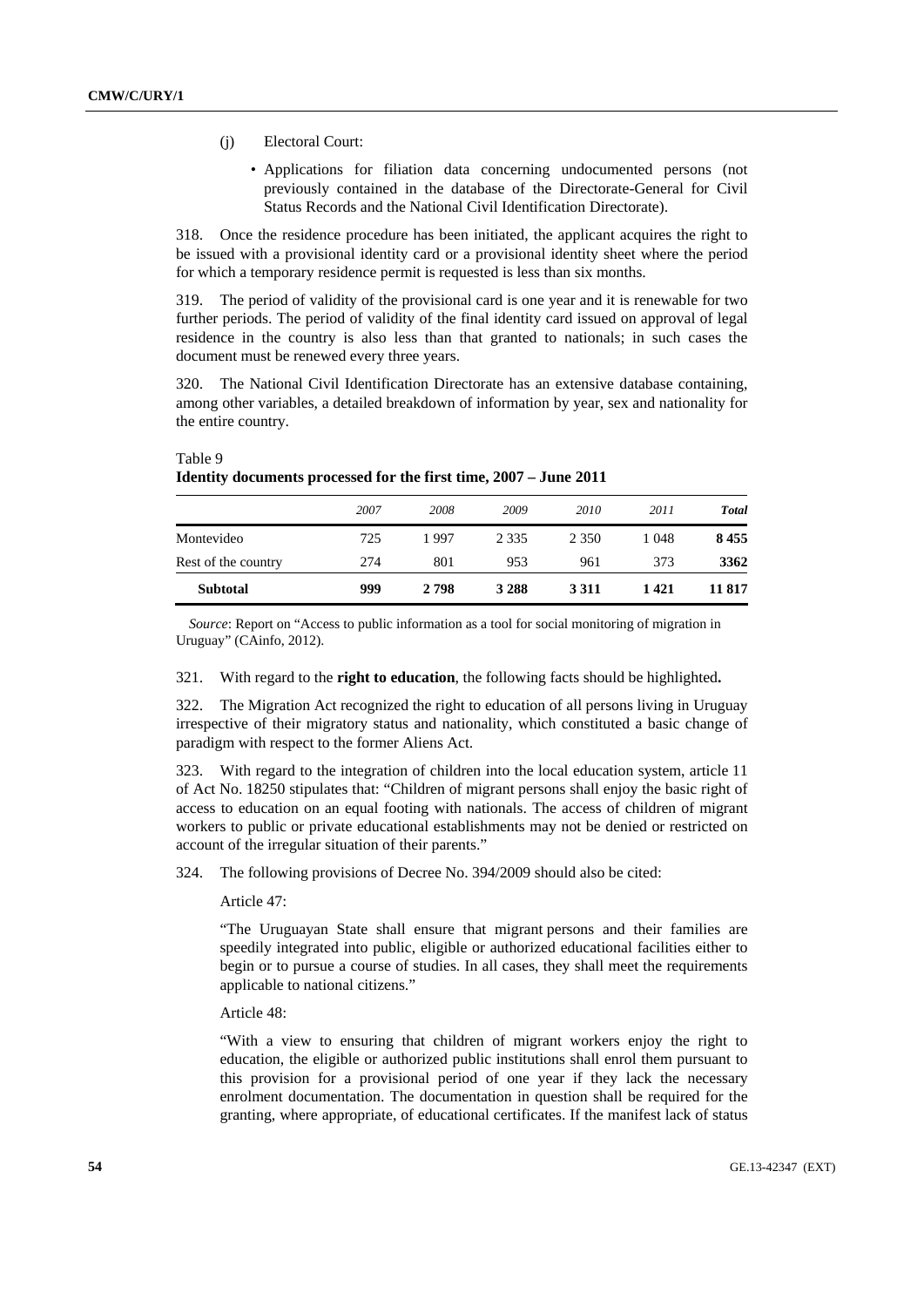(j) Electoral Court:

- Applications for filiation data concerning undocumented persons (not previously contained in the database of the Directorate-General for Civil Status Records and the National Civil Identification Directorate).

318. Once the residence procedure has been initiated, the applicant acquires the right to be issued with a provisional identity card or a provisional identity sheet where the period for which a temporary residence permit is requested is less than six months.

319. The period of validity of the provisional card is one year and it is renewable for two further periods. The period of validity of the final identity card issued on approval of legal residence in the country is also less than that granted to nationals; in such cases the document must be renewed every three years.

320. The National Civil Identification Directorate has an extensive database containing, among other variables, a detailed breakdown of information by year, sex and nationality for the entire country.

Table 9
**Identity documents processed for the first time, 2007 – June 2011**

| | *2007* | *2008* | *2009* | *2010* | *2011* | ***Total*** |
|---|---|---|---|---|---|---|
| Montevideo | 725 | 1 997 | 2 335 | 2 350 | 1 048 | **8 455** |
| Rest of the country | 274 | 801 | 953 | 961 | 373 | **3362** |
| **Subtotal** | **999** | **2 798** | **3 288** | **3 311** | **1 421** | **11 817** |

*Source*: Report on "Access to public information as a tool for social monitoring of migration in Uruguay" (CAinfo, 2012).

321. With regard to the **right to education**, the following facts should be highlighted**.**

322. The Migration Act recognized the right to education of all persons living in Uruguay irrespective of their migratory status and nationality, which constituted a basic change of paradigm with respect to the former Aliens Act.

323. With regard to the integration of children into the local education system, article 11 of Act No. 18250 stipulates that: "Children of migrant persons shall enjoy the basic right of access to education on an equal footing with nationals. The access of children of migrant workers to public or private educational establishments may not be denied or restricted on account of the irregular situation of their parents."

324. The following provisions of Decree No. 394/2009 should also be cited:

Article 47:

"The Uruguayan State shall ensure that migrant persons and their families are speedily integrated into public, eligible or authorized educational facilities either to begin or to pursue a course of studies. In all cases, they shall meet the requirements applicable to national citizens."

Article 48:

"With a view to ensuring that children of migrant workers enjoy the right to education, the eligible or authorized public institutions shall enrol them pursuant to this provision for a provisional period of one year if they lack the necessary enrolment documentation. The documentation in question shall be required for the granting, where appropriate, of educational certificates. If the manifest lack of status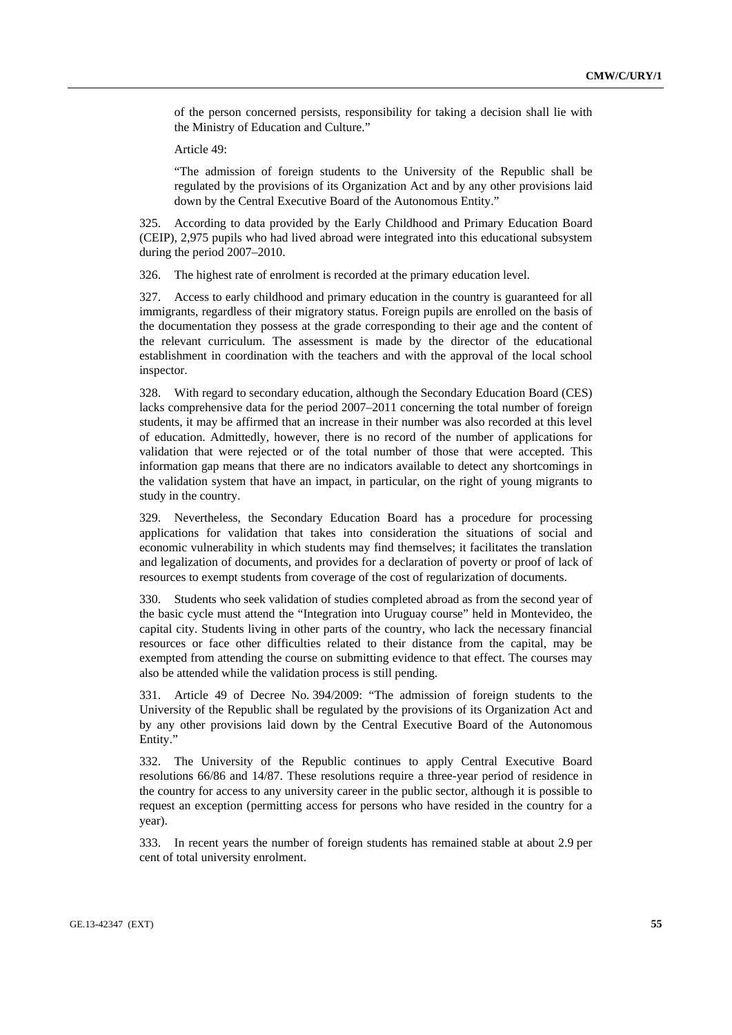of the person concerned persists, responsibility for taking a decision shall lie with the Ministry of Education and Culture."

Article 49:

"The admission of foreign students to the University of the Republic shall be regulated by the provisions of its Organization Act and by any other provisions laid down by the Central Executive Board of the Autonomous Entity."

325. According to data provided by the Early Childhood and Primary Education Board (CEIP), 2,975 pupils who had lived abroad were integrated into this educational subsystem during the period 2007–2010.

326. The highest rate of enrolment is recorded at the primary education level.

327. Access to early childhood and primary education in the country is guaranteed for all immigrants, regardless of their migratory status. Foreign pupils are enrolled on the basis of the documentation they possess at the grade corresponding to their age and the content of the relevant curriculum. The assessment is made by the director of the educational establishment in coordination with the teachers and with the approval of the local school inspector.

328. With regard to secondary education, although the Secondary Education Board (CES) lacks comprehensive data for the period 2007–2011 concerning the total number of foreign students, it may be affirmed that an increase in their number was also recorded at this level of education. Admittedly, however, there is no record of the number of applications for validation that were rejected or of the total number of those that were accepted. This information gap means that there are no indicators available to detect any shortcomings in the validation system that have an impact, in particular, on the right of young migrants to study in the country.

329. Nevertheless, the Secondary Education Board has a procedure for processing applications for validation that takes into consideration the situations of social and economic vulnerability in which students may find themselves; it facilitates the translation and legalization of documents, and provides for a declaration of poverty or proof of lack of resources to exempt students from coverage of the cost of regularization of documents.

330. Students who seek validation of studies completed abroad as from the second year of the basic cycle must attend the "Integration into Uruguay course" held in Montevideo, the capital city. Students living in other parts of the country, who lack the necessary financial resources or face other difficulties related to their distance from the capital, may be exempted from attending the course on submitting evidence to that effect. The courses may also be attended while the validation process is still pending.

331. Article 49 of Decree No. 394/2009: "The admission of foreign students to the University of the Republic shall be regulated by the provisions of its Organization Act and by any other provisions laid down by the Central Executive Board of the Autonomous Entity."

332. The University of the Republic continues to apply Central Executive Board resolutions 66/86 and 14/87. These resolutions require a three-year period of residence in the country for access to any university career in the public sector, although it is possible to request an exception (permitting access for persons who have resided in the country for a year).

333. In recent years the number of foreign students has remained stable at about 2.9 per cent of total university enrolment.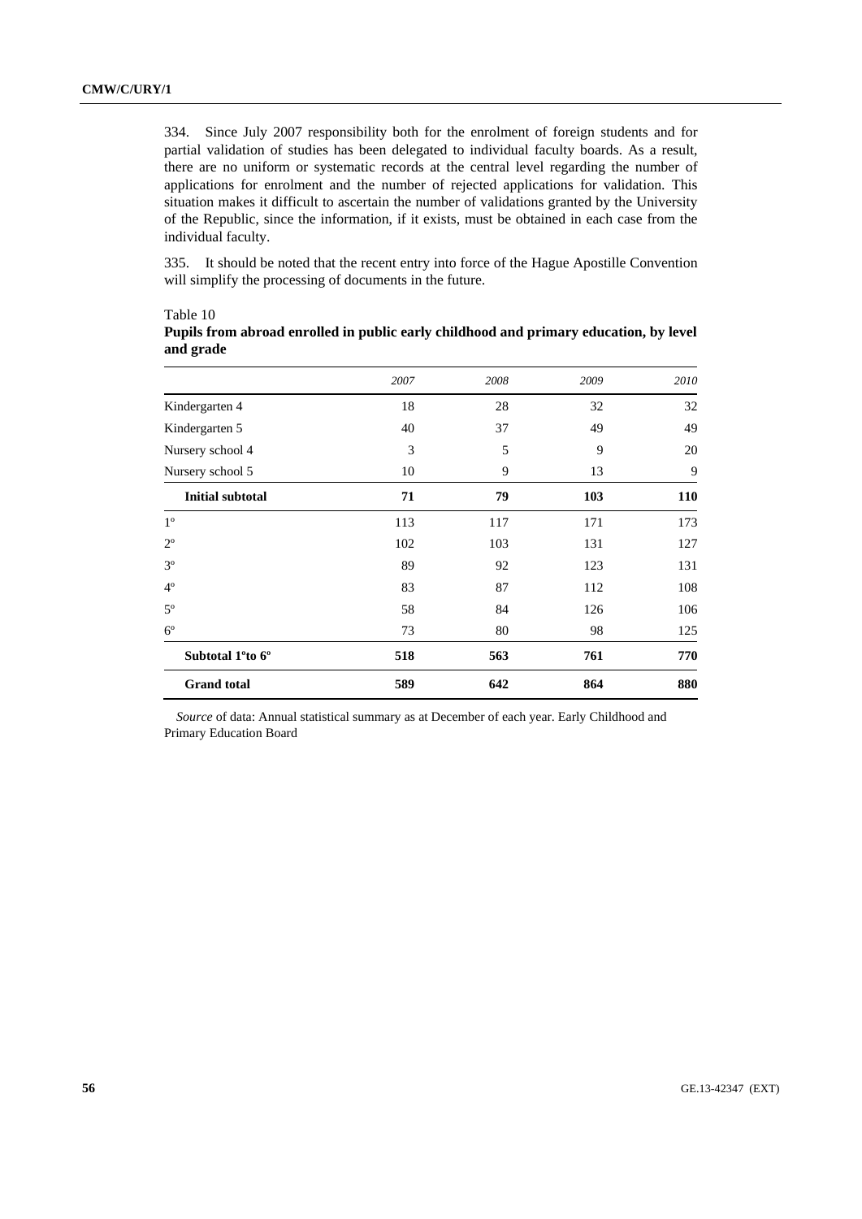334. Since July 2007 responsibility both for the enrolment of foreign students and for partial validation of studies has been delegated to individual faculty boards. As a result, there are no uniform or systematic records at the central level regarding the number of applications for enrolment and the number of rejected applications for validation. This situation makes it difficult to ascertain the number of validations granted by the University of the Republic, since the information, if it exists, must be obtained in each case from the individual faculty.

335. It should be noted that the recent entry into force of the Hague Apostille Convention will simplify the processing of documents in the future.

Table 10

**Pupils from abroad enrolled in public early childhood and primary education, by level and grade**

| | *2007* | *2008* | *2009* | *2010* |
|---|---|---|---|---|
| Kindergarten 4 | 18 | 28 | 32 | 32 |
| Kindergarten 5 | 40 | 37 | 49 | 49 |
| Nursery school 4 | 3 | 5 | 9 | 20 |
| Nursery school 5 | 10 | 9 | 13 | 9 |
| **Initial subtotal** | **71** | **79** | **103** | **110** |
| 1º | 113 | 117 | 171 | 173 |
| 2º | 102 | 103 | 131 | 127 |
| 3º | 89 | 92 | 123 | 131 |
| 4º | 83 | 87 | 112 | 108 |
| 5º | 58 | 84 | 126 | 106 |
| 6º | 73 | 80 | 98 | 125 |
| **Subtotal 1ºto 6º** | **518** | **563** | **761** | **770** |
| **Grand total** | **589** | **642** | **864** | **880** |

*Source* of data: Annual statistical summary as at December of each year. Early Childhood and Primary Education Board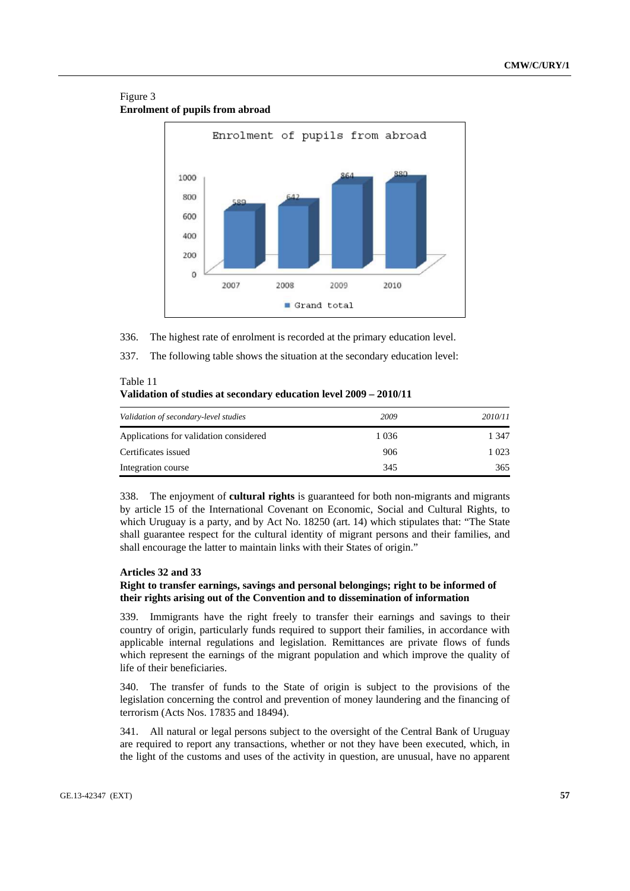Figure 3
**Enrolment of pupils from abroad**

336. The highest rate of enrolment is recorded at the primary education level.

337. The following table shows the situation at the secondary education level:

Table 11
**Validation of studies at secondary education level 2009 – 2010/11**

| *Validation of secondary-level studies* | *2009* | *2010/11* |
|---|---|---|
| Applications for validation considered | 1 036 | 1 347 |
| Certificates issued | 906 | 1 023 |
| Integration course | 345 | 365 |

338. The enjoyment of **cultural rights** is guaranteed for both non-migrants and migrants by article 15 of the International Covenant on Economic, Social and Cultural Rights, to which Uruguay is a party, and by Act No. 18250 (art. 14) which stipulates that: "The State shall guarantee respect for the cultural identity of migrant persons and their families, and shall encourage the latter to maintain links with their States of origin."

**Articles 32 and 33**

**Right to transfer earnings, savings and personal belongings; right to be informed of their rights arising out of the Convention and to dissemination of information**

339. Immigrants have the right freely to transfer their earnings and savings to their country of origin, particularly funds required to support their families, in accordance with applicable internal regulations and legislation. Remittances are private flows of funds which represent the earnings of the migrant population and which improve the quality of life of their beneficiaries.

340. The transfer of funds to the State of origin is subject to the provisions of the legislation concerning the control and prevention of money laundering and the financing of terrorism (Acts Nos. 17835 and 18494).

341. All natural or legal persons subject to the oversight of the Central Bank of Uruguay are required to report any transactions, whether or not they have been executed, which, in the light of the customs and uses of the activity in question, are unusual, have no apparent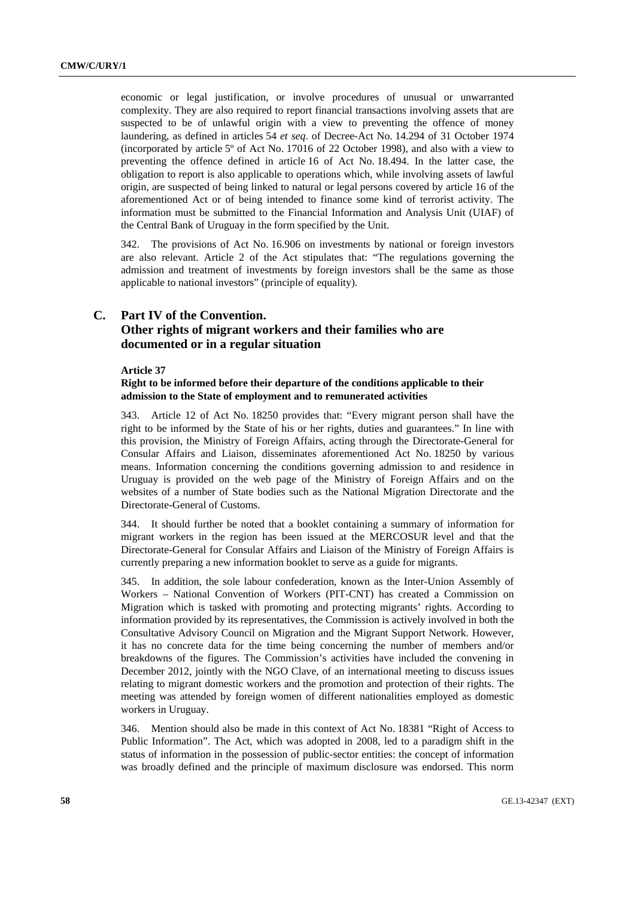economic or legal justification, or involve procedures of unusual or unwarranted complexity. They are also required to report financial transactions involving assets that are suspected to be of unlawful origin with a view to preventing the offence of money laundering, as defined in articles 54 *et seq*. of Decree-Act No. 14.294 of 31 October 1974 (incorporated by article 5º of Act No. 17016 of 22 October 1998), and also with a view to preventing the offence defined in article 16 of Act No. 18.494. In the latter case, the obligation to report is also applicable to operations which, while involving assets of lawful origin, are suspected of being linked to natural or legal persons covered by article 16 of the aforementioned Act or of being intended to finance some kind of terrorist activity. The information must be submitted to the Financial Information and Analysis Unit (UIAF) of the Central Bank of Uruguay in the form specified by the Unit.

342. The provisions of Act No. 16.906 on investments by national or foreign investors are also relevant. Article 2 of the Act stipulates that: "The regulations governing the admission and treatment of investments by foreign investors shall be the same as those applicable to national investors" (principle of equality).

## C. Part IV of the Convention. Other rights of migrant workers and their families who are documented or in a regular situation

**Article 37**

**Right to be informed before their departure of the conditions applicable to their admission to the State of employment and to remunerated activities**

343. Article 12 of Act No. 18250 provides that: "Every migrant person shall have the right to be informed by the State of his or her rights, duties and guarantees." In line with this provision, the Ministry of Foreign Affairs, acting through the Directorate-General for Consular Affairs and Liaison, disseminates aforementioned Act No. 18250 by various means. Information concerning the conditions governing admission to and residence in Uruguay is provided on the web page of the Ministry of Foreign Affairs and on the websites of a number of State bodies such as the National Migration Directorate and the Directorate-General of Customs.

344. It should further be noted that a booklet containing a summary of information for migrant workers in the region has been issued at the MERCOSUR level and that the Directorate-General for Consular Affairs and Liaison of the Ministry of Foreign Affairs is currently preparing a new information booklet to serve as a guide for migrants.

345. In addition, the sole labour confederation, known as the Inter-Union Assembly of Workers – National Convention of Workers (PIT-CNT) has created a Commission on Migration which is tasked with promoting and protecting migrants' rights. According to information provided by its representatives, the Commission is actively involved in both the Consultative Advisory Council on Migration and the Migrant Support Network. However, it has no concrete data for the time being concerning the number of members and/or breakdowns of the figures. The Commission's activities have included the convening in December 2012, jointly with the NGO Clave, of an international meeting to discuss issues relating to migrant domestic workers and the promotion and protection of their rights. The meeting was attended by foreign women of different nationalities employed as domestic workers in Uruguay.

346. Mention should also be made in this context of Act No. 18381 "Right of Access to Public Information". The Act, which was adopted in 2008, led to a paradigm shift in the status of information in the possession of public-sector entities: the concept of information was broadly defined and the principle of maximum disclosure was endorsed. This norm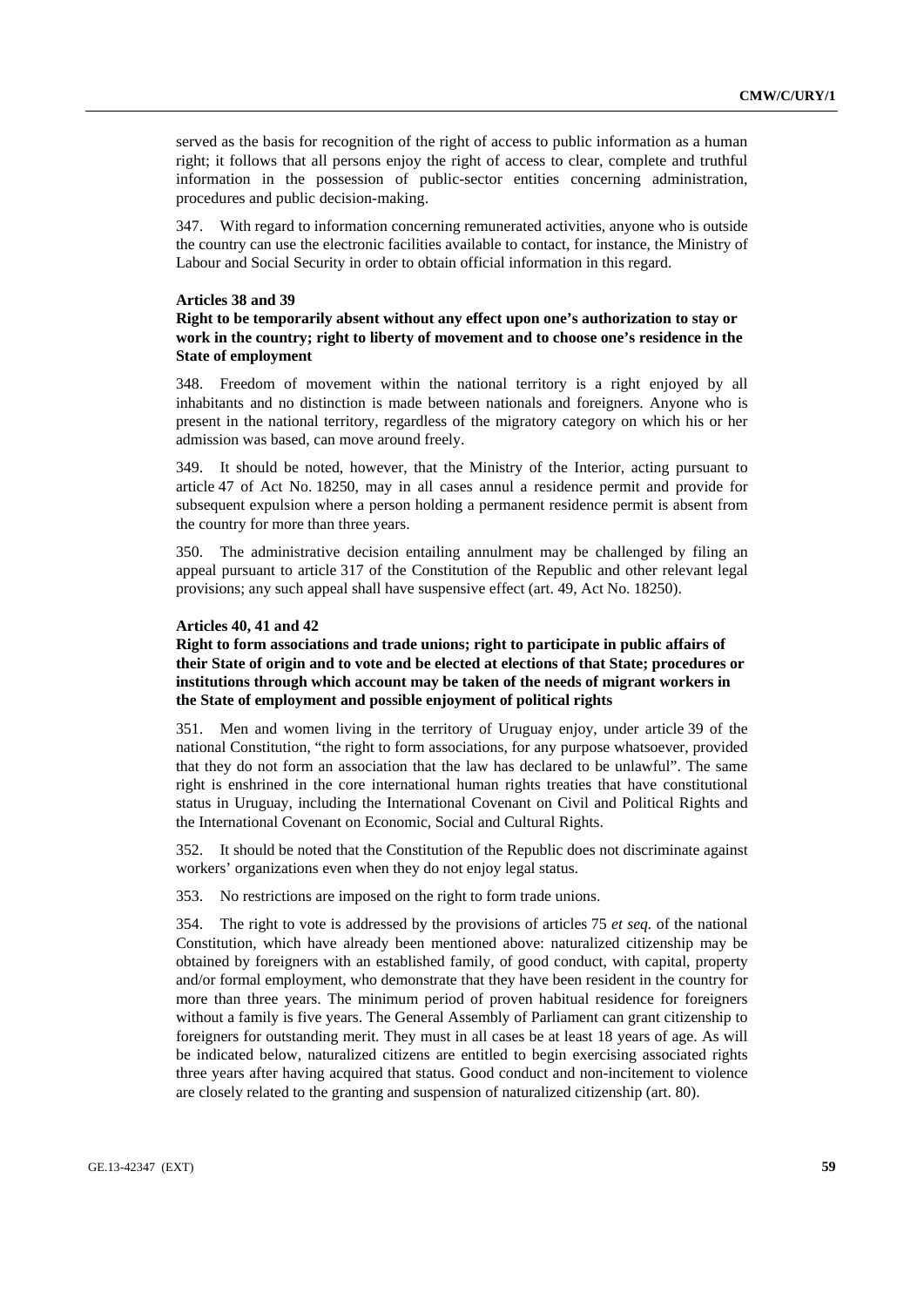served as the basis for recognition of the right of access to public information as a human right; it follows that all persons enjoy the right of access to clear, complete and truthful information in the possession of public-sector entities concerning administration, procedures and public decision-making.

347. With regard to information concerning remunerated activities, anyone who is outside the country can use the electronic facilities available to contact, for instance, the Ministry of Labour and Social Security in order to obtain official information in this regard.

**Articles 38 and 39**

**Right to be temporarily absent without any effect upon one's authorization to stay or work in the country; right to liberty of movement and to choose one's residence in the State of employment**

348. Freedom of movement within the national territory is a right enjoyed by all inhabitants and no distinction is made between nationals and foreigners. Anyone who is present in the national territory, regardless of the migratory category on which his or her admission was based, can move around freely.

349. It should be noted, however, that the Ministry of the Interior, acting pursuant to article 47 of Act No. 18250, may in all cases annul a residence permit and provide for subsequent expulsion where a person holding a permanent residence permit is absent from the country for more than three years.

350. The administrative decision entailing annulment may be challenged by filing an appeal pursuant to article 317 of the Constitution of the Republic and other relevant legal provisions; any such appeal shall have suspensive effect (art. 49, Act No. 18250).

**Articles 40, 41 and 42**

**Right to form associations and trade unions; right to participate in public affairs of their State of origin and to vote and be elected at elections of that State; procedures or institutions through which account may be taken of the needs of migrant workers in the State of employment and possible enjoyment of political rights**

351. Men and women living in the territory of Uruguay enjoy, under article 39 of the national Constitution, "the right to form associations, for any purpose whatsoever, provided that they do not form an association that the law has declared to be unlawful". The same right is enshrined in the core international human rights treaties that have constitutional status in Uruguay, including the International Covenant on Civil and Political Rights and the International Covenant on Economic, Social and Cultural Rights.

352. It should be noted that the Constitution of the Republic does not discriminate against workers' organizations even when they do not enjoy legal status.

353. No restrictions are imposed on the right to form trade unions.

354. The right to vote is addressed by the provisions of articles 75 *et seq.* of the national Constitution, which have already been mentioned above: naturalized citizenship may be obtained by foreigners with an established family, of good conduct, with capital, property and/or formal employment, who demonstrate that they have been resident in the country for more than three years. The minimum period of proven habitual residence for foreigners without a family is five years. The General Assembly of Parliament can grant citizenship to foreigners for outstanding merit. They must in all cases be at least 18 years of age. As will be indicated below, naturalized citizens are entitled to begin exercising associated rights three years after having acquired that status. Good conduct and non-incitement to violence are closely related to the granting and suspension of naturalized citizenship (art. 80).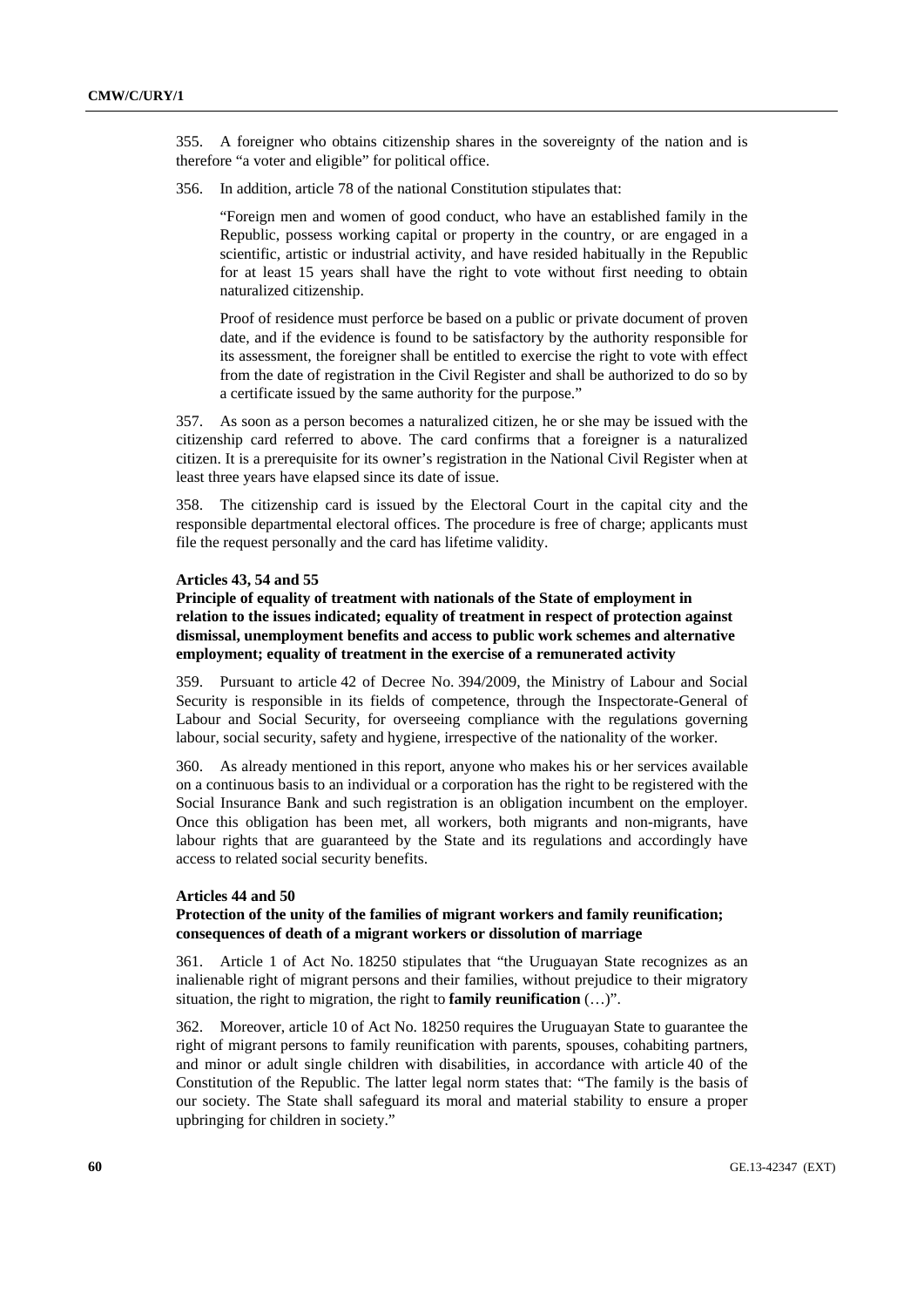355. A foreigner who obtains citizenship shares in the sovereignty of the nation and is therefore "a voter and eligible" for political office.

356. In addition, article 78 of the national Constitution stipulates that:

> "Foreign men and women of good conduct, who have an established family in the Republic, possess working capital or property in the country, or are engaged in a scientific, artistic or industrial activity, and have resided habitually in the Republic for at least 15 years shall have the right to vote without first needing to obtain naturalized citizenship.
>
> Proof of residence must perforce be based on a public or private document of proven date, and if the evidence is found to be satisfactory by the authority responsible for its assessment, the foreigner shall be entitled to exercise the right to vote with effect from the date of registration in the Civil Register and shall be authorized to do so by a certificate issued by the same authority for the purpose."

357. As soon as a person becomes a naturalized citizen, he or she may be issued with the citizenship card referred to above. The card confirms that a foreigner is a naturalized citizen. It is a prerequisite for its owner's registration in the National Civil Register when at least three years have elapsed since its date of issue.

358. The citizenship card is issued by the Electoral Court in the capital city and the responsible departmental electoral offices. The procedure is free of charge; applicants must file the request personally and the card has lifetime validity.

**Articles 43, 54 and 55**

**Principle of equality of treatment with nationals of the State of employment in relation to the issues indicated; equality of treatment in respect of protection against dismissal, unemployment benefits and access to public work schemes and alternative employment; equality of treatment in the exercise of a remunerated activity**

359. Pursuant to article 42 of Decree No. 394/2009, the Ministry of Labour and Social Security is responsible in its fields of competence, through the Inspectorate-General of Labour and Social Security, for overseeing compliance with the regulations governing labour, social security, safety and hygiene, irrespective of the nationality of the worker.

360. As already mentioned in this report, anyone who makes his or her services available on a continuous basis to an individual or a corporation has the right to be registered with the Social Insurance Bank and such registration is an obligation incumbent on the employer. Once this obligation has been met, all workers, both migrants and non-migrants, have labour rights that are guaranteed by the State and its regulations and accordingly have access to related social security benefits.

**Articles 44 and 50**

**Protection of the unity of the families of migrant workers and family reunification; consequences of death of a migrant workers or dissolution of marriage**

361. Article 1 of Act No. 18250 stipulates that "the Uruguayan State recognizes as an inalienable right of migrant persons and their families, without prejudice to their migratory situation, the right to migration, the right to **family reunification** (…)".

362. Moreover, article 10 of Act No. 18250 requires the Uruguayan State to guarantee the right of migrant persons to family reunification with parents, spouses, cohabiting partners, and minor or adult single children with disabilities, in accordance with article 40 of the Constitution of the Republic. The latter legal norm states that: "The family is the basis of our society. The State shall safeguard its moral and material stability to ensure a proper upbringing for children in society."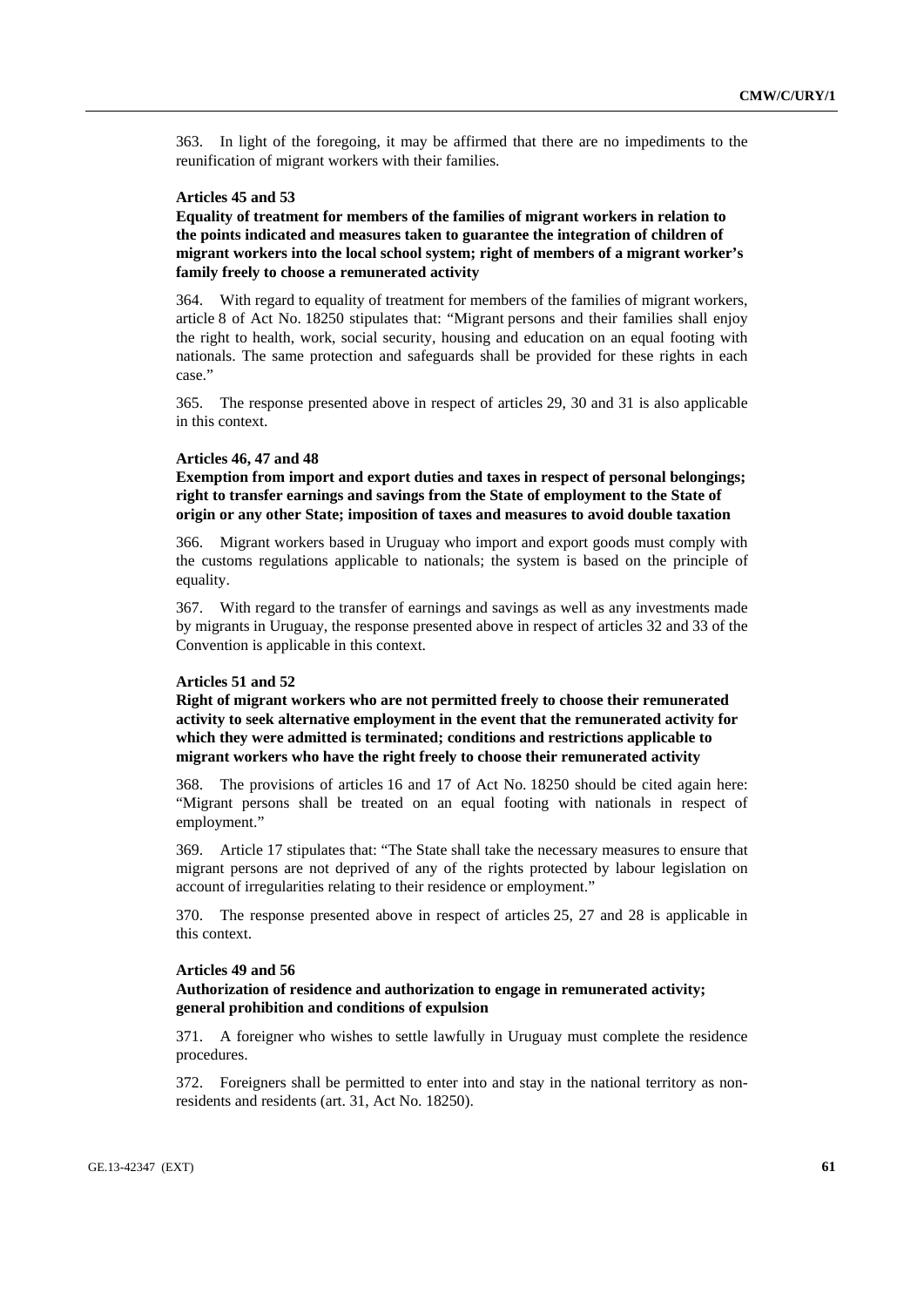363. In light of the foregoing, it may be affirmed that there are no impediments to the reunification of migrant workers with their families.

#### Articles 45 and 53

**Equality of treatment for members of the families of migrant workers in relation to the points indicated and measures taken to guarantee the integration of children of migrant workers into the local school system; right of members of a migrant worker's family freely to choose a remunerated activity**

364. With regard to equality of treatment for members of the families of migrant workers, article 8 of Act No. 18250 stipulates that: "Migrant persons and their families shall enjoy the right to health, work, social security, housing and education on an equal footing with nationals. The same protection and safeguards shall be provided for these rights in each case."

365. The response presented above in respect of articles 29, 30 and 31 is also applicable in this context.

#### Articles 46, 47 and 48

**Exemption from import and export duties and taxes in respect of personal belongings; right to transfer earnings and savings from the State of employment to the State of origin or any other State; imposition of taxes and measures to avoid double taxation**

366. Migrant workers based in Uruguay who import and export goods must comply with the customs regulations applicable to nationals; the system is based on the principle of equality.

367. With regard to the transfer of earnings and savings as well as any investments made by migrants in Uruguay, the response presented above in respect of articles 32 and 33 of the Convention is applicable in this context.

#### Articles 51 and 52

**Right of migrant workers who are not permitted freely to choose their remunerated activity to seek alternative employment in the event that the remunerated activity for which they were admitted is terminated; conditions and restrictions applicable to migrant workers who have the right freely to choose their remunerated activity**

368. The provisions of articles 16 and 17 of Act No. 18250 should be cited again here: "Migrant persons shall be treated on an equal footing with nationals in respect of employment."

369. Article 17 stipulates that: "The State shall take the necessary measures to ensure that migrant persons are not deprived of any of the rights protected by labour legislation on account of irregularities relating to their residence or employment."

370. The response presented above in respect of articles 25, 27 and 28 is applicable in this context.

#### Articles 49 and 56

**Authorization of residence and authorization to engage in remunerated activity; general prohibition and conditions of expulsion**

371. A foreigner who wishes to settle lawfully in Uruguay must complete the residence procedures.

372. Foreigners shall be permitted to enter into and stay in the national territory as non-residents and residents (art. 31, Act No. 18250).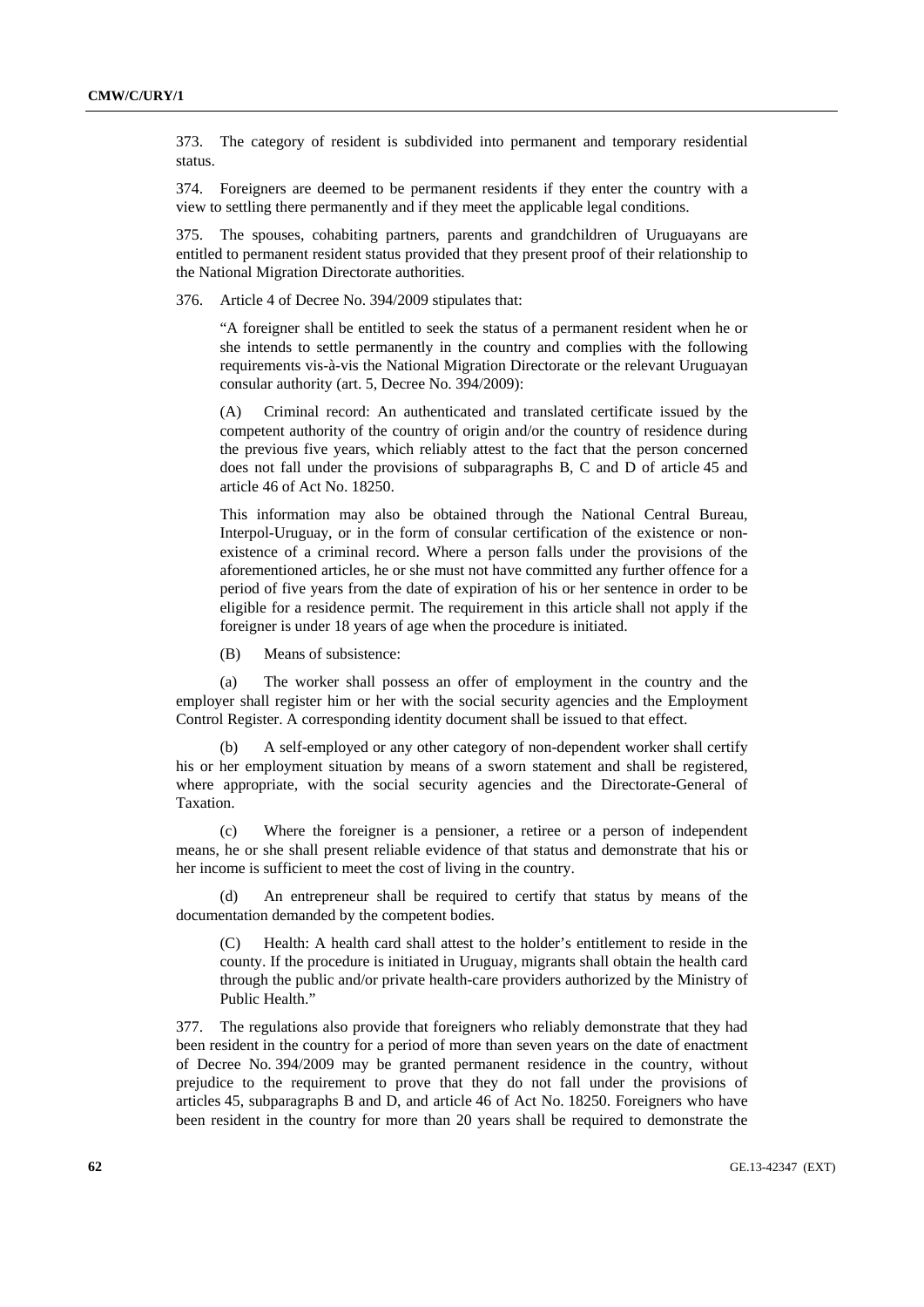373. The category of resident is subdivided into permanent and temporary residential status.

374. Foreigners are deemed to be permanent residents if they enter the country with a view to settling there permanently and if they meet the applicable legal conditions.

375. The spouses, cohabiting partners, parents and grandchildren of Uruguayans are entitled to permanent resident status provided that they present proof of their relationship to the National Migration Directorate authorities.

376. Article 4 of Decree No. 394/2009 stipulates that:

> "A foreigner shall be entitled to seek the status of a permanent resident when he or she intends to settle permanently in the country and complies with the following requirements vis-à-vis the National Migration Directorate or the relevant Uruguayan consular authority (art. 5, Decree No. 394/2009):
>
> (A) Criminal record: An authenticated and translated certificate issued by the competent authority of the country of origin and/or the country of residence during the previous five years, which reliably attest to the fact that the person concerned does not fall under the provisions of subparagraphs B, C and D of article 45 and article 46 of Act No. 18250.
>
> This information may also be obtained through the National Central Bureau, Interpol-Uruguay, or in the form of consular certification of the existence or non-existence of a criminal record. Where a person falls under the provisions of the aforementioned articles, he or she must not have committed any further offence for a period of five years from the date of expiration of his or her sentence in order to be eligible for a residence permit. The requirement in this article shall not apply if the foreigner is under 18 years of age when the procedure is initiated.
>
> (B) Means of subsistence:

(a) The worker shall possess an offer of employment in the country and the employer shall register him or her with the social security agencies and the Employment Control Register. A corresponding identity document shall be issued to that effect.

(b) A self-employed or any other category of non-dependent worker shall certify his or her employment situation by means of a sworn statement and shall be registered, where appropriate, with the social security agencies and the Directorate-General of Taxation.

(c) Where the foreigner is a pensioner, a retiree or a person of independent means, he or she shall present reliable evidence of that status and demonstrate that his or her income is sufficient to meet the cost of living in the country.

(d) An entrepreneur shall be required to certify that status by means of the documentation demanded by the competent bodies.

> (C) Health: A health card shall attest to the holder's entitlement to reside in the county. If the procedure is initiated in Uruguay, migrants shall obtain the health card through the public and/or private health-care providers authorized by the Ministry of Public Health."

377. The regulations also provide that foreigners who reliably demonstrate that they had been resident in the country for a period of more than seven years on the date of enactment of Decree No. 394/2009 may be granted permanent residence in the country, without prejudice to the requirement to prove that they do not fall under the provisions of articles 45, subparagraphs B and D, and article 46 of Act No. 18250. Foreigners who have been resident in the country for more than 20 years shall be required to demonstrate the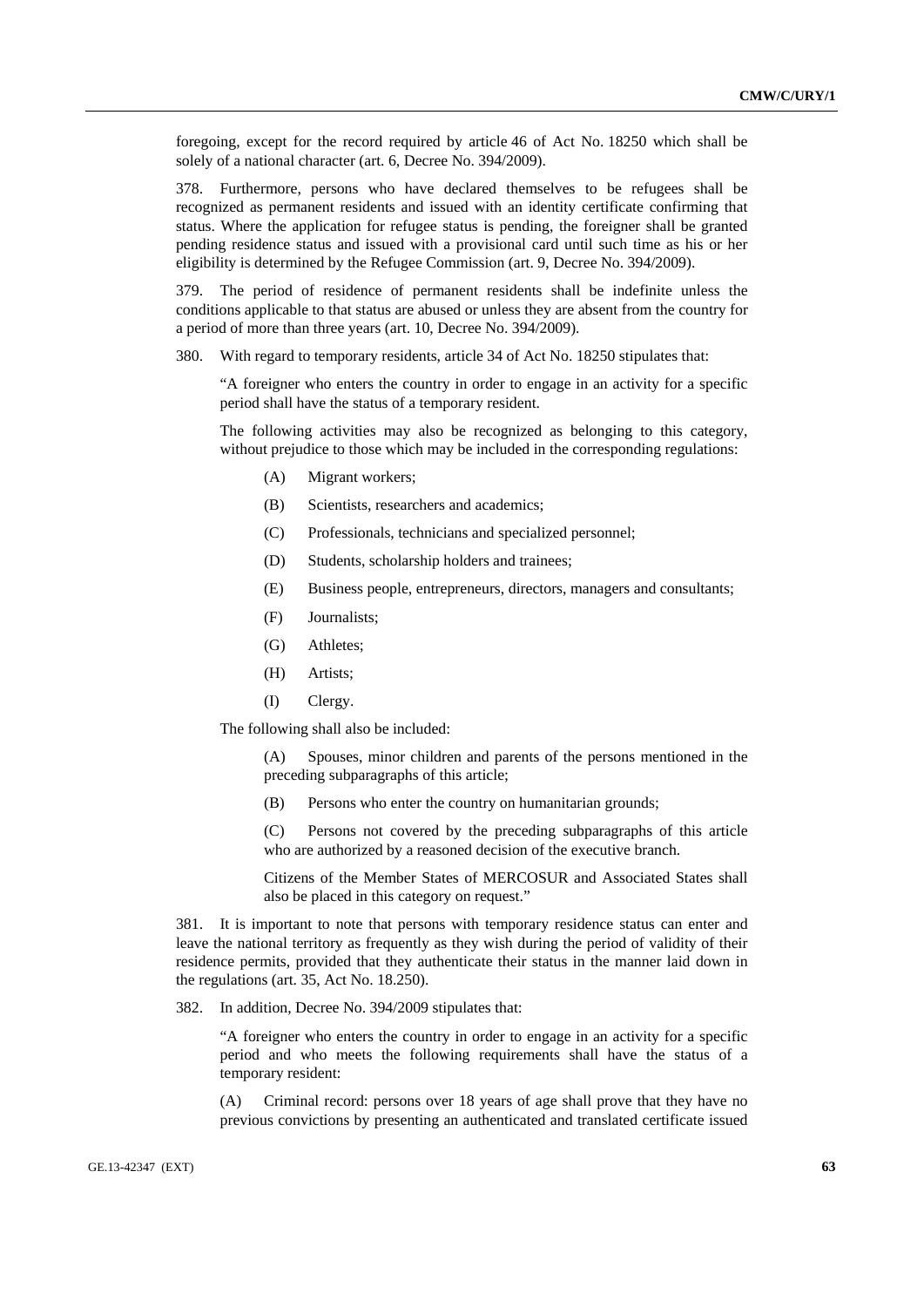foregoing, except for the record required by article 46 of Act No. 18250 which shall be solely of a national character (art. 6, Decree No. 394/2009).

378. Furthermore, persons who have declared themselves to be refugees shall be recognized as permanent residents and issued with an identity certificate confirming that status. Where the application for refugee status is pending, the foreigner shall be granted pending residence status and issued with a provisional card until such time as his or her eligibility is determined by the Refugee Commission (art. 9, Decree No. 394/2009).

379. The period of residence of permanent residents shall be indefinite unless the conditions applicable to that status are abused or unless they are absent from the country for a period of more than three years (art. 10, Decree No. 394/2009).

380. With regard to temporary residents, article 34 of Act No. 18250 stipulates that:

> "A foreigner who enters the country in order to engage in an activity for a specific period shall have the status of a temporary resident.
>
> The following activities may also be recognized as belonging to this category, without prejudice to those which may be included in the corresponding regulations:
>
> (A) Migrant workers;
>
> (B) Scientists, researchers and academics;
>
> (C) Professionals, technicians and specialized personnel;
>
> (D) Students, scholarship holders and trainees;
>
> (E) Business people, entrepreneurs, directors, managers and consultants;
>
> (F) Journalists;
>
> (G) Athletes;
>
> (H) Artists;
>
> (I) Clergy.
>
> The following shall also be included:
>
> (A) Spouses, minor children and parents of the persons mentioned in the preceding subparagraphs of this article;
>
> (B) Persons who enter the country on humanitarian grounds;
>
> (C) Persons not covered by the preceding subparagraphs of this article who are authorized by a reasoned decision of the executive branch.
>
> Citizens of the Member States of MERCOSUR and Associated States shall also be placed in this category on request."

381. It is important to note that persons with temporary residence status can enter and leave the national territory as frequently as they wish during the period of validity of their residence permits, provided that they authenticate their status in the manner laid down in the regulations (art. 35, Act No. 18.250).

382. In addition, Decree No. 394/2009 stipulates that:

> "A foreigner who enters the country in order to engage in an activity for a specific period and who meets the following requirements shall have the status of a temporary resident:
>
> (A) Criminal record: persons over 18 years of age shall prove that they have no previous convictions by presenting an authenticated and translated certificate issued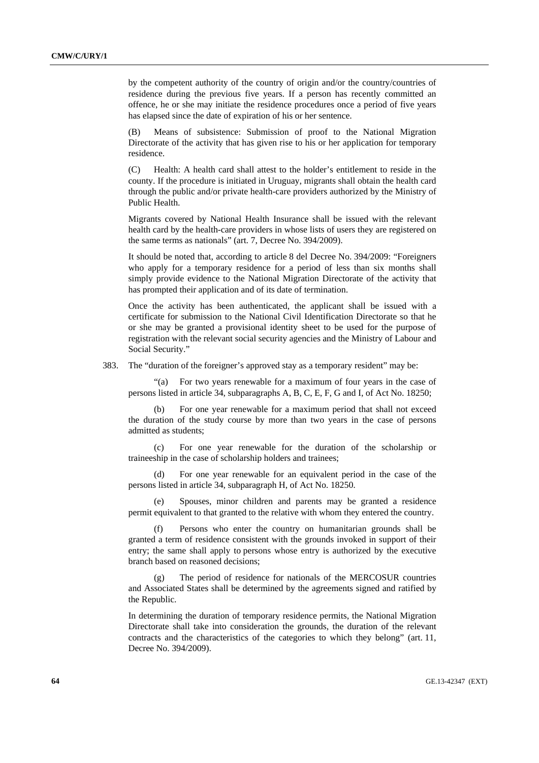by the competent authority of the country of origin and/or the country/countries of residence during the previous five years. If a person has recently committed an offence, he or she may initiate the residence procedures once a period of five years has elapsed since the date of expiration of his or her sentence.

(B) Means of subsistence: Submission of proof to the National Migration Directorate of the activity that has given rise to his or her application for temporary residence.

(C) Health: A health card shall attest to the holder's entitlement to reside in the county. If the procedure is initiated in Uruguay, migrants shall obtain the health card through the public and/or private health-care providers authorized by the Ministry of Public Health.

Migrants covered by National Health Insurance shall be issued with the relevant health card by the health-care providers in whose lists of users they are registered on the same terms as nationals" (art. 7, Decree No. 394/2009).

It should be noted that, according to article 8 del Decree No. 394/2009: "Foreigners who apply for a temporary residence for a period of less than six months shall simply provide evidence to the National Migration Directorate of the activity that has prompted their application and of its date of termination.

Once the activity has been authenticated, the applicant shall be issued with a certificate for submission to the National Civil Identification Directorate so that he or she may be granted a provisional identity sheet to be used for the purpose of registration with the relevant social security agencies and the Ministry of Labour and Social Security."

383. The "duration of the foreigner's approved stay as a temporary resident" may be:

"(a) For two years renewable for a maximum of four years in the case of persons listed in article 34, subparagraphs A, B, C, E, F, G and I, of Act No. 18250;

(b) For one year renewable for a maximum period that shall not exceed the duration of the study course by more than two years in the case of persons admitted as students;

(c) For one year renewable for the duration of the scholarship or traineeship in the case of scholarship holders and trainees;

(d) For one year renewable for an equivalent period in the case of the persons listed in article 34, subparagraph H, of Act No. 18250.

(e) Spouses, minor children and parents may be granted a residence permit equivalent to that granted to the relative with whom they entered the country.

(f) Persons who enter the country on humanitarian grounds shall be granted a term of residence consistent with the grounds invoked in support of their entry; the same shall apply to persons whose entry is authorized by the executive branch based on reasoned decisions;

(g) The period of residence for nationals of the MERCOSUR countries and Associated States shall be determined by the agreements signed and ratified by the Republic.

In determining the duration of temporary residence permits, the National Migration Directorate shall take into consideration the grounds, the duration of the relevant contracts and the characteristics of the categories to which they belong" (art. 11, Decree No. 394/2009).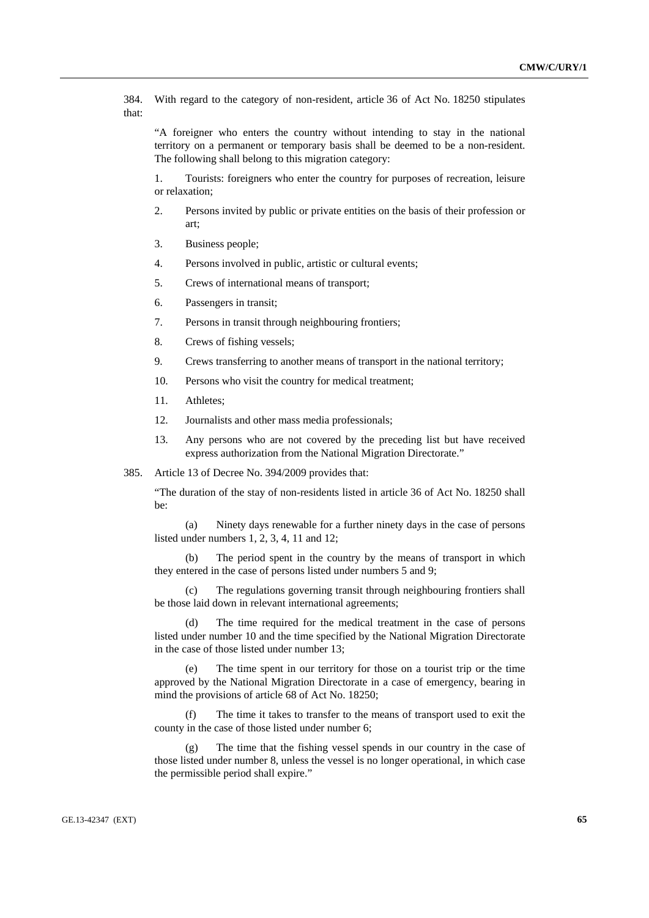384. With regard to the category of non-resident, article 36 of Act No. 18250 stipulates that:

"A foreigner who enters the country without intending to stay in the national territory on a permanent or temporary basis shall be deemed to be a non-resident. The following shall belong to this migration category:

1. Tourists: foreigners who enter the country for purposes of recreation, leisure or relaxation;
2. Persons invited by public or private entities on the basis of their profession or art;
3. Business people;
4. Persons involved in public, artistic or cultural events;
5. Crews of international means of transport;
6. Passengers in transit;
7. Persons in transit through neighbouring frontiers;
8. Crews of fishing vessels;
9. Crews transferring to another means of transport in the national territory;
10. Persons who visit the country for medical treatment;
11. Athletes;
12. Journalists and other mass media professionals;
13. Any persons who are not covered by the preceding list but have received express authorization from the National Migration Directorate."

385. Article 13 of Decree No. 394/2009 provides that:

"The duration of the stay of non-residents listed in article 36 of Act No. 18250 shall be:

(a) Ninety days renewable for a further ninety days in the case of persons listed under numbers 1, 2, 3, 4, 11 and 12;

(b) The period spent in the country by the means of transport in which they entered in the case of persons listed under numbers 5 and 9;

(c) The regulations governing transit through neighbouring frontiers shall be those laid down in relevant international agreements;

(d) The time required for the medical treatment in the case of persons listed under number 10 and the time specified by the National Migration Directorate in the case of those listed under number 13;

(e) The time spent in our territory for those on a tourist trip or the time approved by the National Migration Directorate in a case of emergency, bearing in mind the provisions of article 68 of Act No. 18250;

(f) The time it takes to transfer to the means of transport used to exit the county in the case of those listed under number 6;

(g) The time that the fishing vessel spends in our country in the case of those listed under number 8, unless the vessel is no longer operational, in which case the permissible period shall expire."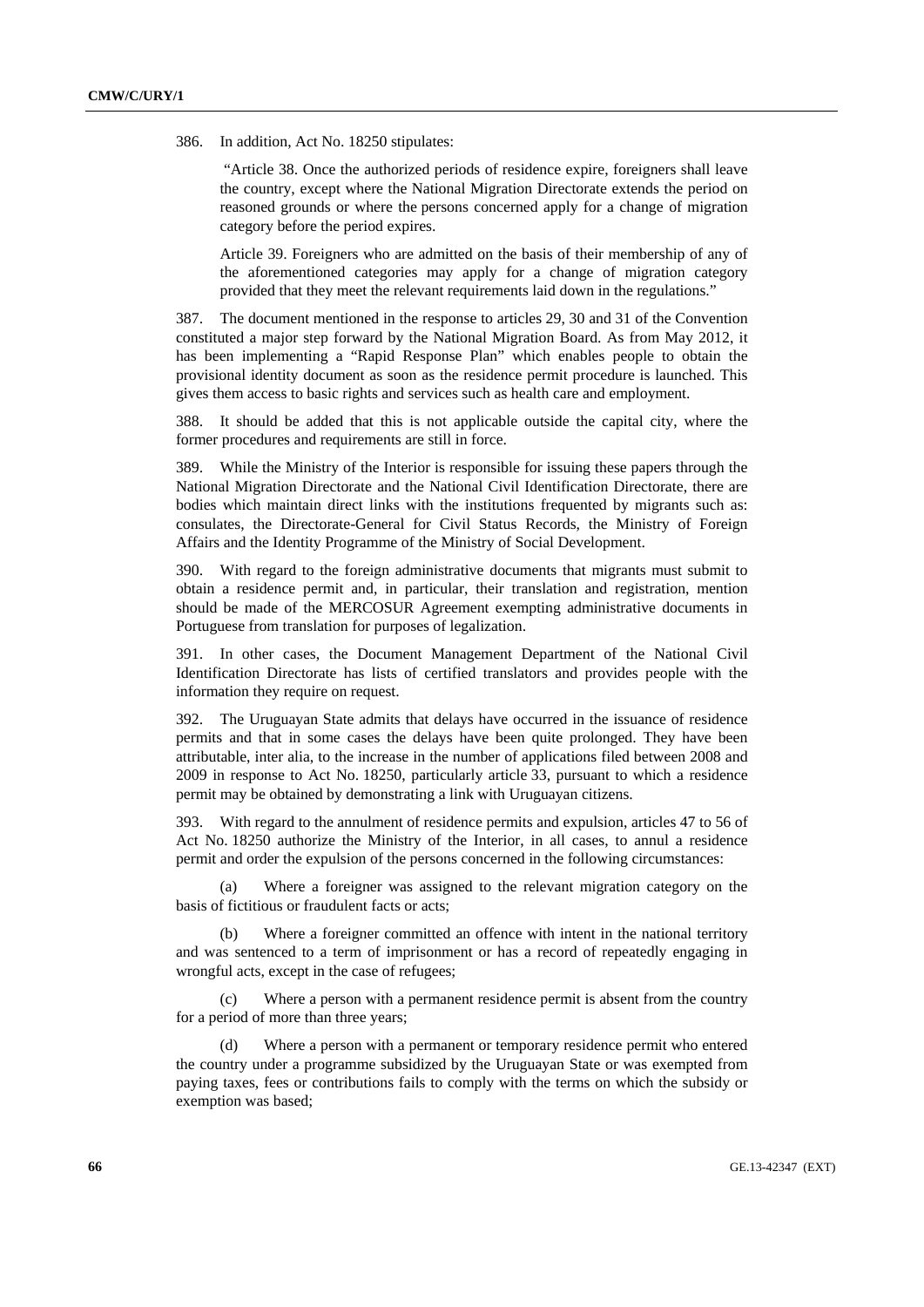386. In addition, Act No. 18250 stipulates:

> "Article 38. Once the authorized periods of residence expire, foreigners shall leave the country, except where the National Migration Directorate extends the period on reasoned grounds or where the persons concerned apply for a change of migration category before the period expires.
>
> Article 39. Foreigners who are admitted on the basis of their membership of any of the aforementioned categories may apply for a change of migration category provided that they meet the relevant requirements laid down in the regulations."

387. The document mentioned in the response to articles 29, 30 and 31 of the Convention constituted a major step forward by the National Migration Board. As from May 2012, it has been implementing a "Rapid Response Plan" which enables people to obtain the provisional identity document as soon as the residence permit procedure is launched. This gives them access to basic rights and services such as health care and employment.

388. It should be added that this is not applicable outside the capital city, where the former procedures and requirements are still in force.

389. While the Ministry of the Interior is responsible for issuing these papers through the National Migration Directorate and the National Civil Identification Directorate, there are bodies which maintain direct links with the institutions frequented by migrants such as: consulates, the Directorate-General for Civil Status Records, the Ministry of Foreign Affairs and the Identity Programme of the Ministry of Social Development.

390. With regard to the foreign administrative documents that migrants must submit to obtain a residence permit and, in particular, their translation and registration, mention should be made of the MERCOSUR Agreement exempting administrative documents in Portuguese from translation for purposes of legalization.

391. In other cases, the Document Management Department of the National Civil Identification Directorate has lists of certified translators and provides people with the information they require on request.

392. The Uruguayan State admits that delays have occurred in the issuance of residence permits and that in some cases the delays have been quite prolonged. They have been attributable, inter alia, to the increase in the number of applications filed between 2008 and 2009 in response to Act No. 18250, particularly article 33, pursuant to which a residence permit may be obtained by demonstrating a link with Uruguayan citizens.

393. With regard to the annulment of residence permits and expulsion, articles 47 to 56 of Act No. 18250 authorize the Ministry of the Interior, in all cases, to annul a residence permit and order the expulsion of the persons concerned in the following circumstances:

(a) Where a foreigner was assigned to the relevant migration category on the basis of fictitious or fraudulent facts or acts;

(b) Where a foreigner committed an offence with intent in the national territory and was sentenced to a term of imprisonment or has a record of repeatedly engaging in wrongful acts, except in the case of refugees;

(c) Where a person with a permanent residence permit is absent from the country for a period of more than three years;

(d) Where a person with a permanent or temporary residence permit who entered the country under a programme subsidized by the Uruguayan State or was exempted from paying taxes, fees or contributions fails to comply with the terms on which the subsidy or exemption was based;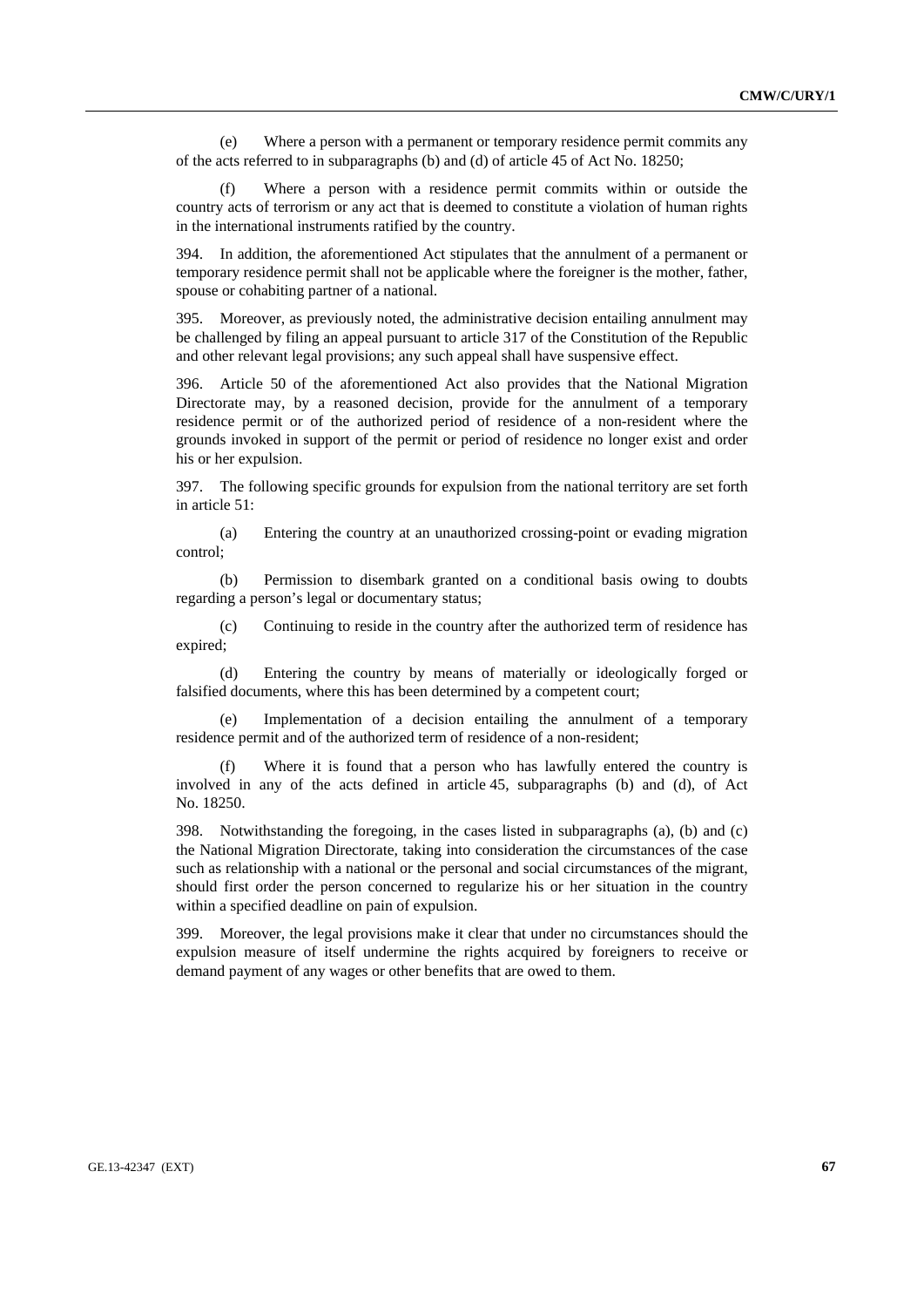(e) Where a person with a permanent or temporary residence permit commits any of the acts referred to in subparagraphs (b) and (d) of article 45 of Act No. 18250;

(f) Where a person with a residence permit commits within or outside the country acts of terrorism or any act that is deemed to constitute a violation of human rights in the international instruments ratified by the country.

394. In addition, the aforementioned Act stipulates that the annulment of a permanent or temporary residence permit shall not be applicable where the foreigner is the mother, father, spouse or cohabiting partner of a national.

395. Moreover, as previously noted, the administrative decision entailing annulment may be challenged by filing an appeal pursuant to article 317 of the Constitution of the Republic and other relevant legal provisions; any such appeal shall have suspensive effect.

396. Article 50 of the aforementioned Act also provides that the National Migration Directorate may, by a reasoned decision, provide for the annulment of a temporary residence permit or of the authorized period of residence of a non-resident where the grounds invoked in support of the permit or period of residence no longer exist and order his or her expulsion.

397. The following specific grounds for expulsion from the national territory are set forth in article 51:

(a) Entering the country at an unauthorized crossing-point or evading migration control;

(b) Permission to disembark granted on a conditional basis owing to doubts regarding a person's legal or documentary status;

(c) Continuing to reside in the country after the authorized term of residence has expired;

(d) Entering the country by means of materially or ideologically forged or falsified documents, where this has been determined by a competent court;

(e) Implementation of a decision entailing the annulment of a temporary residence permit and of the authorized term of residence of a non-resident;

(f) Where it is found that a person who has lawfully entered the country is involved in any of the acts defined in article 45, subparagraphs (b) and (d), of Act No. 18250.

398. Notwithstanding the foregoing, in the cases listed in subparagraphs (a), (b) and (c) the National Migration Directorate, taking into consideration the circumstances of the case such as relationship with a national or the personal and social circumstances of the migrant, should first order the person concerned to regularize his or her situation in the country within a specified deadline on pain of expulsion.

399. Moreover, the legal provisions make it clear that under no circumstances should the expulsion measure of itself undermine the rights acquired by foreigners to receive or demand payment of any wages or other benefits that are owed to them.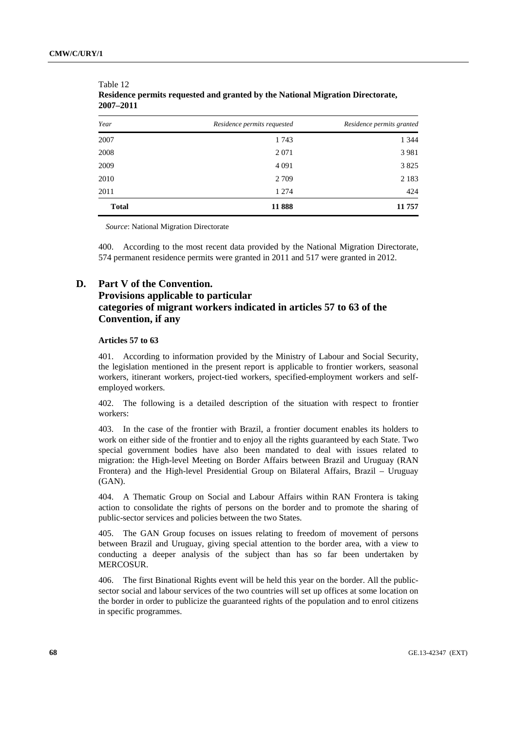Table 12
**Residence permits requested and granted by the National Migration Directorate, 2007–2011**

| *Year* | *Residence permits requested* | *Residence permits granted* |
|---|---|---|
| 2007 | 1 743 | 1 344 |
| 2008 | 2 071 | 3 981 |
| 2009 | 4 091 | 3 825 |
| 2010 | 2 709 | 2 183 |
| 2011 | 1 274 | 424 |
| **Total** | **11 888** | **11 757** |

*Source*: National Migration Directorate

400. According to the most recent data provided by the National Migration Directorate, 574 permanent residence permits were granted in 2011 and 517 were granted in 2012.

## D. Part V of the Convention. Provisions applicable to particular categories of migrant workers indicated in articles 57 to 63 of the Convention, if any

### Articles 57 to 63

401. According to information provided by the Ministry of Labour and Social Security, the legislation mentioned in the present report is applicable to frontier workers, seasonal workers, itinerant workers, project-tied workers, specified-employment workers and self-employed workers.

402. The following is a detailed description of the situation with respect to frontier workers:

403. In the case of the frontier with Brazil, a frontier document enables its holders to work on either side of the frontier and to enjoy all the rights guaranteed by each State. Two special government bodies have also been mandated to deal with issues related to migration: the High-level Meeting on Border Affairs between Brazil and Uruguay (RAN Frontera) and the High-level Presidential Group on Bilateral Affairs, Brazil – Uruguay (GAN).

404. A Thematic Group on Social and Labour Affairs within RAN Frontera is taking action to consolidate the rights of persons on the border and to promote the sharing of public-sector services and policies between the two States.

405. The GAN Group focuses on issues relating to freedom of movement of persons between Brazil and Uruguay, giving special attention to the border area, with a view to conducting a deeper analysis of the subject than has so far been undertaken by MERCOSUR.

406. The first Binational Rights event will be held this year on the border. All the public-sector social and labour services of the two countries will set up offices at some location on the border in order to publicize the guaranteed rights of the population and to enrol citizens in specific programmes.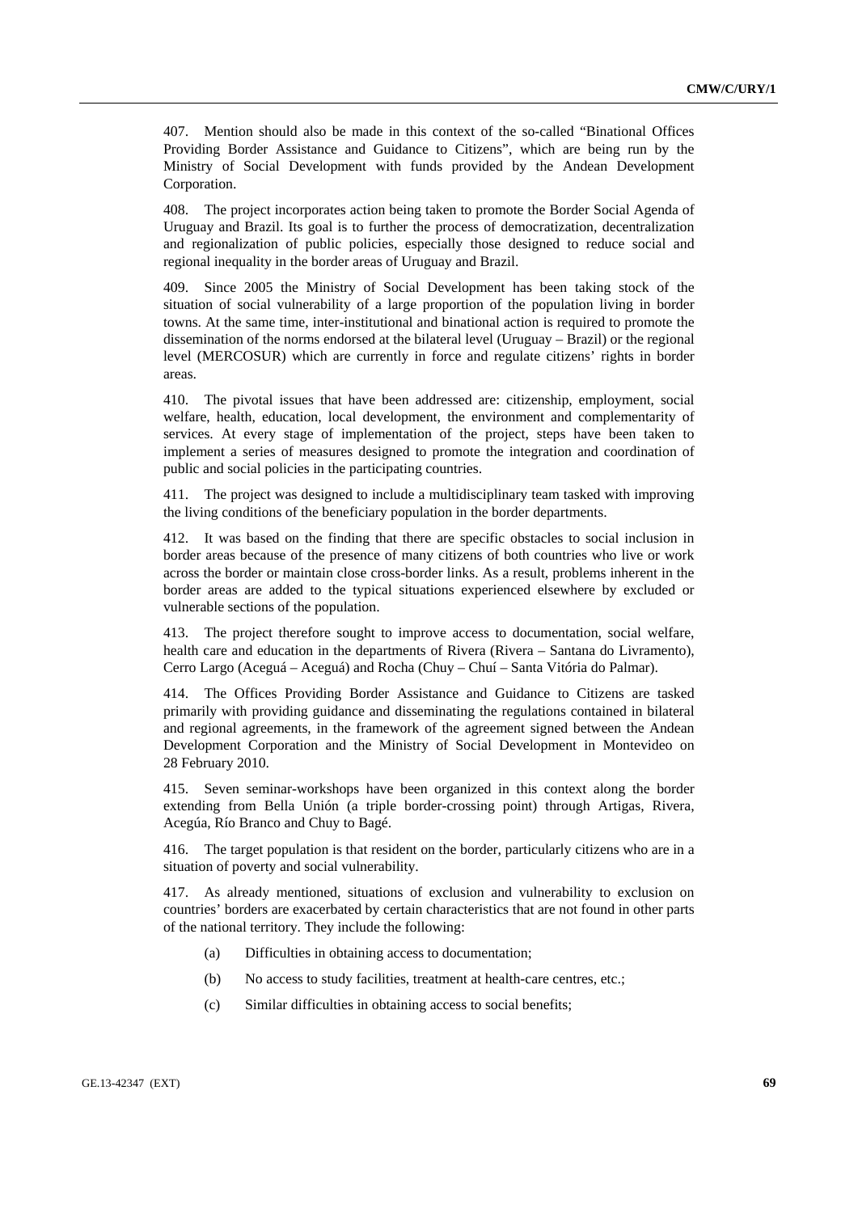407. Mention should also be made in this context of the so-called "Binational Offices Providing Border Assistance and Guidance to Citizens", which are being run by the Ministry of Social Development with funds provided by the Andean Development Corporation.

408. The project incorporates action being taken to promote the Border Social Agenda of Uruguay and Brazil. Its goal is to further the process of democratization, decentralization and regionalization of public policies, especially those designed to reduce social and regional inequality in the border areas of Uruguay and Brazil.

409. Since 2005 the Ministry of Social Development has been taking stock of the situation of social vulnerability of a large proportion of the population living in border towns. At the same time, inter-institutional and binational action is required to promote the dissemination of the norms endorsed at the bilateral level (Uruguay – Brazil) or the regional level (MERCOSUR) which are currently in force and regulate citizens' rights in border areas.

410. The pivotal issues that have been addressed are: citizenship, employment, social welfare, health, education, local development, the environment and complementarity of services. At every stage of implementation of the project, steps have been taken to implement a series of measures designed to promote the integration and coordination of public and social policies in the participating countries.

411. The project was designed to include a multidisciplinary team tasked with improving the living conditions of the beneficiary population in the border departments.

412. It was based on the finding that there are specific obstacles to social inclusion in border areas because of the presence of many citizens of both countries who live or work across the border or maintain close cross-border links. As a result, problems inherent in the border areas are added to the typical situations experienced elsewhere by excluded or vulnerable sections of the population.

413. The project therefore sought to improve access to documentation, social welfare, health care and education in the departments of Rivera (Rivera – Santana do Livramento), Cerro Largo (Aceguá – Aceguá) and Rocha (Chuy – Chuí – Santa Vitória do Palmar).

414. The Offices Providing Border Assistance and Guidance to Citizens are tasked primarily with providing guidance and disseminating the regulations contained in bilateral and regional agreements, in the framework of the agreement signed between the Andean Development Corporation and the Ministry of Social Development in Montevideo on 28 February 2010.

415. Seven seminar-workshops have been organized in this context along the border extending from Bella Unión (a triple border-crossing point) through Artigas, Rivera, Acegúa, Río Branco and Chuy to Bagé.

416. The target population is that resident on the border, particularly citizens who are in a situation of poverty and social vulnerability.

417. As already mentioned, situations of exclusion and vulnerability to exclusion on countries' borders are exacerbated by certain characteristics that are not found in other parts of the national territory. They include the following:

(a) Difficulties in obtaining access to documentation;

(b) No access to study facilities, treatment at health-care centres, etc.;

(c) Similar difficulties in obtaining access to social benefits;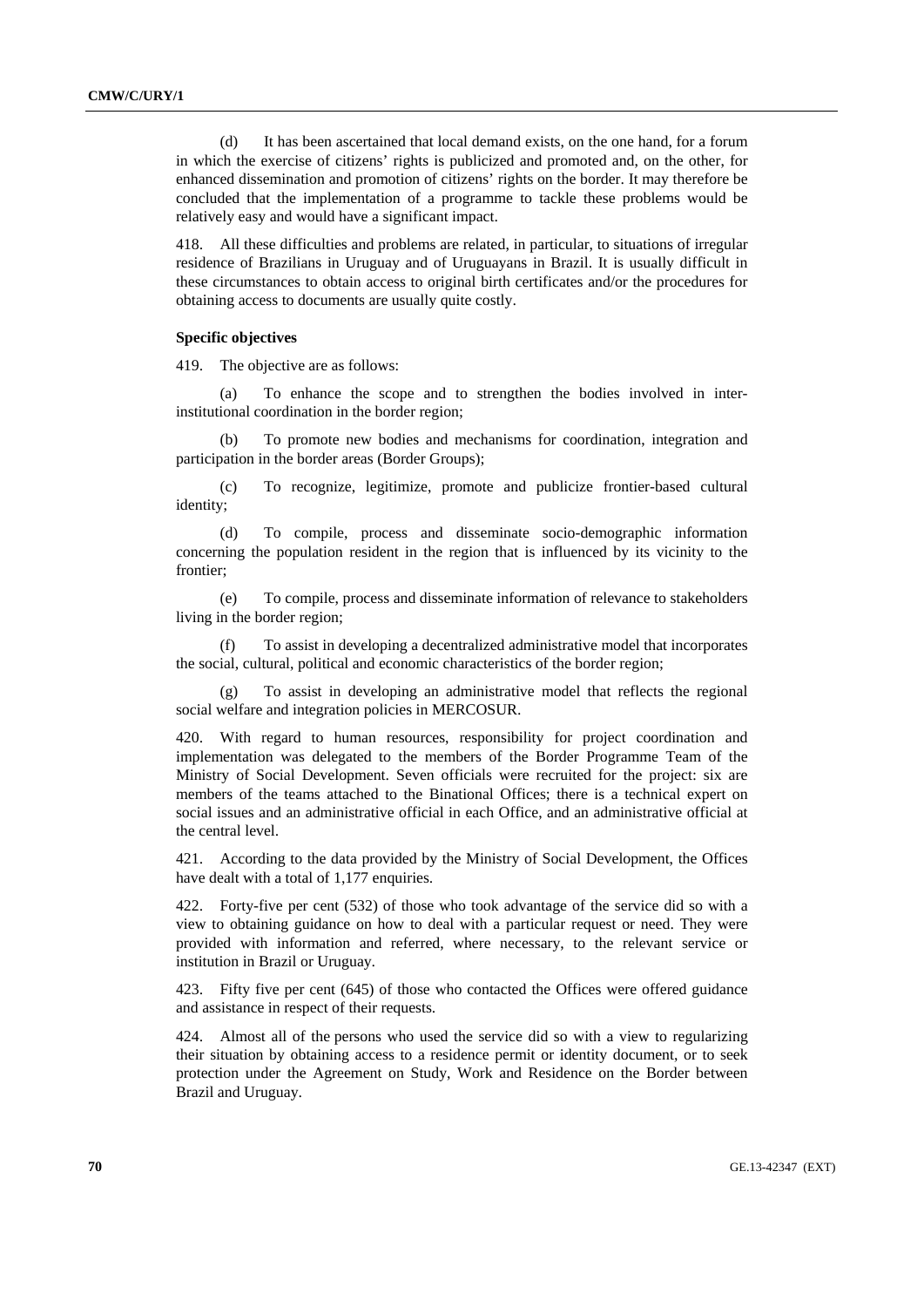(d) It has been ascertained that local demand exists, on the one hand, for a forum in which the exercise of citizens' rights is publicized and promoted and, on the other, for enhanced dissemination and promotion of citizens' rights on the border. It may therefore be concluded that the implementation of a programme to tackle these problems would be relatively easy and would have a significant impact.

418. All these difficulties and problems are related, in particular, to situations of irregular residence of Brazilians in Uruguay and of Uruguayans in Brazil. It is usually difficult in these circumstances to obtain access to original birth certificates and/or the procedures for obtaining access to documents are usually quite costly.

**Specific objectives**

419. The objective are as follows:

(a) To enhance the scope and to strengthen the bodies involved in inter-institutional coordination in the border region;

(b) To promote new bodies and mechanisms for coordination, integration and participation in the border areas (Border Groups);

(c) To recognize, legitimize, promote and publicize frontier-based cultural identity;

(d) To compile, process and disseminate socio-demographic information concerning the population resident in the region that is influenced by its vicinity to the frontier;

(e) To compile, process and disseminate information of relevance to stakeholders living in the border region;

(f) To assist in developing a decentralized administrative model that incorporates the social, cultural, political and economic characteristics of the border region;

(g) To assist in developing an administrative model that reflects the regional social welfare and integration policies in MERCOSUR.

420. With regard to human resources, responsibility for project coordination and implementation was delegated to the members of the Border Programme Team of the Ministry of Social Development. Seven officials were recruited for the project: six are members of the teams attached to the Binational Offices; there is a technical expert on social issues and an administrative official in each Office, and an administrative official at the central level.

421. According to the data provided by the Ministry of Social Development, the Offices have dealt with a total of 1,177 enquiries.

422. Forty-five per cent (532) of those who took advantage of the service did so with a view to obtaining guidance on how to deal with a particular request or need. They were provided with information and referred, where necessary, to the relevant service or institution in Brazil or Uruguay.

423. Fifty five per cent (645) of those who contacted the Offices were offered guidance and assistance in respect of their requests.

424. Almost all of the persons who used the service did so with a view to regularizing their situation by obtaining access to a residence permit or identity document, or to seek protection under the Agreement on Study, Work and Residence on the Border between Brazil and Uruguay.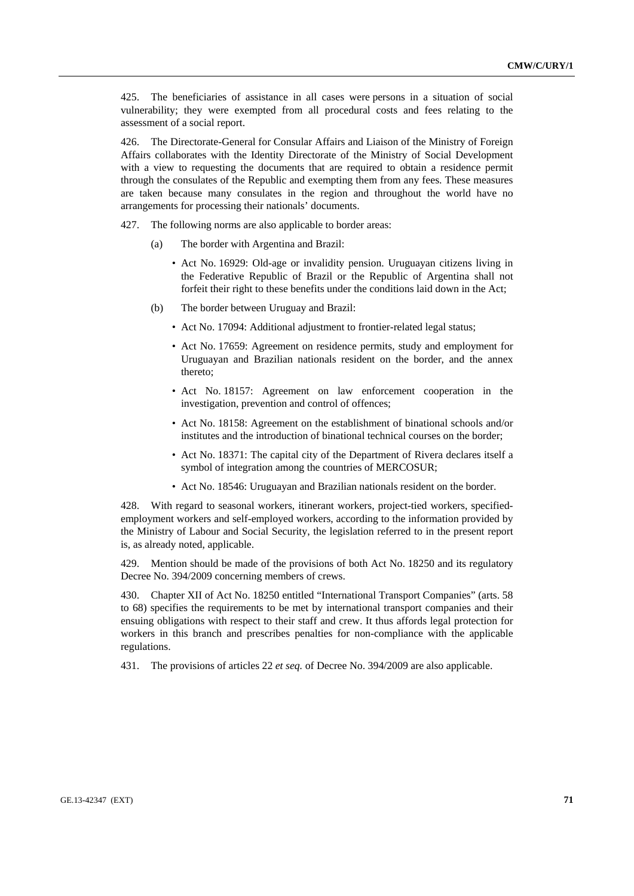425. The beneficiaries of assistance in all cases were persons in a situation of social vulnerability; they were exempted from all procedural costs and fees relating to the assessment of a social report.

426. The Directorate-General for Consular Affairs and Liaison of the Ministry of Foreign Affairs collaborates with the Identity Directorate of the Ministry of Social Development with a view to requesting the documents that are required to obtain a residence permit through the consulates of the Republic and exempting them from any fees. These measures are taken because many consulates in the region and throughout the world have no arrangements for processing their nationals' documents.

427. The following norms are also applicable to border areas:

(a) The border with Argentina and Brazil:

- Act No. 16929: Old-age or invalidity pension. Uruguayan citizens living in the Federative Republic of Brazil or the Republic of Argentina shall not forfeit their right to these benefits under the conditions laid down in the Act;

(b) The border between Uruguay and Brazil:

- Act No. 17094: Additional adjustment to frontier-related legal status;
- Act No. 17659: Agreement on residence permits, study and employment for Uruguayan and Brazilian nationals resident on the border, and the annex thereto;
- Act No. 18157: Agreement on law enforcement cooperation in the investigation, prevention and control of offences;
- Act No. 18158: Agreement on the establishment of binational schools and/or institutes and the introduction of binational technical courses on the border;
- Act No. 18371: The capital city of the Department of Rivera declares itself a symbol of integration among the countries of MERCOSUR;
- Act No. 18546: Uruguayan and Brazilian nationals resident on the border.

428. With regard to seasonal workers, itinerant workers, project-tied workers, specified-employment workers and self-employed workers, according to the information provided by the Ministry of Labour and Social Security, the legislation referred to in the present report is, as already noted, applicable.

429. Mention should be made of the provisions of both Act No. 18250 and its regulatory Decree No. 394/2009 concerning members of crews.

430. Chapter XII of Act No. 18250 entitled "International Transport Companies" (arts. 58 to 68) specifies the requirements to be met by international transport companies and their ensuing obligations with respect to their staff and crew. It thus affords legal protection for workers in this branch and prescribes penalties for non-compliance with the applicable regulations.

431. The provisions of articles 22 *et seq.* of Decree No. 394/2009 are also applicable.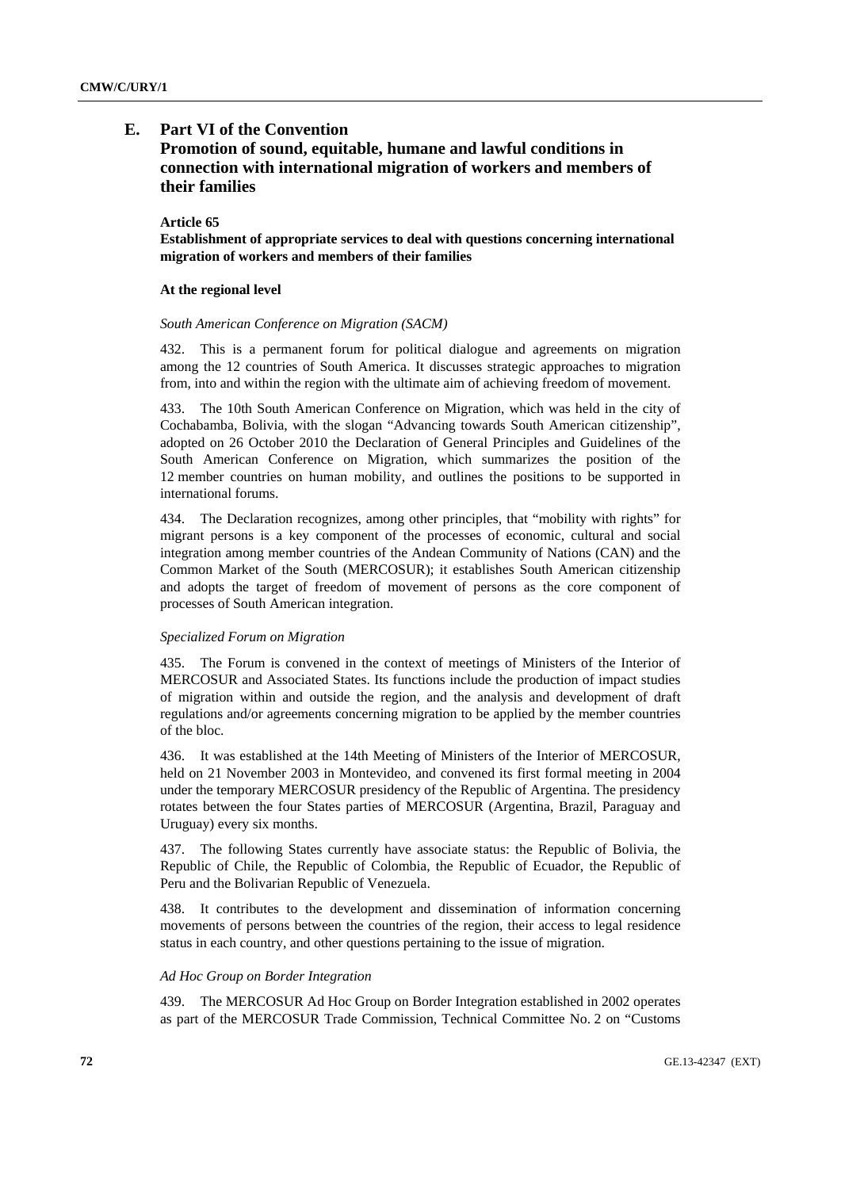## E. Part VI of the Convention
## Promotion of sound, equitable, humane and lawful conditions in connection with international migration of workers and members of their families

**Article 65**

**Establishment of appropriate services to deal with questions concerning international migration of workers and members of their families**

**At the regional level**

*South American Conference on Migration (SACM)*

432. This is a permanent forum for political dialogue and agreements on migration among the 12 countries of South America. It discusses strategic approaches to migration from, into and within the region with the ultimate aim of achieving freedom of movement.

433. The 10th South American Conference on Migration, which was held in the city of Cochabamba, Bolivia, with the slogan "Advancing towards South American citizenship", adopted on 26 October 2010 the Declaration of General Principles and Guidelines of the South American Conference on Migration, which summarizes the position of the 12 member countries on human mobility, and outlines the positions to be supported in international forums.

434. The Declaration recognizes, among other principles, that "mobility with rights" for migrant persons is a key component of the processes of economic, cultural and social integration among member countries of the Andean Community of Nations (CAN) and the Common Market of the South (MERCOSUR); it establishes South American citizenship and adopts the target of freedom of movement of persons as the core component of processes of South American integration.

*Specialized Forum on Migration*

435. The Forum is convened in the context of meetings of Ministers of the Interior of MERCOSUR and Associated States. Its functions include the production of impact studies of migration within and outside the region, and the analysis and development of draft regulations and/or agreements concerning migration to be applied by the member countries of the bloc.

436. It was established at the 14th Meeting of Ministers of the Interior of MERCOSUR, held on 21 November 2003 in Montevideo, and convened its first formal meeting in 2004 under the temporary MERCOSUR presidency of the Republic of Argentina. The presidency rotates between the four States parties of MERCOSUR (Argentina, Brazil, Paraguay and Uruguay) every six months.

437. The following States currently have associate status: the Republic of Bolivia, the Republic of Chile, the Republic of Colombia, the Republic of Ecuador, the Republic of Peru and the Bolivarian Republic of Venezuela.

438. It contributes to the development and dissemination of information concerning movements of persons between the countries of the region, their access to legal residence status in each country, and other questions pertaining to the issue of migration.

*Ad Hoc Group on Border Integration*

439. The MERCOSUR Ad Hoc Group on Border Integration established in 2002 operates as part of the MERCOSUR Trade Commission, Technical Committee No. 2 on "Customs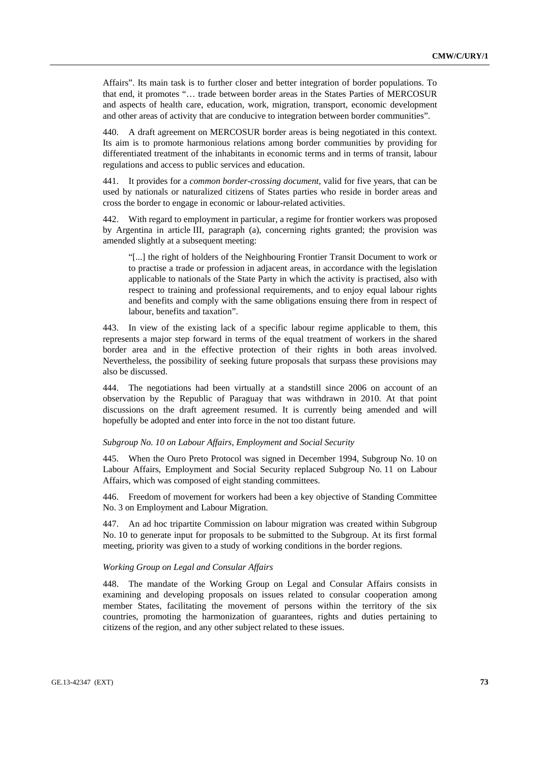Affairs". Its main task is to further closer and better integration of border populations. To that end, it promotes "… trade between border areas in the States Parties of MERCOSUR and aspects of health care, education, work, migration, transport, economic development and other areas of activity that are conducive to integration between border communities".

440. A draft agreement on MERCOSUR border areas is being negotiated in this context. Its aim is to promote harmonious relations among border communities by providing for differentiated treatment of the inhabitants in economic terms and in terms of transit, labour regulations and access to public services and education.

441. It provides for a *common border-crossing document*, valid for five years, that can be used by nationals or naturalized citizens of States parties who reside in border areas and cross the border to engage in economic or labour-related activities.

442. With regard to employment in particular, a regime for frontier workers was proposed by Argentina in article III, paragraph (a), concerning rights granted; the provision was amended slightly at a subsequent meeting:

> "[...] the right of holders of the Neighbouring Frontier Transit Document to work or to practise a trade or profession in adjacent areas, in accordance with the legislation applicable to nationals of the State Party in which the activity is practised, also with respect to training and professional requirements, and to enjoy equal labour rights and benefits and comply with the same obligations ensuing there from in respect of labour, benefits and taxation".

443. In view of the existing lack of a specific labour regime applicable to them, this represents a major step forward in terms of the equal treatment of workers in the shared border area and in the effective protection of their rights in both areas involved. Nevertheless, the possibility of seeking future proposals that surpass these provisions may also be discussed.

444. The negotiations had been virtually at a standstill since 2006 on account of an observation by the Republic of Paraguay that was withdrawn in 2010. At that point discussions on the draft agreement resumed. It is currently being amended and will hopefully be adopted and enter into force in the not too distant future.

*Subgroup No. 10 on Labour Affairs, Employment and Social Security*

445. When the Ouro Preto Protocol was signed in December 1994, Subgroup No. 10 on Labour Affairs, Employment and Social Security replaced Subgroup No. 11 on Labour Affairs, which was composed of eight standing committees.

446. Freedom of movement for workers had been a key objective of Standing Committee No. 3 on Employment and Labour Migration.

447. An ad hoc tripartite Commission on labour migration was created within Subgroup No. 10 to generate input for proposals to be submitted to the Subgroup. At its first formal meeting, priority was given to a study of working conditions in the border regions.

*Working Group on Legal and Consular Affairs*

448. The mandate of the Working Group on Legal and Consular Affairs consists in examining and developing proposals on issues related to consular cooperation among member States, facilitating the movement of persons within the territory of the six countries, promoting the harmonization of guarantees, rights and duties pertaining to citizens of the region, and any other subject related to these issues.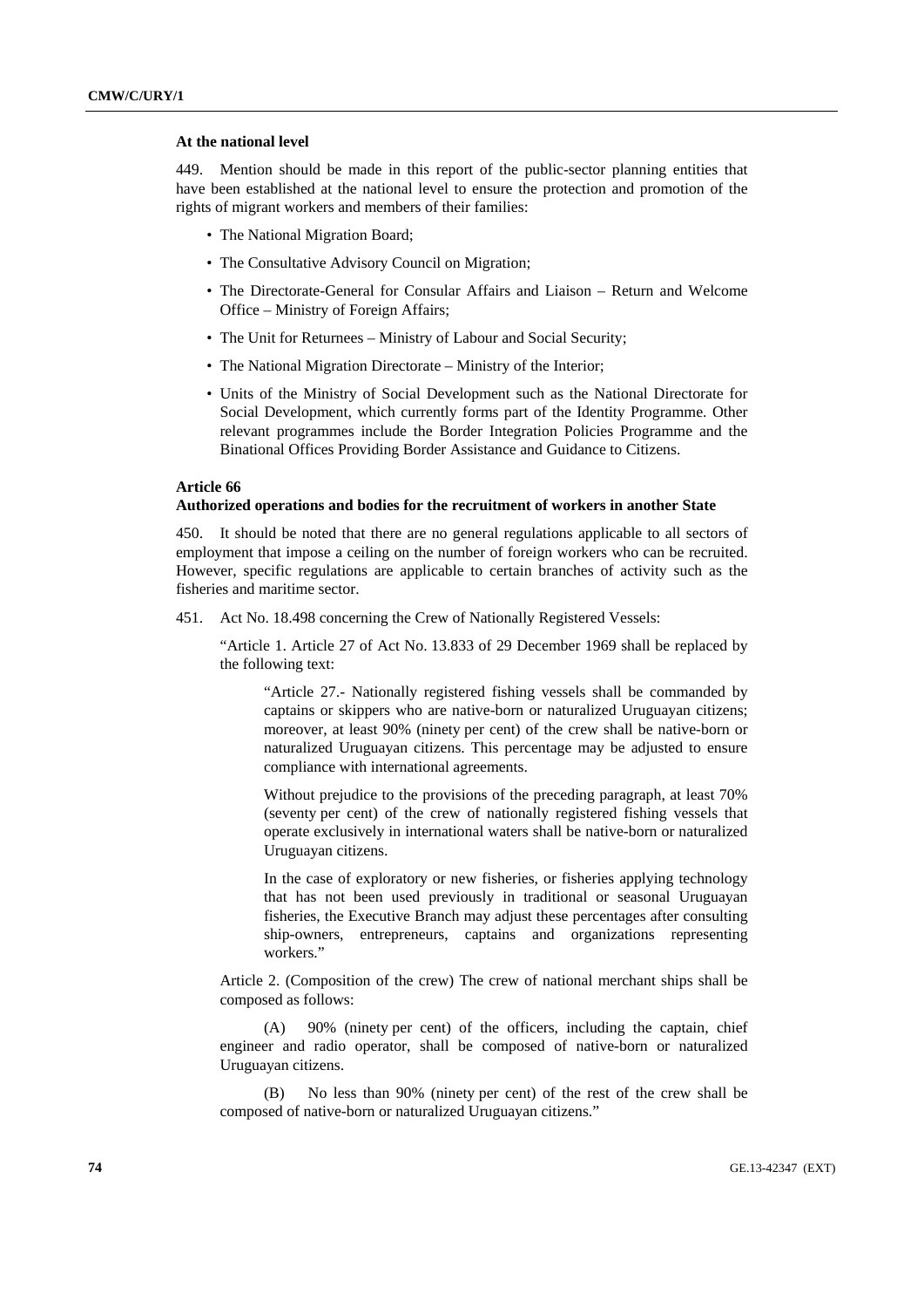**At the national level**

449. Mention should be made in this report of the public-sector planning entities that have been established at the national level to ensure the protection and promotion of the rights of migrant workers and members of their families:

- The National Migration Board;
- The Consultative Advisory Council on Migration;
- The Directorate-General for Consular Affairs and Liaison – Return and Welcome Office – Ministry of Foreign Affairs;
- The Unit for Returnees – Ministry of Labour and Social Security;
- The National Migration Directorate – Ministry of the Interior;
- Units of the Ministry of Social Development such as the National Directorate for Social Development, which currently forms part of the Identity Programme. Other relevant programmes include the Border Integration Policies Programme and the Binational Offices Providing Border Assistance and Guidance to Citizens.

**Article 66**
**Authorized operations and bodies for the recruitment of workers in another State**

450. It should be noted that there are no general regulations applicable to all sectors of employment that impose a ceiling on the number of foreign workers who can be recruited. However, specific regulations are applicable to certain branches of activity such as the fisheries and maritime sector.

451. Act No. 18.498 concerning the Crew of Nationally Registered Vessels:

> "Article 1. Article 27 of Act No. 13.833 of 29 December 1969 shall be replaced by the following text:
>
> > "Article 27.- Nationally registered fishing vessels shall be commanded by captains or skippers who are native-born or naturalized Uruguayan citizens; moreover, at least 90% (ninety per cent) of the crew shall be native-born or naturalized Uruguayan citizens. This percentage may be adjusted to ensure compliance with international agreements.
> >
> > Without prejudice to the provisions of the preceding paragraph, at least 70% (seventy per cent) of the crew of nationally registered fishing vessels that operate exclusively in international waters shall be native-born or naturalized Uruguayan citizens.
> >
> > In the case of exploratory or new fisheries, or fisheries applying technology that has not been used previously in traditional or seasonal Uruguayan fisheries, the Executive Branch may adjust these percentages after consulting ship-owners, entrepreneurs, captains and organizations representing workers."
>
> Article 2. (Composition of the crew) The crew of national merchant ships shall be composed as follows:
>
> (A) 90% (ninety per cent) of the officers, including the captain, chief engineer and radio operator, shall be composed of native-born or naturalized Uruguayan citizens.
>
> (B) No less than 90% (ninety per cent) of the rest of the crew shall be composed of native-born or naturalized Uruguayan citizens."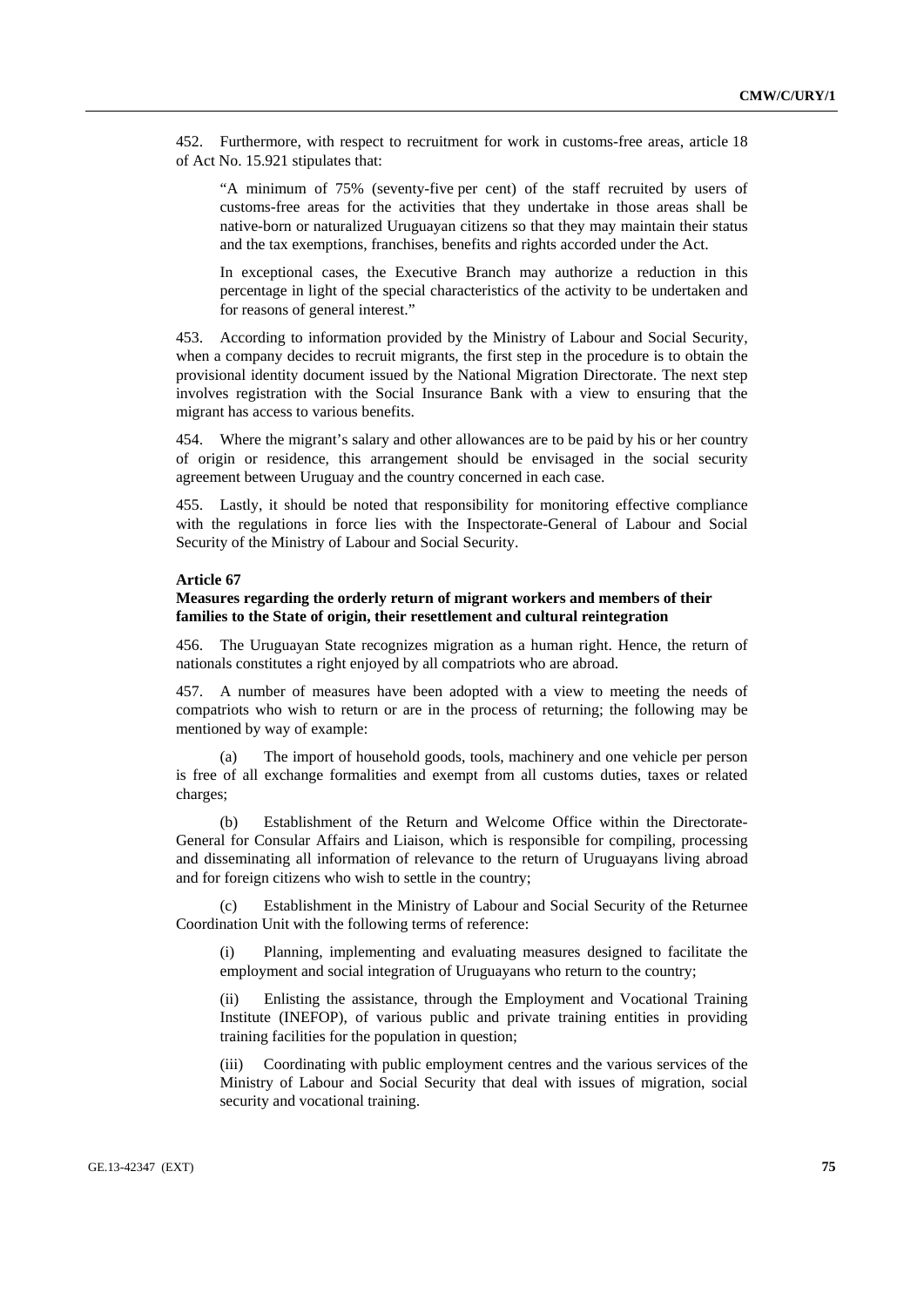452. Furthermore, with respect to recruitment for work in customs-free areas, article 18 of Act No. 15.921 stipulates that:

> "A minimum of 75% (seventy-five per cent) of the staff recruited by users of customs-free areas for the activities that they undertake in those areas shall be native-born or naturalized Uruguayan citizens so that they may maintain their status and the tax exemptions, franchises, benefits and rights accorded under the Act.
>
> In exceptional cases, the Executive Branch may authorize a reduction in this percentage in light of the special characteristics of the activity to be undertaken and for reasons of general interest."

453. According to information provided by the Ministry of Labour and Social Security, when a company decides to recruit migrants, the first step in the procedure is to obtain the provisional identity document issued by the National Migration Directorate. The next step involves registration with the Social Insurance Bank with a view to ensuring that the migrant has access to various benefits.

454. Where the migrant's salary and other allowances are to be paid by his or her country of origin or residence, this arrangement should be envisaged in the social security agreement between Uruguay and the country concerned in each case.

455. Lastly, it should be noted that responsibility for monitoring effective compliance with the regulations in force lies with the Inspectorate-General of Labour and Social Security of the Ministry of Labour and Social Security.

**Article 67**
**Measures regarding the orderly return of migrant workers and members of their families to the State of origin, their resettlement and cultural reintegration**

456. The Uruguayan State recognizes migration as a human right. Hence, the return of nationals constitutes a right enjoyed by all compatriots who are abroad.

457. A number of measures have been adopted with a view to meeting the needs of compatriots who wish to return or are in the process of returning; the following may be mentioned by way of example:

(a) The import of household goods, tools, machinery and one vehicle per person is free of all exchange formalities and exempt from all customs duties, taxes or related charges;

(b) Establishment of the Return and Welcome Office within the Directorate-General for Consular Affairs and Liaison, which is responsible for compiling, processing and disseminating all information of relevance to the return of Uruguayans living abroad and for foreign citizens who wish to settle in the country;

(c) Establishment in the Ministry of Labour and Social Security of the Returnee Coordination Unit with the following terms of reference:

(i) Planning, implementing and evaluating measures designed to facilitate the employment and social integration of Uruguayans who return to the country;

(ii) Enlisting the assistance, through the Employment and Vocational Training Institute (INEFOP), of various public and private training entities in providing training facilities for the population in question;

(iii) Coordinating with public employment centres and the various services of the Ministry of Labour and Social Security that deal with issues of migration, social security and vocational training.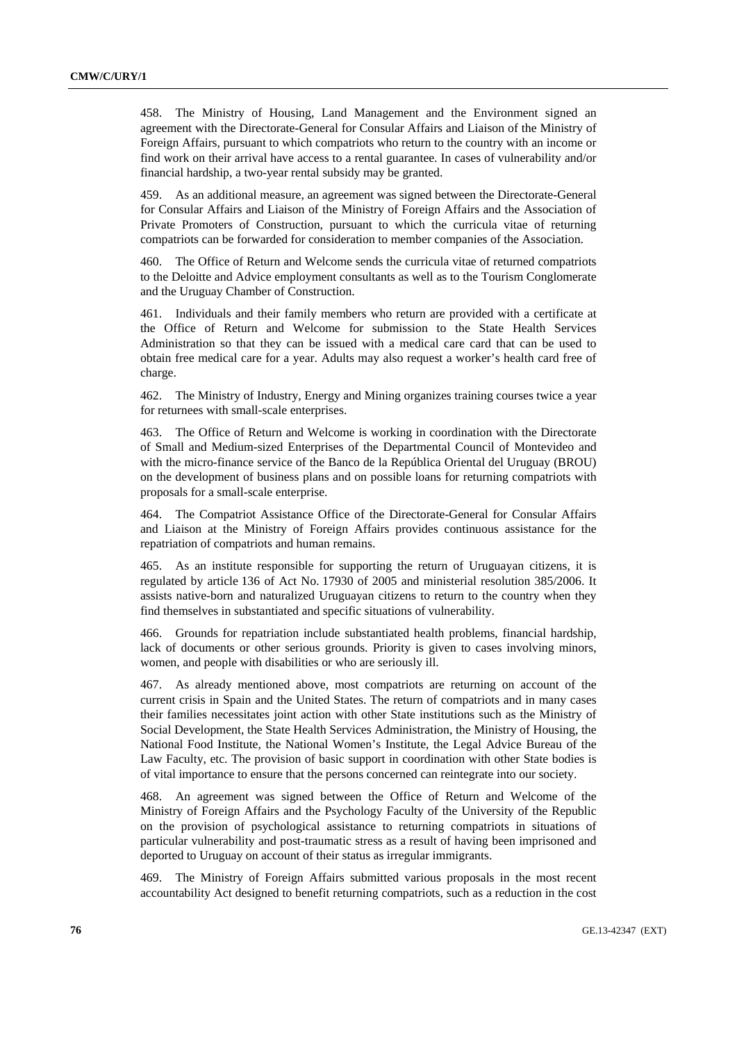458. The Ministry of Housing, Land Management and the Environment signed an agreement with the Directorate-General for Consular Affairs and Liaison of the Ministry of Foreign Affairs, pursuant to which compatriots who return to the country with an income or find work on their arrival have access to a rental guarantee. In cases of vulnerability and/or financial hardship, a two-year rental subsidy may be granted.

459. As an additional measure, an agreement was signed between the Directorate-General for Consular Affairs and Liaison of the Ministry of Foreign Affairs and the Association of Private Promoters of Construction, pursuant to which the curricula vitae of returning compatriots can be forwarded for consideration to member companies of the Association.

460. The Office of Return and Welcome sends the curricula vitae of returned compatriots to the Deloitte and Advice employment consultants as well as to the Tourism Conglomerate and the Uruguay Chamber of Construction.

461. Individuals and their family members who return are provided with a certificate at the Office of Return and Welcome for submission to the State Health Services Administration so that they can be issued with a medical care card that can be used to obtain free medical care for a year. Adults may also request a worker's health card free of charge.

462. The Ministry of Industry, Energy and Mining organizes training courses twice a year for returnees with small-scale enterprises.

463. The Office of Return and Welcome is working in coordination with the Directorate of Small and Medium-sized Enterprises of the Departmental Council of Montevideo and with the micro-finance service of the Banco de la República Oriental del Uruguay (BROU) on the development of business plans and on possible loans for returning compatriots with proposals for a small-scale enterprise.

464. The Compatriot Assistance Office of the Directorate-General for Consular Affairs and Liaison at the Ministry of Foreign Affairs provides continuous assistance for the repatriation of compatriots and human remains.

465. As an institute responsible for supporting the return of Uruguayan citizens, it is regulated by article 136 of Act No. 17930 of 2005 and ministerial resolution 385/2006. It assists native-born and naturalized Uruguayan citizens to return to the country when they find themselves in substantiated and specific situations of vulnerability.

466. Grounds for repatriation include substantiated health problems, financial hardship, lack of documents or other serious grounds. Priority is given to cases involving minors, women, and people with disabilities or who are seriously ill.

467. As already mentioned above, most compatriots are returning on account of the current crisis in Spain and the United States. The return of compatriots and in many cases their families necessitates joint action with other State institutions such as the Ministry of Social Development, the State Health Services Administration, the Ministry of Housing, the National Food Institute, the National Women's Institute, the Legal Advice Bureau of the Law Faculty, etc. The provision of basic support in coordination with other State bodies is of vital importance to ensure that the persons concerned can reintegrate into our society.

468. An agreement was signed between the Office of Return and Welcome of the Ministry of Foreign Affairs and the Psychology Faculty of the University of the Republic on the provision of psychological assistance to returning compatriots in situations of particular vulnerability and post-traumatic stress as a result of having been imprisoned and deported to Uruguay on account of their status as irregular immigrants.

469. The Ministry of Foreign Affairs submitted various proposals in the most recent accountability Act designed to benefit returning compatriots, such as a reduction in the cost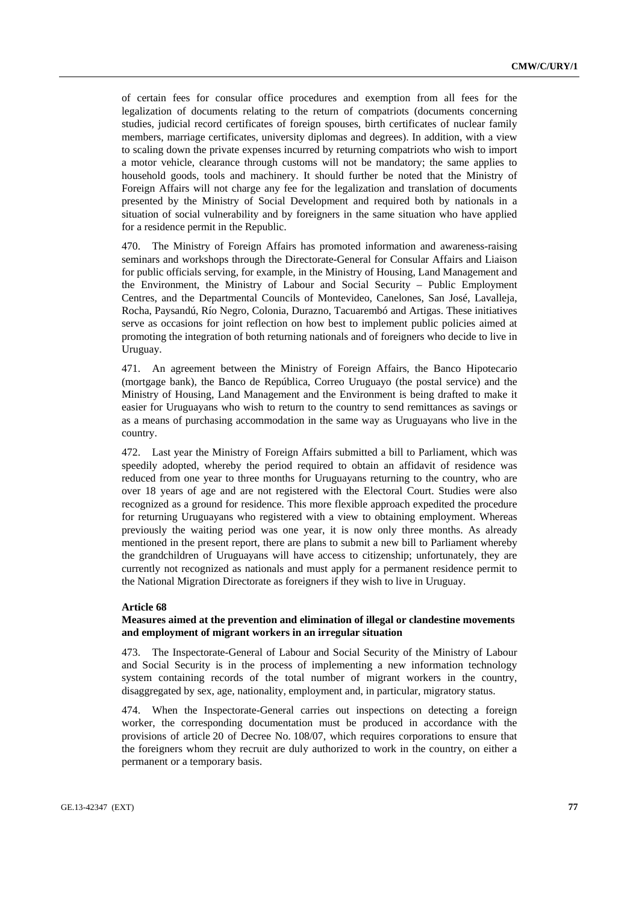of certain fees for consular office procedures and exemption from all fees for the legalization of documents relating to the return of compatriots (documents concerning studies, judicial record certificates of foreign spouses, birth certificates of nuclear family members, marriage certificates, university diplomas and degrees). In addition, with a view to scaling down the private expenses incurred by returning compatriots who wish to import a motor vehicle, clearance through customs will not be mandatory; the same applies to household goods, tools and machinery. It should further be noted that the Ministry of Foreign Affairs will not charge any fee for the legalization and translation of documents presented by the Ministry of Social Development and required both by nationals in a situation of social vulnerability and by foreigners in the same situation who have applied for a residence permit in the Republic.

470. The Ministry of Foreign Affairs has promoted information and awareness-raising seminars and workshops through the Directorate-General for Consular Affairs and Liaison for public officials serving, for example, in the Ministry of Housing, Land Management and the Environment, the Ministry of Labour and Social Security – Public Employment Centres, and the Departmental Councils of Montevideo, Canelones, San José, Lavalleja, Rocha, Paysandú, Río Negro, Colonia, Durazno, Tacuarembó and Artigas. These initiatives serve as occasions for joint reflection on how best to implement public policies aimed at promoting the integration of both returning nationals and of foreigners who decide to live in Uruguay.

471. An agreement between the Ministry of Foreign Affairs, the Banco Hipotecario (mortgage bank), the Banco de República, Correo Uruguayo (the postal service) and the Ministry of Housing, Land Management and the Environment is being drafted to make it easier for Uruguayans who wish to return to the country to send remittances as savings or as a means of purchasing accommodation in the same way as Uruguayans who live in the country.

472. Last year the Ministry of Foreign Affairs submitted a bill to Parliament, which was speedily adopted, whereby the period required to obtain an affidavit of residence was reduced from one year to three months for Uruguayans returning to the country, who are over 18 years of age and are not registered with the Electoral Court. Studies were also recognized as a ground for residence. This more flexible approach expedited the procedure for returning Uruguayans who registered with a view to obtaining employment. Whereas previously the waiting period was one year, it is now only three months. As already mentioned in the present report, there are plans to submit a new bill to Parliament whereby the grandchildren of Uruguayans will have access to citizenship; unfortunately, they are currently not recognized as nationals and must apply for a permanent residence permit to the National Migration Directorate as foreigners if they wish to live in Uruguay.

**Article 68**

**Measures aimed at the prevention and elimination of illegal or clandestine movements and employment of migrant workers in an irregular situation**

473. The Inspectorate-General of Labour and Social Security of the Ministry of Labour and Social Security is in the process of implementing a new information technology system containing records of the total number of migrant workers in the country, disaggregated by sex, age, nationality, employment and, in particular, migratory status.

474. When the Inspectorate-General carries out inspections on detecting a foreign worker, the corresponding documentation must be produced in accordance with the provisions of article 20 of Decree No. 108/07, which requires corporations to ensure that the foreigners whom they recruit are duly authorized to work in the country, on either a permanent or a temporary basis.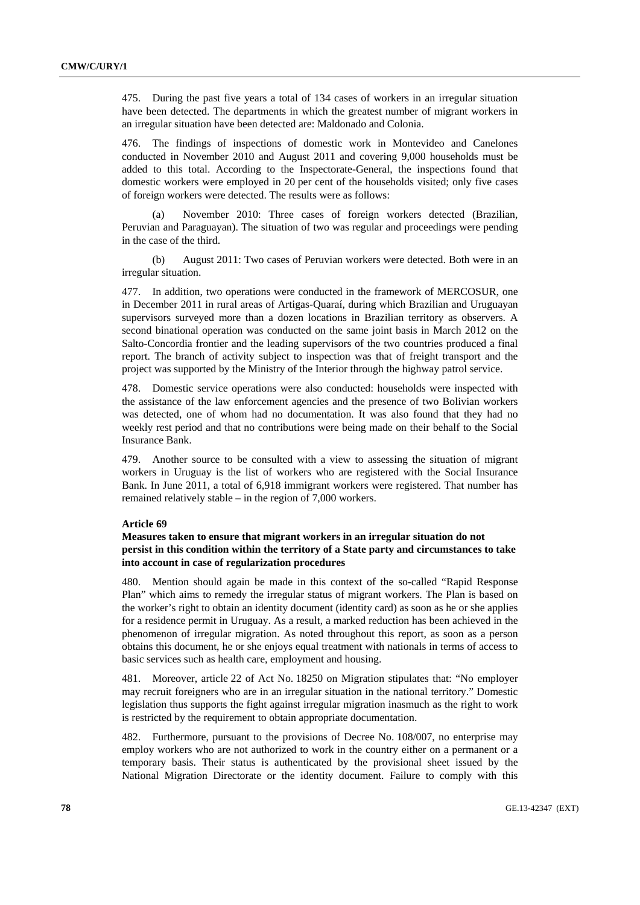475. During the past five years a total of 134 cases of workers in an irregular situation have been detected. The departments in which the greatest number of migrant workers in an irregular situation have been detected are: Maldonado and Colonia.

476. The findings of inspections of domestic work in Montevideo and Canelones conducted in November 2010 and August 2011 and covering 9,000 households must be added to this total. According to the Inspectorate-General, the inspections found that domestic workers were employed in 20 per cent of the households visited; only five cases of foreign workers were detected. The results were as follows:

(a) November 2010: Three cases of foreign workers detected (Brazilian, Peruvian and Paraguayan). The situation of two was regular and proceedings were pending in the case of the third.

(b) August 2011: Two cases of Peruvian workers were detected. Both were in an irregular situation.

477. In addition, two operations were conducted in the framework of MERCOSUR, one in December 2011 in rural areas of Artigas-Quaraí, during which Brazilian and Uruguayan supervisors surveyed more than a dozen locations in Brazilian territory as observers. A second binational operation was conducted on the same joint basis in March 2012 on the Salto-Concordia frontier and the leading supervisors of the two countries produced a final report. The branch of activity subject to inspection was that of freight transport and the project was supported by the Ministry of the Interior through the highway patrol service.

478. Domestic service operations were also conducted: households were inspected with the assistance of the law enforcement agencies and the presence of two Bolivian workers was detected, one of whom had no documentation. It was also found that they had no weekly rest period and that no contributions were being made on their behalf to the Social Insurance Bank.

479. Another source to be consulted with a view to assessing the situation of migrant workers in Uruguay is the list of workers who are registered with the Social Insurance Bank. In June 2011, a total of 6,918 immigrant workers were registered. That number has remained relatively stable – in the region of 7,000 workers.

#### Article 69

#### Measures taken to ensure that migrant workers in an irregular situation do not persist in this condition within the territory of a State party and circumstances to take into account in case of regularization procedures

480. Mention should again be made in this context of the so-called "Rapid Response Plan" which aims to remedy the irregular status of migrant workers. The Plan is based on the worker's right to obtain an identity document (identity card) as soon as he or she applies for a residence permit in Uruguay. As a result, a marked reduction has been achieved in the phenomenon of irregular migration. As noted throughout this report, as soon as a person obtains this document, he or she enjoys equal treatment with nationals in terms of access to basic services such as health care, employment and housing.

481. Moreover, article 22 of Act No. 18250 on Migration stipulates that: "No employer may recruit foreigners who are in an irregular situation in the national territory." Domestic legislation thus supports the fight against irregular migration inasmuch as the right to work is restricted by the requirement to obtain appropriate documentation.

482. Furthermore, pursuant to the provisions of Decree No. 108/007, no enterprise may employ workers who are not authorized to work in the country either on a permanent or a temporary basis. Their status is authenticated by the provisional sheet issued by the National Migration Directorate or the identity document. Failure to comply with this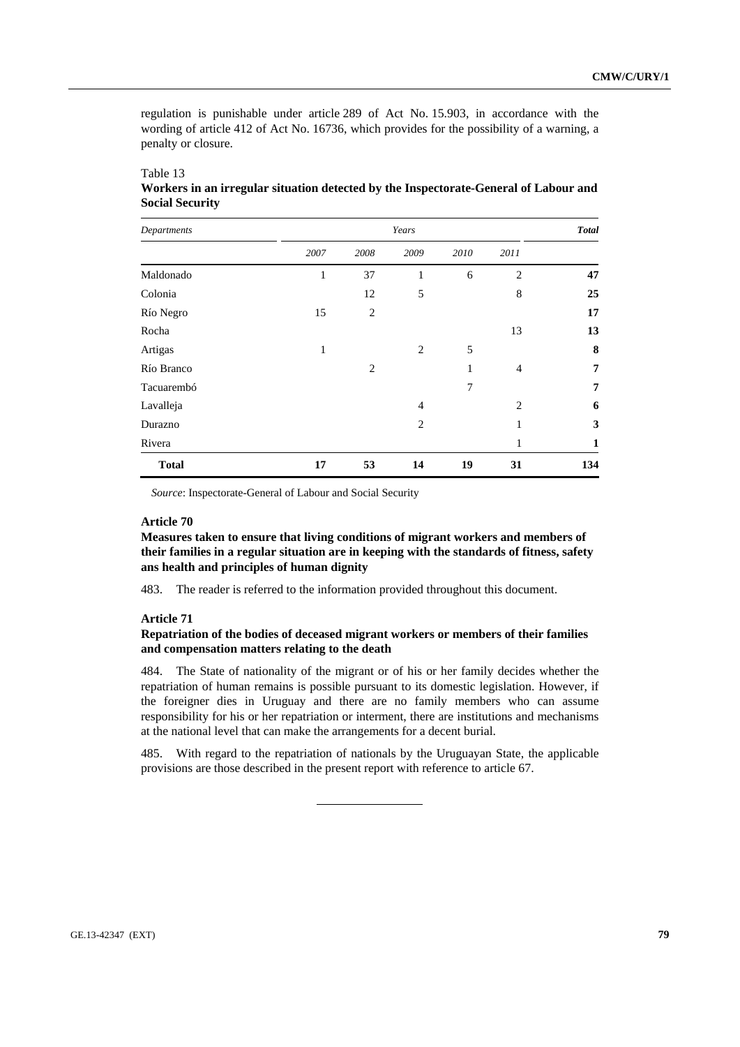regulation is punishable under article 289 of Act No. 15.903, in accordance with the wording of article 412 of Act No. 16736, which provides for the possibility of a warning, a penalty or closure.

Table 13
**Workers in an irregular situation detected by the Inspectorate-General of Labour and Social Security**

| *Departments* | *Years* | | | | | ***Total*** |
|---|---|---|---|---|---|---|
| | *2007* | *2008* | *2009* | *2010* | *2011* | |
| Maldonado | 1 | 37 | 1 | 6 | 2 | **47** |
| Colonia | | 12 | 5 | | 8 | **25** |
| Río Negro | 15 | 2 | | | | **17** |
| Rocha | | | | | 13 | **13** |
| Artigas | 1 | | 2 | 5 | | **8** |
| Río Branco | | 2 | | 1 | 4 | **7** |
| Tacuarembó | | | | 7 | | **7** |
| Lavalleja | | | 4 | | 2 | **6** |
| Durazno | | | 2 | | 1 | **3** |
| Rivera | | | | | 1 | **1** |
| **Total** | **17** | **53** | **14** | **19** | **31** | **134** |

*Source*: Inspectorate-General of Labour and Social Security

**Article 70**

**Measures taken to ensure that living conditions of migrant workers and members of their families in a regular situation are in keeping with the standards of fitness, safety ans health and principles of human dignity**

483. The reader is referred to the information provided throughout this document.

**Article 71**

**Repatriation of the bodies of deceased migrant workers or members of their families and compensation matters relating to the death**

484. The State of nationality of the migrant or of his or her family decides whether the repatriation of human remains is possible pursuant to its domestic legislation. However, if the foreigner dies in Uruguay and there are no family members who can assume responsibility for his or her repatriation or interment, there are institutions and mechanisms at the national level that can make the arrangements for a decent burial.

485. With regard to the repatriation of nationals by the Uruguayan State, the applicable provisions are those described in the present report with reference to article 67.